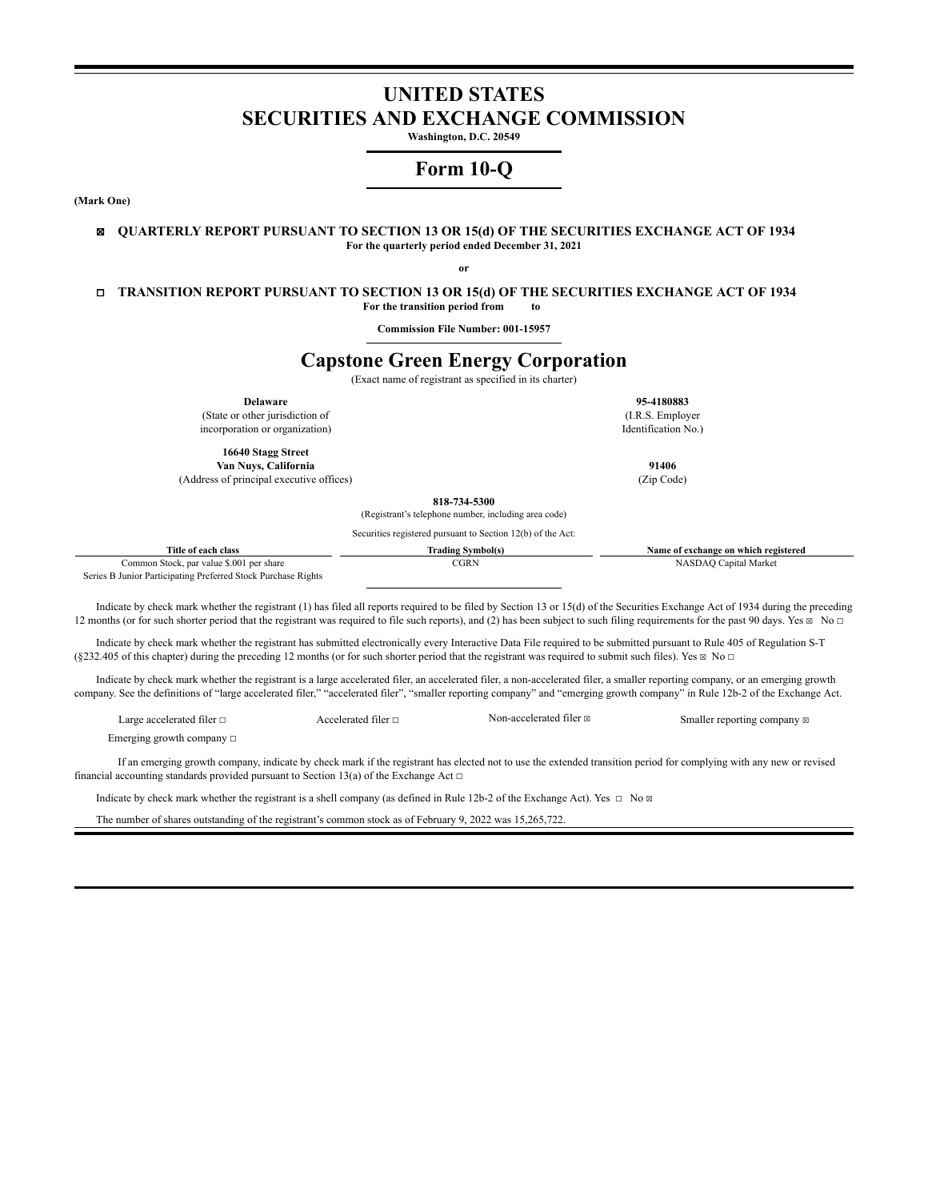# UNITED STATES
# SECURITIES AND EXCHANGE COMMISSION

**Washington, D.C. 20549**

# Form 10-Q

**(Mark One)**

☒ **QUARTERLY REPORT PURSUANT TO SECTION 13 OR 15(d) OF THE SECURITIES EXCHANGE ACT OF 1934**
**For the quarterly period ended December 31, 2021**

**or**

☐ **TRANSITION REPORT PURSUANT TO SECTION 13 OR 15(d) OF THE SECURITIES EXCHANGE ACT OF 1934**
**For the transition period from to**

**Commission File Number: 001-15957**

# Capstone Green Energy Corporation

(Exact name of registrant as specified in its charter)

| | |
|---|---|
| **Delaware** (State or other jurisdiction of incorporation or organization) | **95-4180883** (I.R.S. Employer Identification No.) |
| **16640 Stagg Street Van Nuys, California** (Address of principal executive offices) | **91406** (Zip Code) |

**818-734-5300**
(Registrant's telephone number, including area code)

Securities registered pursuant to Section 12(b) of the Act:

| Title of each class | Trading Symbol(s) | Name of exchange on which registered |
|---|---|---|
| Common Stock, par value $.001 per share | CGRN | NASDAQ Capital Market |
| Series B Junior Participating Preferred Stock Purchase Rights | | |

Indicate by check mark whether the registrant (1) has filed all reports required to be filed by Section 13 or 15(d) of the Securities Exchange Act of 1934 during the preceding 12 months (or for such shorter period that the registrant was required to file such reports), and (2) has been subject to such filing requirements for the past 90 days. Yes ☒ No ☐

Indicate by check mark whether the registrant has submitted electronically every Interactive Data File required to be submitted pursuant to Rule 405 of Regulation S-T (§232.405 of this chapter) during the preceding 12 months (or for such shorter period that the registrant was required to submit such files). Yes ☒ No ☐

Indicate by check mark whether the registrant is a large accelerated filer, an accelerated filer, a non-accelerated filer, a smaller reporting company, or an emerging growth company. See the definitions of "large accelerated filer," "accelerated filer", "smaller reporting company" and "emerging growth company" in Rule 12b-2 of the Exchange Act.

| | | | |
|---|---|---|---|
| Large accelerated filer ☐ | Accelerated filer ☐ | Non-accelerated filer ☒ | Smaller reporting company ☒ |
| Emerging growth company ☐ | | | |

If an emerging growth company, indicate by check mark if the registrant has elected not to use the extended transition period for complying with any new or revised financial accounting standards provided pursuant to Section 13(a) of the Exchange Act ☐

Indicate by check mark whether the registrant is a shell company (as defined in Rule 12b-2 of the Exchange Act). Yes ☐ No ☒

The number of shares outstanding of the registrant's common stock as of February 9, 2022 was 15,265,722.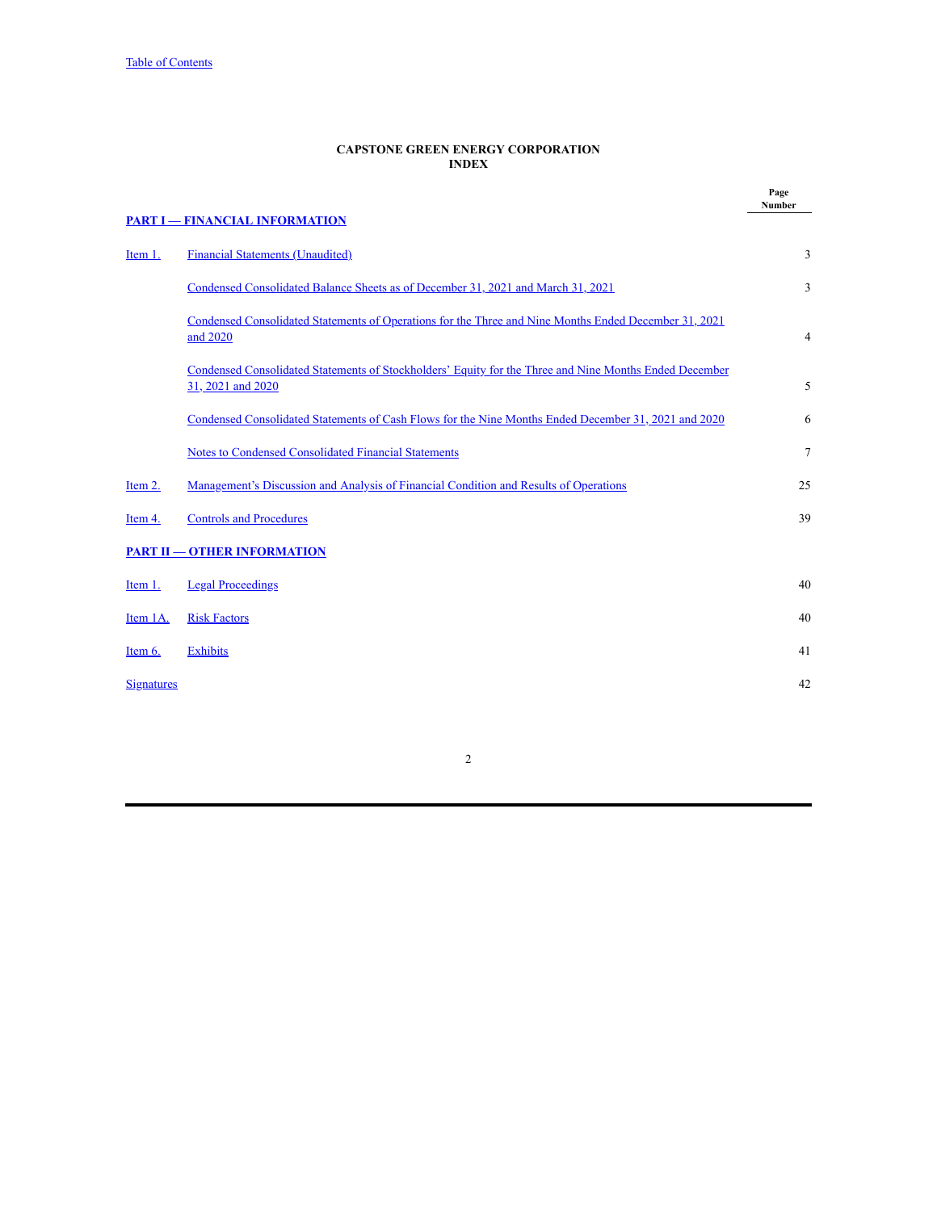# CAPSTONE GREEN ENERGY CORPORATION
## INDEX

| | | Page Number |
|---|---|---|
| **PART I — FINANCIAL INFORMATION** | | |
| Item 1. | Financial Statements (Unaudited) | 3 |
| | Condensed Consolidated Balance Sheets as of December 31, 2021 and March 31, 2021 | 3 |
| | Condensed Consolidated Statements of Operations for the Three and Nine Months Ended December 31, 2021 and 2020 | 4 |
| | Condensed Consolidated Statements of Stockholders' Equity for the Three and Nine Months Ended December 31, 2021 and 2020 | 5 |
| | Condensed Consolidated Statements of Cash Flows for the Nine Months Ended December 31, 2021 and 2020 | 6 |
| | Notes to Condensed Consolidated Financial Statements | 7 |
| Item 2. | Management's Discussion and Analysis of Financial Condition and Results of Operations | 25 |
| Item 4. | Controls and Procedures | 39 |
| **PART II — OTHER INFORMATION** | | |
| Item 1. | Legal Proceedings | 40 |
| Item 1A. | Risk Factors | 40 |
| Item 6. | Exhibits | 41 |
| Signatures | | 42 |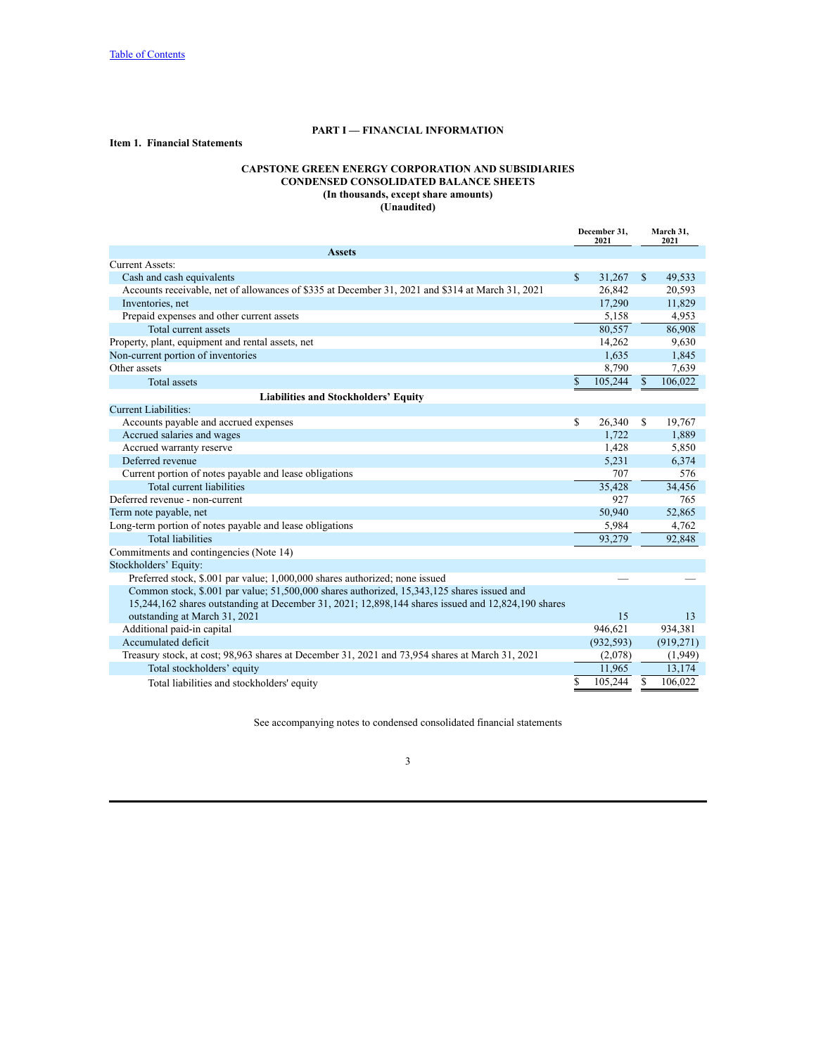[Table of Contents](#)

## PART I — FINANCIAL INFORMATION

### Item 1. Financial Statements

**CAPSTONE GREEN ENERGY CORPORATION AND SUBSIDIARIES**
**CONDENSED CONSOLIDATED BALANCE SHEETS**
**(In thousands, except share amounts)**
**(Unaudited)**

| | December 31, 2021 | March 31, 2021 |
|---|---|---|
| **Assets** | | |
| Current Assets: | | |
| Cash and cash equivalents | $ 31,267 | $ 49,533 |
| Accounts receivable, net of allowances of $335 at December 31, 2021 and $314 at March 31, 2021 | 26,842 | 20,593 |
| Inventories, net | 17,290 | 11,829 |
| Prepaid expenses and other current assets | 5,158 | 4,953 |
| Total current assets | 80,557 | 86,908 |
| Property, plant, equipment and rental assets, net | 14,262 | 9,630 |
| Non-current portion of inventories | 1,635 | 1,845 |
| Other assets | 8,790 | 7,639 |
| Total assets | $ 105,244 | $ 106,022 |
| **Liabilities and Stockholders' Equity** | | |
| Current Liabilities: | | |
| Accounts payable and accrued expenses | $ 26,340 | $ 19,767 |
| Accrued salaries and wages | 1,722 | 1,889 |
| Accrued warranty reserve | 1,428 | 5,850 |
| Deferred revenue | 5,231 | 6,374 |
| Current portion of notes payable and lease obligations | 707 | 576 |
| Total current liabilities | 35,428 | 34,456 |
| Deferred revenue - non-current | 927 | 765 |
| Term note payable, net | 50,940 | 52,865 |
| Long-term portion of notes payable and lease obligations | 5,984 | 4,762 |
| Total liabilities | 93,279 | 92,848 |
| Commitments and contingencies (Note 14) | | |
| Stockholders' Equity: | | |
| Preferred stock, $.001 par value; 1,000,000 shares authorized; none issued | — | — |
| Common stock, $.001 par value; 51,500,000 shares authorized, 15,343,125 shares issued and 15,244,162 shares outstanding at December 31, 2021; 12,898,144 shares issued and 12,824,190 shares outstanding at March 31, 2021 | 15 | 13 |
| Additional paid-in capital | 946,621 | 934,381 |
| Accumulated deficit | (932,593) | (919,271) |
| Treasury stock, at cost; 98,963 shares at December 31, 2021 and 73,954 shares at March 31, 2021 | (2,078) | (1,949) |
| Total stockholders' equity | 11,965 | 13,174 |
| Total liabilities and stockholders' equity | $ 105,244 | $ 106,022 |

See accompanying notes to condensed consolidated financial statements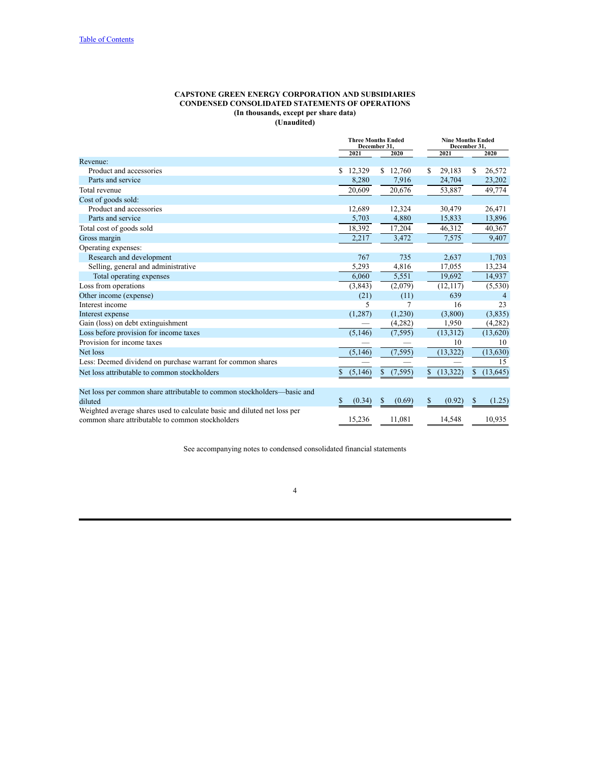**CAPSTONE GREEN ENERGY CORPORATION AND SUBSIDIARIES**
**CONDENSED CONSOLIDATED STATEMENTS OF OPERATIONS**
**(In thousands, except per share data)**
**(Unaudited)**

| | Three Months Ended December 31, | | Nine Months Ended December 31, | |
|---|---|---|---|---|
| | 2021 | 2020 | 2021 | 2020 |
| Revenue: | | | | |
| Product and accessories | $ 12,329 | $ 12,760 | $ 29,183 | $ 26,572 |
| Parts and service | 8,280 | 7,916 | 24,704 | 23,202 |
| Total revenue | 20,609 | 20,676 | 53,887 | 49,774 |
| Cost of goods sold: | | | | |
| Product and accessories | 12,689 | 12,324 | 30,479 | 26,471 |
| Parts and service | 5,703 | 4,880 | 15,833 | 13,896 |
| Total cost of goods sold | 18,392 | 17,204 | 46,312 | 40,367 |
| Gross margin | 2,217 | 3,472 | 7,575 | 9,407 |
| Operating expenses: | | | | |
| Research and development | 767 | 735 | 2,637 | 1,703 |
| Selling, general and administrative | 5,293 | 4,816 | 17,055 | 13,234 |
| Total operating expenses | 6,060 | 5,551 | 19,692 | 14,937 |
| Loss from operations | (3,843) | (2,079) | (12,117) | (5,530) |
| Other income (expense) | (21) | (11) | 639 | 4 |
| Interest income | 5 | 7 | 16 | 23 |
| Interest expense | (1,287) | (1,230) | (3,800) | (3,835) |
| Gain (loss) on debt extinguishment | — | (4,282) | 1,950 | (4,282) |
| Loss before provision for income taxes | (5,146) | (7,595) | (13,312) | (13,620) |
| Provision for income taxes | — | — | 10 | 10 |
| Net loss | (5,146) | (7,595) | (13,322) | (13,630) |
| Less: Deemed dividend on purchase warrant for common shares | — | — | — | 15 |
| Net loss attributable to common stockholders | $ (5,146) | $ (7,595) | $ (13,322) | $ (13,645) |
| Net loss per common share attributable to common stockholders—basic and diluted | $ (0.34) | $ (0.69) | $ (0.92) | $ (1.25) |
| Weighted average shares used to calculate basic and diluted net loss per common share attributable to common stockholders | 15,236 | 11,081 | 14,548 | 10,935 |

See accompanying notes to condensed consolidated financial statements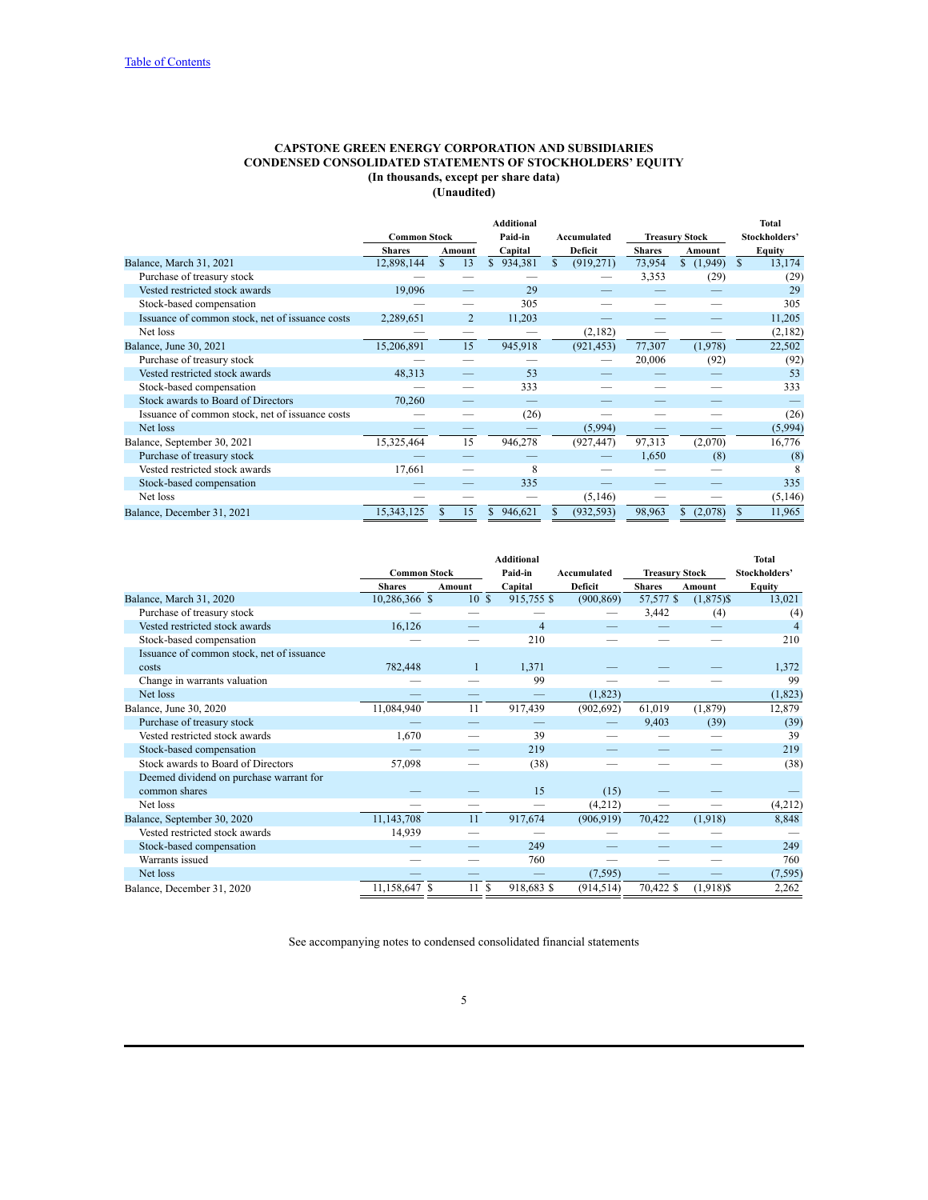[Table of Contents](#)

**CAPSTONE GREEN ENERGY CORPORATION AND SUBSIDIARIES**
**CONDENSED CONSOLIDATED STATEMENTS OF STOCKHOLDERS' EQUITY**
**(In thousands, except per share data)**
**(Unaudited)**

| | Common Stock | | Additional Paid-in | Accumulated | Treasury Stock | | Total Stockholders' |
|---|---|---|---|---|---|---|---|
| | Shares | Amount | Capital | Deficit | Shares | Amount | Equity |
| Balance, March 31, 2021 | 12,898,144 | $ 13 | $ 934,381 | $ (919,271) | 73,954 | $ (1,949) | $ 13,174 |
| Purchase of treasury stock | — | — | — | — | 3,353 | (29) | (29) |
| Vested restricted stock awards | 19,096 | — | 29 | — | — | — | 29 |
| Stock-based compensation | — | — | 305 | — | — | — | 305 |
| Issuance of common stock, net of issuance costs | 2,289,651 | 2 | 11,203 | — | — | — | 11,205 |
| Net loss | — | — | — | (2,182) | — | — | (2,182) |
| Balance, June 30, 2021 | 15,206,891 | 15 | 945,918 | (921,453) | 77,307 | (1,978) | 22,502 |
| Purchase of treasury stock | — | — | — | — | 20,006 | (92) | (92) |
| Vested restricted stock awards | 48,313 | — | 53 | — | — | — | 53 |
| Stock-based compensation | — | — | 333 | — | — | — | 333 |
| Stock awards to Board of Directors | 70,260 | — | — | — | — | — | — |
| Issuance of common stock, net of issuance costs | — | — | (26) | — | — | — | (26) |
| Net loss | — | — | — | (5,994) | — | — | (5,994) |
| Balance, September 30, 2021 | 15,325,464 | 15 | 946,278 | (927,447) | 97,313 | (2,070) | 16,776 |
| Purchase of treasury stock | — | — | — | — | 1,650 | (8) | (8) |
| Vested restricted stock awards | 17,661 | — | 8 | — | — | — | 8 |
| Stock-based compensation | — | — | 335 | — | — | — | 335 |
| Net loss | — | — | — | (5,146) | — | — | (5,146) |
| Balance, December 31, 2021 | 15,343,125 | $ 15 | $ 946,621 | $ (932,593) | 98,963 | $ (2,078) | $ 11,965 |

| | Common Stock | | Additional Paid-in | Accumulated | Treasury Stock | | Total Stockholders' |
|---|---|---|---|---|---|---|---|
| | Shares | Amount | Capital | Deficit | Shares | Amount | Equity |
| Balance, March 31, 2020 | 10,286,366 | $ 10 | $ 915,755 | $ (900,869) | 57,577 | $ (1,875) | $ 13,021 |
| Purchase of treasury stock | — | — | — | — | 3,442 | (4) | (4) |
| Vested restricted stock awards | 16,126 | — | 4 | — | — | — | 4 |
| Stock-based compensation | — | — | 210 | — | — | — | 210 |
| Issuance of common stock, net of issuance costs | 782,448 | 1 | 1,371 | — | — | — | 1,372 |
| Change in warrants valuation | — | — | 99 | — | — | — | 99 |
| Net loss | — | — | — | (1,823) | | | (1,823) |
| Balance, June 30, 2020 | 11,084,940 | 11 | 917,439 | (902,692) | 61,019 | (1,879) | 12,879 |
| Purchase of treasury stock | — | — | — | — | 9,403 | (39) | (39) |
| Vested restricted stock awards | 1,670 | — | 39 | — | — | — | 39 |
| Stock-based compensation | — | — | 219 | — | — | — | 219 |
| Stock awards to Board of Directors | 57,098 | — | (38) | — | — | — | (38) |
| Deemed dividend on purchase warrant for common shares | — | — | 15 | (15) | — | — | — |
| Net loss | — | — | — | (4,212) | — | — | (4,212) |
| Balance, September 30, 2020 | 11,143,708 | 11 | 917,674 | (906,919) | 70,422 | (1,918) | 8,848 |
| Vested restricted stock awards | 14,939 | — | — | — | — | — | — |
| Stock-based compensation | — | — | 249 | — | — | — | 249 |
| Warrants issued | — | — | 760 | — | — | — | 760 |
| Net loss | — | — | — | (7,595) | — | — | (7,595) |
| Balance, December 31, 2020 | 11,158,647 | $ 11 | $ 918,683 | $ (914,514) | 70,422 | $ (1,918) | $ 2,262 |

See accompanying notes to condensed consolidated financial statements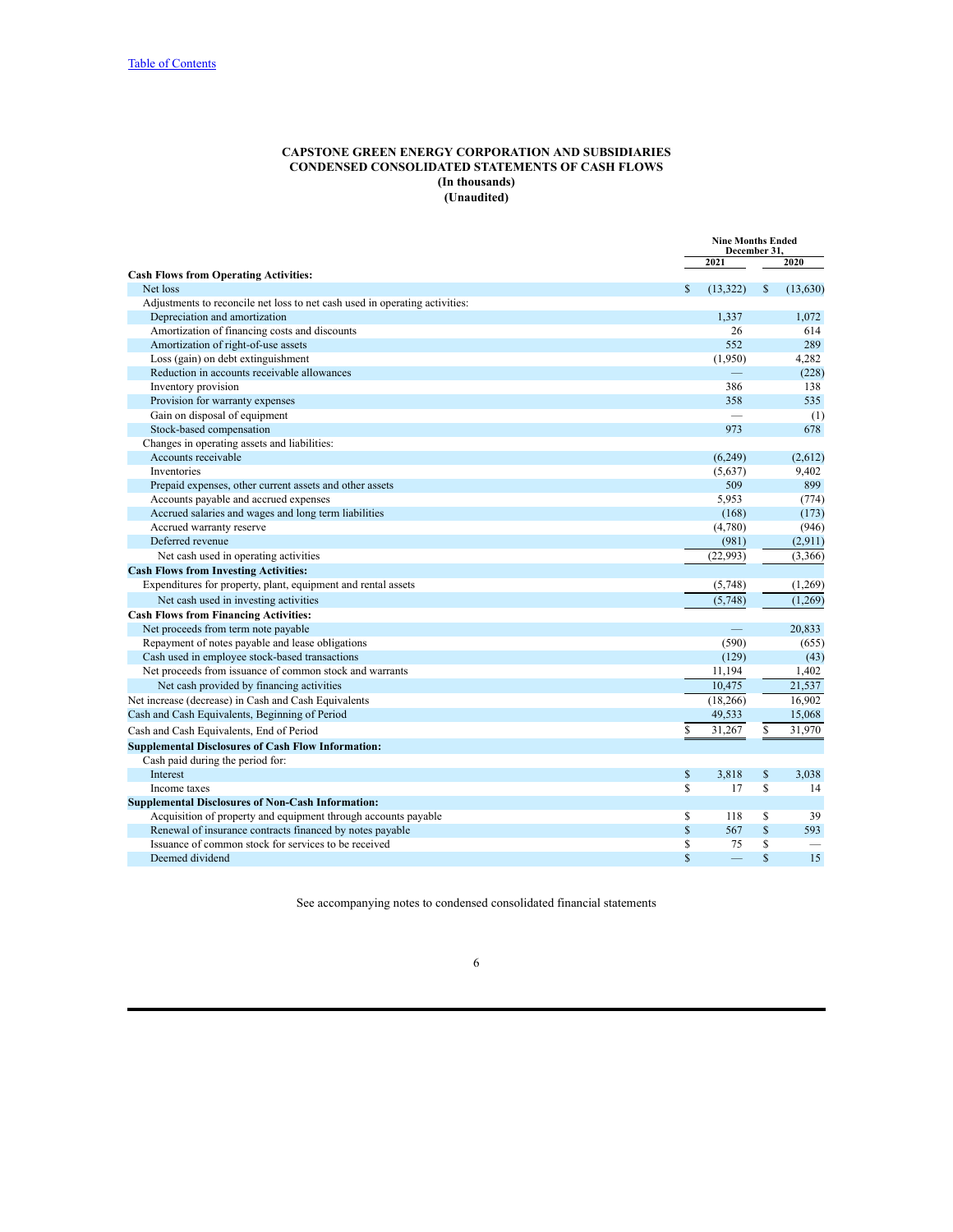Table of Contents

**CAPSTONE GREEN ENERGY CORPORATION AND SUBSIDIARIES**
**CONDENSED CONSOLIDATED STATEMENTS OF CASH FLOWS**
**(In thousands)**
**(Unaudited)**

| | Nine Months Ended December 31, | |
|---|---|---|
| | 2021 | 2020 |
| **Cash Flows from Operating Activities:** | | |
| Net loss | $ (13,322) | $ (13,630) |
| Adjustments to reconcile net loss to net cash used in operating activities: | | |
| Depreciation and amortization | 1,337 | 1,072 |
| Amortization of financing costs and discounts | 26 | 614 |
| Amortization of right-of-use assets | 552 | 289 |
| Loss (gain) on debt extinguishment | (1,950) | 4,282 |
| Reduction in accounts receivable allowances | — | (228) |
| Inventory provision | 386 | 138 |
| Provision for warranty expenses | 358 | 535 |
| Gain on disposal of equipment | — | (1) |
| Stock-based compensation | 973 | 678 |
| Changes in operating assets and liabilities: | | |
| Accounts receivable | (6,249) | (2,612) |
| Inventories | (5,637) | 9,402 |
| Prepaid expenses, other current assets and other assets | 509 | 899 |
| Accounts payable and accrued expenses | 5,953 | (774) |
| Accrued salaries and wages and long term liabilities | (168) | (173) |
| Accrued warranty reserve | (4,780) | (946) |
| Deferred revenue | (981) | (2,911) |
| Net cash used in operating activities | (22,993) | (3,366) |
| **Cash Flows from Investing Activities:** | | |
| Expenditures for property, plant, equipment and rental assets | (5,748) | (1,269) |
| Net cash used in investing activities | (5,748) | (1,269) |
| **Cash Flows from Financing Activities:** | | |
| Net proceeds from term note payable | — | 20,833 |
| Repayment of notes payable and lease obligations | (590) | (655) |
| Cash used in employee stock-based transactions | (129) | (43) |
| Net proceeds from issuance of common stock and warrants | 11,194 | 1,402 |
| Net cash provided by financing activities | 10,475 | 21,537 |
| Net increase (decrease) in Cash and Cash Equivalents | (18,266) | 16,902 |
| Cash and Cash Equivalents, Beginning of Period | 49,533 | 15,068 |
| Cash and Cash Equivalents, End of Period | $ 31,267 | $ 31,970 |
| **Supplemental Disclosures of Cash Flow Information:** | | |
| Cash paid during the period for: | | |
| Interest | $ 3,818 | $ 3,038 |
| Income taxes | $ 17 | $ 14 |
| **Supplemental Disclosures of Non-Cash Information:** | | |
| Acquisition of property and equipment through accounts payable | $ 118 | $ 39 |
| Renewal of insurance contracts financed by notes payable | $ 567 | $ 593 |
| Issuance of common stock for services to be received | $ 75 | $ — |
| Deemed dividend | $ — | $ 15 |

See accompanying notes to condensed consolidated financial statements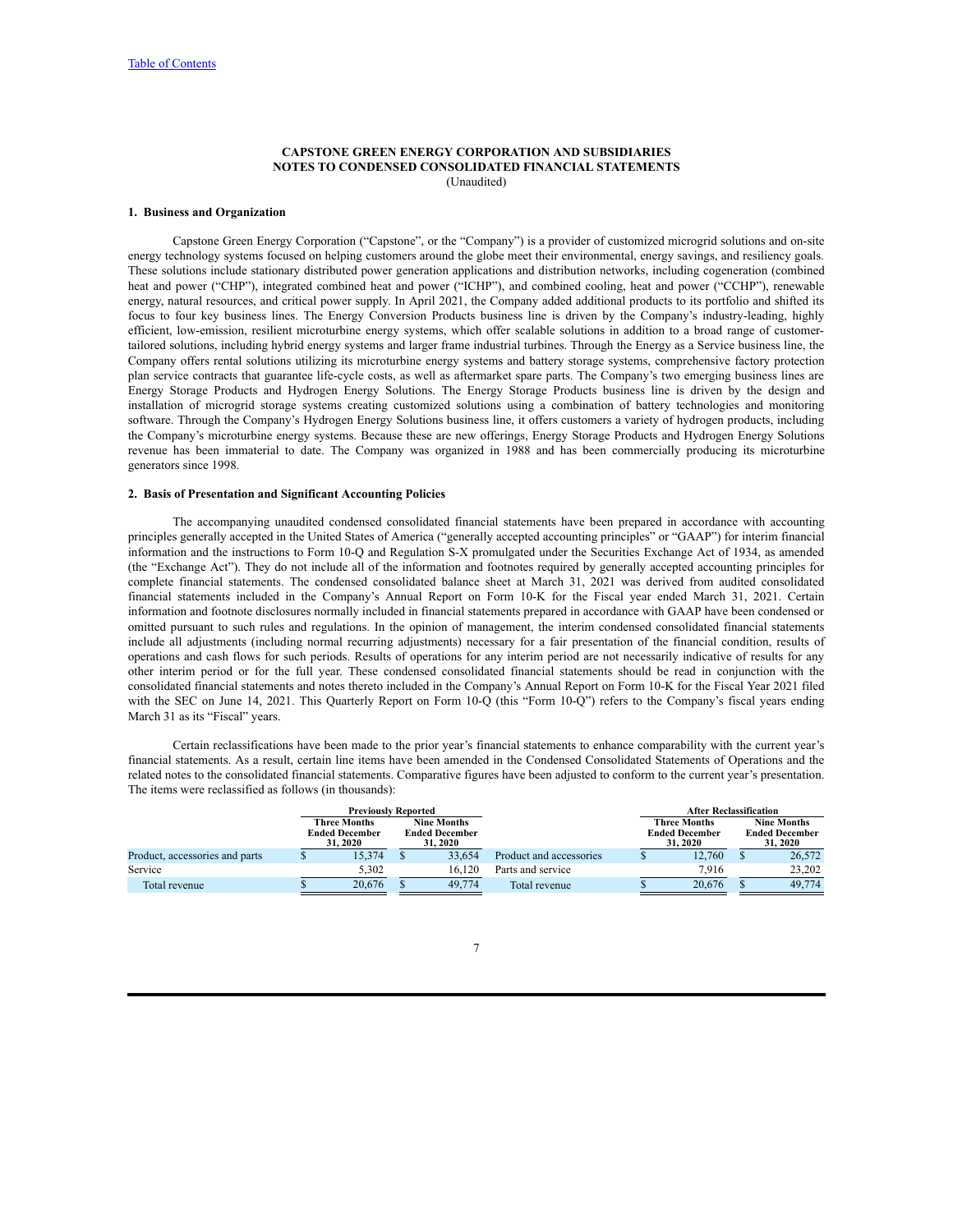# CAPSTONE GREEN ENERGY CORPORATION AND SUBSIDIARIES
## NOTES TO CONDENSED CONSOLIDATED FINANCIAL STATEMENTS
(Unaudited)

### 1. Business and Organization

Capstone Green Energy Corporation ("Capstone", or the "Company") is a provider of customized microgrid solutions and on-site energy technology systems focused on helping customers around the globe meet their environmental, energy savings, and resiliency goals. These solutions include stationary distributed power generation applications and distribution networks, including cogeneration (combined heat and power ("CHP"), integrated combined heat and power ("ICHP"), and combined cooling, heat and power ("CCHP"), renewable energy, natural resources, and critical power supply. In April 2021, the Company added additional products to its portfolio and shifted its focus to four key business lines. The Energy Conversion Products business line is driven by the Company's industry-leading, highly efficient, low-emission, resilient microturbine energy systems, which offer scalable solutions in addition to a broad range of customer-tailored solutions, including hybrid energy systems and larger frame industrial turbines. Through the Energy as a Service business line, the Company offers rental solutions utilizing its microturbine energy systems and battery storage systems, comprehensive factory protection plan service contracts that guarantee life-cycle costs, as well as aftermarket spare parts. The Company's two emerging business lines are Energy Storage Products and Hydrogen Energy Solutions. The Energy Storage Products business line is driven by the design and installation of microgrid storage systems creating customized solutions using a combination of battery technologies and monitoring software. Through the Company's Hydrogen Energy Solutions business line, it offers customers a variety of hydrogen products, including the Company's microturbine energy systems. Because these are new offerings, Energy Storage Products and Hydrogen Energy Solutions revenue has been immaterial to date. The Company was organized in 1988 and has been commercially producing its microturbine generators since 1998.

### 2. Basis of Presentation and Significant Accounting Policies

The accompanying unaudited condensed consolidated financial statements have been prepared in accordance with accounting principles generally accepted in the United States of America ("generally accepted accounting principles" or "GAAP") for interim financial information and the instructions to Form 10-Q and Regulation S-X promulgated under the Securities Exchange Act of 1934, as amended (the "Exchange Act"). They do not include all of the information and footnotes required by generally accepted accounting principles for complete financial statements. The condensed consolidated balance sheet at March 31, 2021 was derived from audited consolidated financial statements included in the Company's Annual Report on Form 10-K for the Fiscal year ended March 31, 2021. Certain information and footnote disclosures normally included in financial statements prepared in accordance with GAAP have been condensed or omitted pursuant to such rules and regulations. In the opinion of management, the interim condensed consolidated financial statements include all adjustments (including normal recurring adjustments) necessary for a fair presentation of the financial condition, results of operations and cash flows for such periods. Results of operations for any interim period are not necessarily indicative of results for any other interim period or for the full year. These condensed consolidated financial statements should be read in conjunction with the consolidated financial statements and notes thereto included in the Company's Annual Report on Form 10-K for the Fiscal Year 2021 filed with the SEC on June 14, 2021. This Quarterly Report on Form 10-Q (this "Form 10-Q") refers to the Company's fiscal years ending March 31 as its "Fiscal" years.

Certain reclassifications have been made to the prior year's financial statements to enhance comparability with the current year's financial statements. As a result, certain line items have been amended in the Condensed Consolidated Statements of Operations and the related notes to the consolidated financial statements. Comparative figures have been adjusted to conform to the current year's presentation. The items were reclassified as follows (in thousands):

| | Previously Reported | | | After Reclassification | |
|---|---|---|---|---|---|
| | Three Months Ended December 31, 2020 | Nine Months Ended December 31, 2020 | | Three Months Ended December 31, 2020 | Nine Months Ended December 31, 2020 |
| Product, accessories and parts | $ 15,374 | $ 33,654 | Product and accessories | $ 12,760 | $ 26,572 |
| Service | 5,302 | 16,120 | Parts and service | 7,916 | 23,202 |
| Total revenue | $ 20,676 | $ 49,774 | Total revenue | $ 20,676 | $ 49,774 |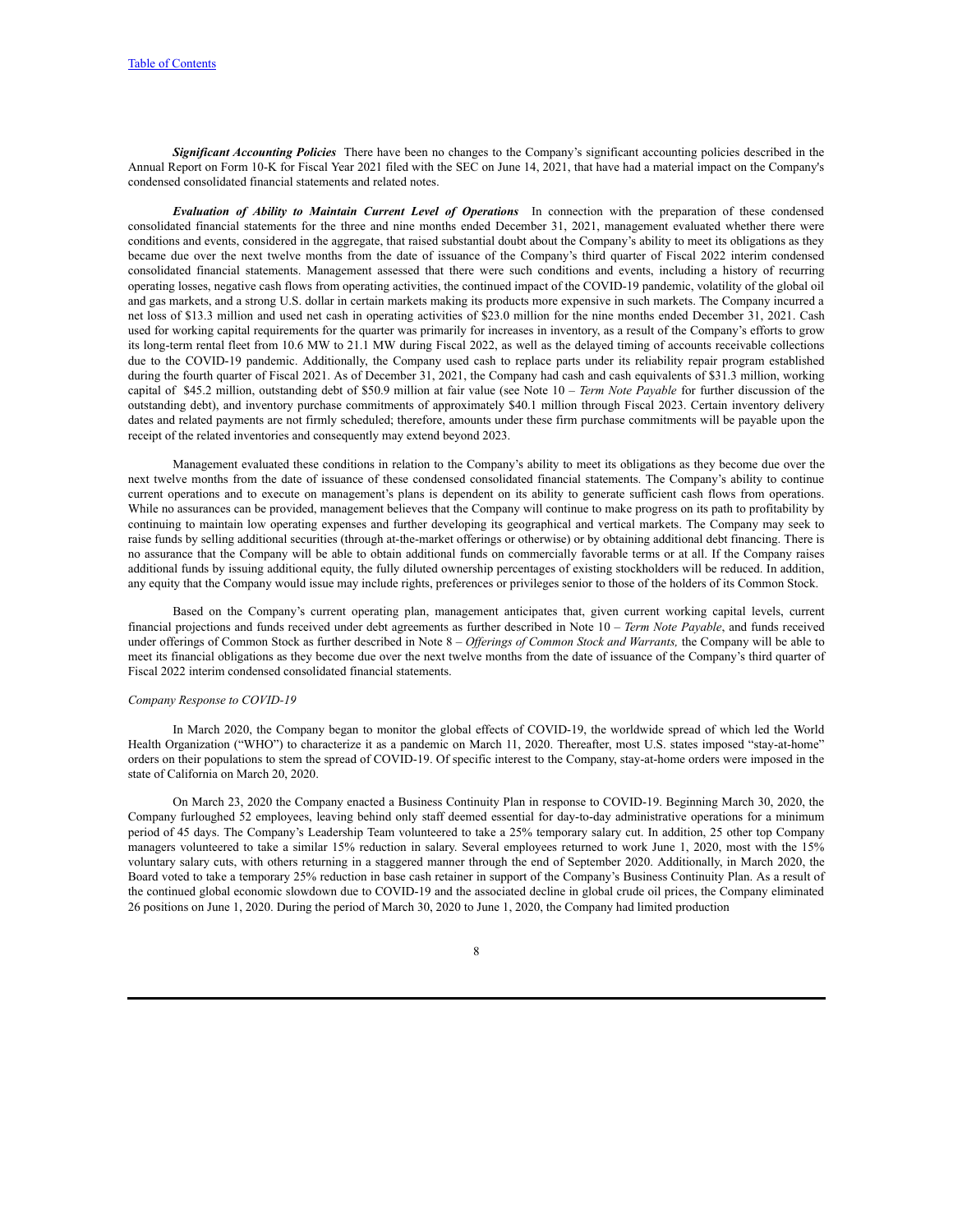***Significant Accounting Policies*** There have been no changes to the Company's significant accounting policies described in the Annual Report on Form 10-K for Fiscal Year 2021 filed with the SEC on June 14, 2021, that have had a material impact on the Company's condensed consolidated financial statements and related notes.

***Evaluation of Ability to Maintain Current Level of Operations*** In connection with the preparation of these condensed consolidated financial statements for the three and nine months ended December 31, 2021, management evaluated whether there were conditions and events, considered in the aggregate, that raised substantial doubt about the Company's ability to meet its obligations as they became due over the next twelve months from the date of issuance of the Company's third quarter of Fiscal 2022 interim condensed consolidated financial statements. Management assessed that there were such conditions and events, including a history of recurring operating losses, negative cash flows from operating activities, the continued impact of the COVID-19 pandemic, volatility of the global oil and gas markets, and a strong U.S. dollar in certain markets making its products more expensive in such markets. The Company incurred a net loss of $13.3 million and used net cash in operating activities of $23.0 million for the nine months ended December 31, 2021. Cash used for working capital requirements for the quarter was primarily for increases in inventory, as a result of the Company's efforts to grow its long-term rental fleet from 10.6 MW to 21.1 MW during Fiscal 2022, as well as the delayed timing of accounts receivable collections due to the COVID-19 pandemic. Additionally, the Company used cash to replace parts under its reliability repair program established during the fourth quarter of Fiscal 2021. As of December 31, 2021, the Company had cash and cash equivalents of $31.3 million, working capital of $45.2 million, outstanding debt of $50.9 million at fair value (see Note 10 – *Term Note Payable* for further discussion of the outstanding debt), and inventory purchase commitments of approximately $40.1 million through Fiscal 2023. Certain inventory delivery dates and related payments are not firmly scheduled; therefore, amounts under these firm purchase commitments will be payable upon the receipt of the related inventories and consequently may extend beyond 2023.

Management evaluated these conditions in relation to the Company's ability to meet its obligations as they become due over the next twelve months from the date of issuance of these condensed consolidated financial statements. The Company's ability to continue current operations and to execute on management's plans is dependent on its ability to generate sufficient cash flows from operations. While no assurances can be provided, management believes that the Company will continue to make progress on its path to profitability by continuing to maintain low operating expenses and further developing its geographical and vertical markets. The Company may seek to raise funds by selling additional securities (through at-the-market offerings or otherwise) or by obtaining additional debt financing. There is no assurance that the Company will be able to obtain additional funds on commercially favorable terms or at all. If the Company raises additional funds by issuing additional equity, the fully diluted ownership percentages of existing stockholders will be reduced. In addition, any equity that the Company would issue may include rights, preferences or privileges senior to those of the holders of its Common Stock.

Based on the Company's current operating plan, management anticipates that, given current working capital levels, current financial projections and funds received under debt agreements as further described in Note 10 – *Term Note Payable*, and funds received under offerings of Common Stock as further described in Note 8 – *Offerings of Common Stock and Warrants,* the Company will be able to meet its financial obligations as they become due over the next twelve months from the date of issuance of the Company's third quarter of Fiscal 2022 interim condensed consolidated financial statements.

*Company Response to COVID-19*

In March 2020, the Company began to monitor the global effects of COVID-19, the worldwide spread of which led the World Health Organization ("WHO") to characterize it as a pandemic on March 11, 2020. Thereafter, most U.S. states imposed "stay-at-home" orders on their populations to stem the spread of COVID-19. Of specific interest to the Company, stay-at-home orders were imposed in the state of California on March 20, 2020.

On March 23, 2020 the Company enacted a Business Continuity Plan in response to COVID-19. Beginning March 30, 2020, the Company furloughed 52 employees, leaving behind only staff deemed essential for day-to-day administrative operations for a minimum period of 45 days. The Company's Leadership Team volunteered to take a 25% temporary salary cut. In addition, 25 other top Company managers volunteered to take a similar 15% reduction in salary. Several employees returned to work June 1, 2020, most with the 15% voluntary salary cuts, with others returning in a staggered manner through the end of September 2020. Additionally, in March 2020, the Board voted to take a temporary 25% reduction in base cash retainer in support of the Company's Business Continuity Plan. As a result of the continued global economic slowdown due to COVID-19 and the associated decline in global crude oil prices, the Company eliminated 26 positions on June 1, 2020. During the period of March 30, 2020 to June 1, 2020, the Company had limited production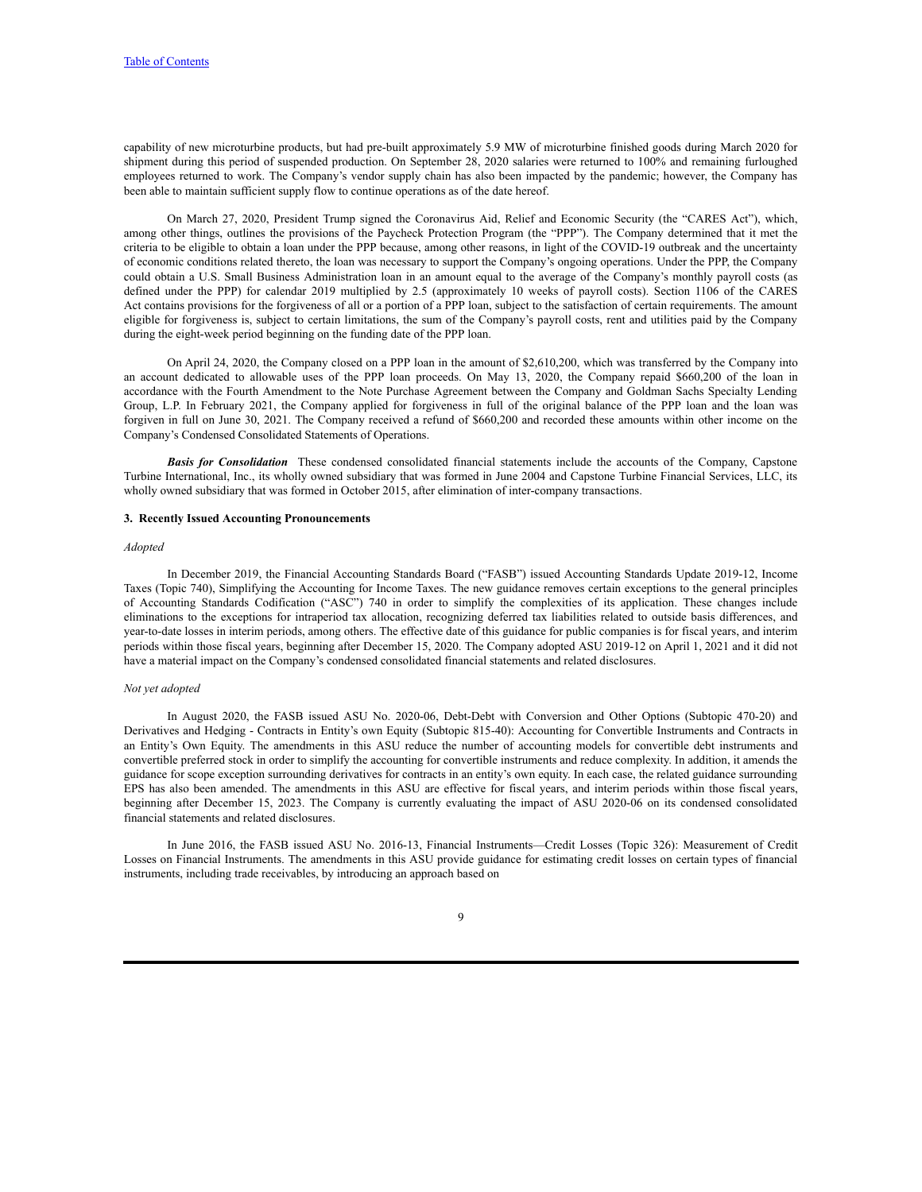capability of new microturbine products, but had pre-built approximately 5.9 MW of microturbine finished goods during March 2020 for shipment during this period of suspended production. On September 28, 2020 salaries were returned to 100% and remaining furloughed employees returned to work. The Company's vendor supply chain has also been impacted by the pandemic; however, the Company has been able to maintain sufficient supply flow to continue operations as of the date hereof.

On March 27, 2020, President Trump signed the Coronavirus Aid, Relief and Economic Security (the "CARES Act"), which, among other things, outlines the provisions of the Paycheck Protection Program (the "PPP"). The Company determined that it met the criteria to be eligible to obtain a loan under the PPP because, among other reasons, in light of the COVID-19 outbreak and the uncertainty of economic conditions related thereto, the loan was necessary to support the Company's ongoing operations. Under the PPP, the Company could obtain a U.S. Small Business Administration loan in an amount equal to the average of the Company's monthly payroll costs (as defined under the PPP) for calendar 2019 multiplied by 2.5 (approximately 10 weeks of payroll costs). Section 1106 of the CARES Act contains provisions for the forgiveness of all or a portion of a PPP loan, subject to the satisfaction of certain requirements. The amount eligible for forgiveness is, subject to certain limitations, the sum of the Company's payroll costs, rent and utilities paid by the Company during the eight-week period beginning on the funding date of the PPP loan.

On April 24, 2020, the Company closed on a PPP loan in the amount of $2,610,200, which was transferred by the Company into an account dedicated to allowable uses of the PPP loan proceeds. On May 13, 2020, the Company repaid $660,200 of the loan in accordance with the Fourth Amendment to the Note Purchase Agreement between the Company and Goldman Sachs Specialty Lending Group, L.P. In February 2021, the Company applied for forgiveness in full of the original balance of the PPP loan and the loan was forgiven in full on June 30, 2021. The Company received a refund of $660,200 and recorded these amounts within other income on the Company's Condensed Consolidated Statements of Operations.

***Basis for Consolidation*** These condensed consolidated financial statements include the accounts of the Company, Capstone Turbine International, Inc., its wholly owned subsidiary that was formed in June 2004 and Capstone Turbine Financial Services, LLC, its wholly owned subsidiary that was formed in October 2015, after elimination of inter-company transactions.

### 3. Recently Issued Accounting Pronouncements

*Adopted*

In December 2019, the Financial Accounting Standards Board ("FASB") issued Accounting Standards Update 2019-12, Income Taxes (Topic 740), Simplifying the Accounting for Income Taxes. The new guidance removes certain exceptions to the general principles of Accounting Standards Codification ("ASC") 740 in order to simplify the complexities of its application. These changes include eliminations to the exceptions for intraperiod tax allocation, recognizing deferred tax liabilities related to outside basis differences, and year-to-date losses in interim periods, among others. The effective date of this guidance for public companies is for fiscal years, and interim periods within those fiscal years, beginning after December 15, 2020. The Company adopted ASU 2019-12 on April 1, 2021 and it did not have a material impact on the Company's condensed consolidated financial statements and related disclosures.

*Not yet adopted*

In August 2020, the FASB issued ASU No. 2020-06, Debt-Debt with Conversion and Other Options (Subtopic 470-20) and Derivatives and Hedging - Contracts in Entity's own Equity (Subtopic 815-40): Accounting for Convertible Instruments and Contracts in an Entity's Own Equity. The amendments in this ASU reduce the number of accounting models for convertible debt instruments and convertible preferred stock in order to simplify the accounting for convertible instruments and reduce complexity. In addition, it amends the guidance for scope exception surrounding derivatives for contracts in an entity's own equity. In each case, the related guidance surrounding EPS has also been amended. The amendments in this ASU are effective for fiscal years, and interim periods within those fiscal years, beginning after December 15, 2023. The Company is currently evaluating the impact of ASU 2020-06 on its condensed consolidated financial statements and related disclosures.

In June 2016, the FASB issued ASU No. 2016-13, Financial Instruments—Credit Losses (Topic 326): Measurement of Credit Losses on Financial Instruments. The amendments in this ASU provide guidance for estimating credit losses on certain types of financial instruments, including trade receivables, by introducing an approach based on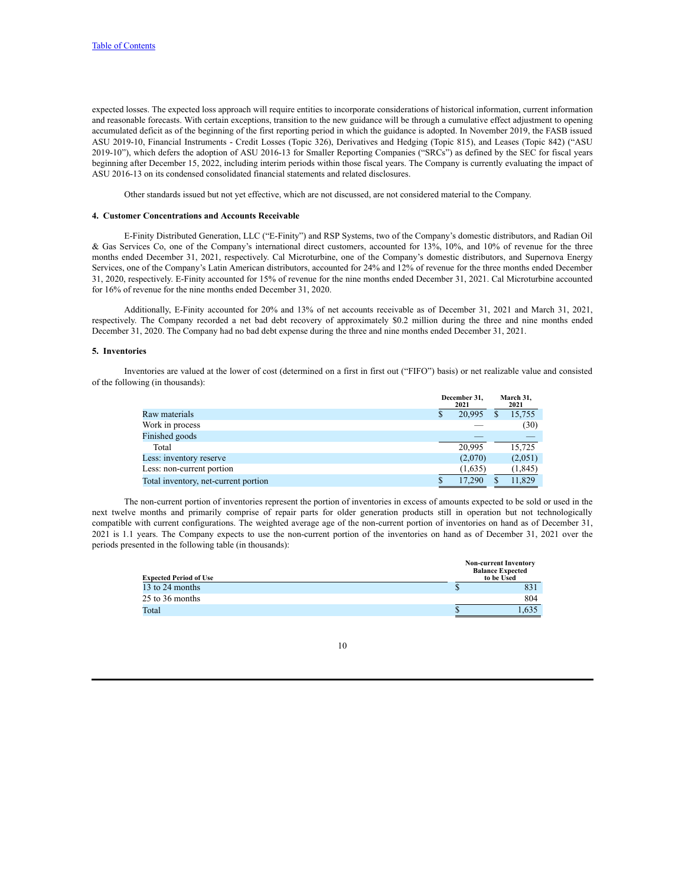expected losses. The expected loss approach will require entities to incorporate considerations of historical information, current information and reasonable forecasts. With certain exceptions, transition to the new guidance will be through a cumulative effect adjustment to opening accumulated deficit as of the beginning of the first reporting period in which the guidance is adopted. In November 2019, the FASB issued ASU 2019-10, Financial Instruments - Credit Losses (Topic 326), Derivatives and Hedging (Topic 815), and Leases (Topic 842) ("ASU 2019-10"), which defers the adoption of ASU 2016-13 for Smaller Reporting Companies ("SRCs") as defined by the SEC for fiscal years beginning after December 15, 2022, including interim periods within those fiscal years. The Company is currently evaluating the impact of ASU 2016-13 on its condensed consolidated financial statements and related disclosures.

Other standards issued but not yet effective, which are not discussed, are not considered material to the Company.

### 4. Customer Concentrations and Accounts Receivable

E-Finity Distributed Generation, LLC ("E-Finity") and RSP Systems, two of the Company's domestic distributors, and Radian Oil & Gas Services Co, one of the Company's international direct customers, accounted for 13%, 10%, and 10% of revenue for the three months ended December 31, 2021, respectively. Cal Microturbine, one of the Company's domestic distributors, and Supernova Energy Services, one of the Company's Latin American distributors, accounted for 24% and 12% of revenue for the three months ended December 31, 2020, respectively. E-Finity accounted for 15% of revenue for the nine months ended December 31, 2021. Cal Microturbine accounted for 16% of revenue for the nine months ended December 31, 2020.

Additionally, E-Finity accounted for 20% and 13% of net accounts receivable as of December 31, 2021 and March 31, 2021, respectively. The Company recorded a net bad debt recovery of approximately $0.2 million during the three and nine months ended December 31, 2020. The Company had no bad debt expense during the three and nine months ended December 31, 2021.

### 5. Inventories

Inventories are valued at the lower of cost (determined on a first in first out ("FIFO") basis) or net realizable value and consisted of the following (in thousands):

| | December 31, 2021 | March 31, 2021 |
|---|---|---|
| Raw materials | $ 20,995 | $ 15,755 |
| Work in process | — | (30) |
| Finished goods | — | — |
| Total | 20,995 | 15,725 |
| Less: inventory reserve | (2,070) | (2,051) |
| Less: non-current portion | (1,635) | (1,845) |
| Total inventory, net-current portion | $ 17,290 | $ 11,829 |

The non-current portion of inventories represent the portion of inventories in excess of amounts expected to be sold or used in the next twelve months and primarily comprise of repair parts for older generation products still in operation but not technologically compatible with current configurations. The weighted average age of the non-current portion of inventories on hand as of December 31, 2021 is 1.1 years. The Company expects to use the non-current portion of the inventories on hand as of December 31, 2021 over the periods presented in the following table (in thousands):

| Expected Period of Use | Non-current Inventory Balance Expected to be Used |
|---|---|
| 13 to 24 months | $ 831 |
| 25 to 36 months | 804 |
| Total | $ 1,635 |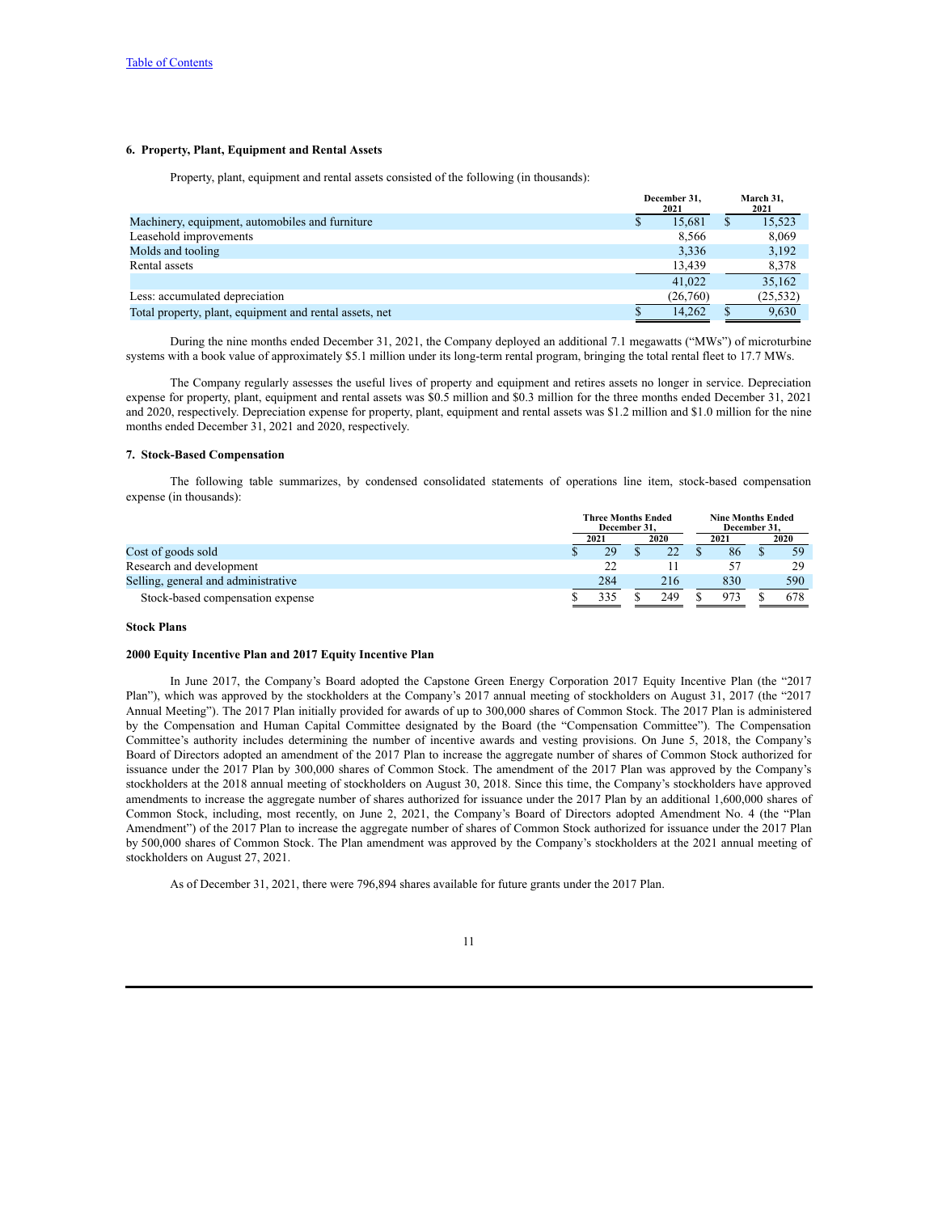### 6. Property, Plant, Equipment and Rental Assets

Property, plant, equipment and rental assets consisted of the following (in thousands):

| | December 31, 2021 | March 31, 2021 |
|---|---|---|
| Machinery, equipment, automobiles and furniture | $ 15,681 | $ 15,523 |
| Leasehold improvements | 8,566 | 8,069 |
| Molds and tooling | 3,336 | 3,192 |
| Rental assets | 13,439 | 8,378 |
| | 41,022 | 35,162 |
| Less: accumulated depreciation | (26,760) | (25,532) |
| Total property, plant, equipment and rental assets, net | $ 14,262 | $ 9,630 |

During the nine months ended December 31, 2021, the Company deployed an additional 7.1 megawatts ("MWs") of microturbine systems with a book value of approximately $5.1 million under its long-term rental program, bringing the total rental fleet to 17.7 MWs.

The Company regularly assesses the useful lives of property and equipment and retires assets no longer in service. Depreciation expense for property, plant, equipment and rental assets was $0.5 million and $0.3 million for the three months ended December 31, 2021 and 2020, respectively. Depreciation expense for property, plant, equipment and rental assets was $1.2 million and $1.0 million for the nine months ended December 31, 2021 and 2020, respectively.

### 7. Stock-Based Compensation

The following table summarizes, by condensed consolidated statements of operations line item, stock-based compensation expense (in thousands):

| | Three Months Ended December 31, | | Nine Months Ended December 31, | |
|---|---|---|---|---|
| | 2021 | 2020 | 2021 | 2020 |
| Cost of goods sold | $ 29 | $ 22 | $ 86 | $ 59 |
| Research and development | 22 | 11 | 57 | 29 |
| Selling, general and administrative | 284 | 216 | 830 | 590 |
| Stock-based compensation expense | $ 335 | $ 249 | $ 973 | $ 678 |

**Stock Plans**

**2000 Equity Incentive Plan and 2017 Equity Incentive Plan**

In June 2017, the Company's Board adopted the Capstone Green Energy Corporation 2017 Equity Incentive Plan (the "2017 Plan"), which was approved by the stockholders at the Company's 2017 annual meeting of stockholders on August 31, 2017 (the "2017 Annual Meeting"). The 2017 Plan initially provided for awards of up to 300,000 shares of Common Stock. The 2017 Plan is administered by the Compensation and Human Capital Committee designated by the Board (the "Compensation Committee"). The Compensation Committee's authority includes determining the number of incentive awards and vesting provisions. On June 5, 2018, the Company's Board of Directors adopted an amendment of the 2017 Plan to increase the aggregate number of shares of Common Stock authorized for issuance under the 2017 Plan by 300,000 shares of Common Stock. The amendment of the 2017 Plan was approved by the Company's stockholders at the 2018 annual meeting of stockholders on August 30, 2018. Since this time, the Company's stockholders have approved amendments to increase the aggregate number of shares authorized for issuance under the 2017 Plan by an additional 1,600,000 shares of Common Stock, including, most recently, on June 2, 2021, the Company's Board of Directors adopted Amendment No. 4 (the "Plan Amendment") of the 2017 Plan to increase the aggregate number of shares of Common Stock authorized for issuance under the 2017 Plan by 500,000 shares of Common Stock. The Plan amendment was approved by the Company's stockholders at the 2021 annual meeting of stockholders on August 27, 2021.

As of December 31, 2021, there were 796,894 shares available for future grants under the 2017 Plan.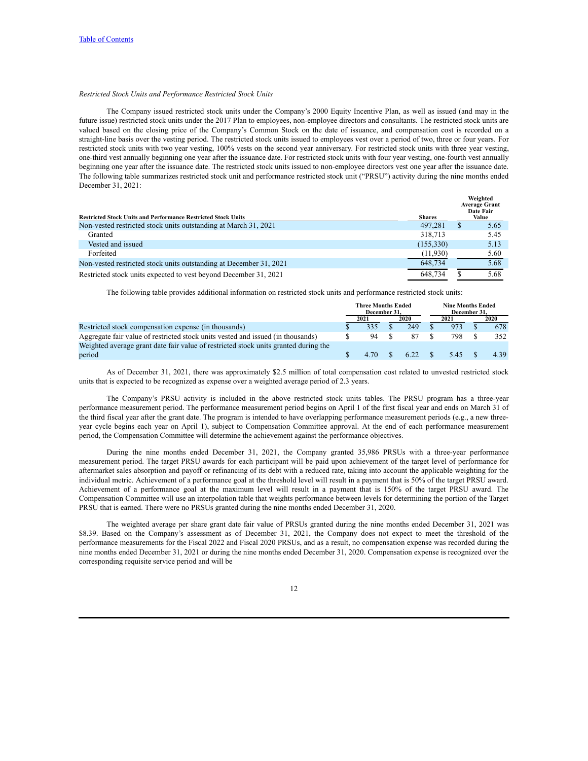*Restricted Stock Units and Performance Restricted Stock Units*

The Company issued restricted stock units under the Company's 2000 Equity Incentive Plan, as well as issued (and may in the future issue) restricted stock units under the 2017 Plan to employees, non-employee directors and consultants. The restricted stock units are valued based on the closing price of the Company's Common Stock on the date of issuance, and compensation cost is recorded on a straight-line basis over the vesting period. The restricted stock units issued to employees vest over a period of two, three or four years. For restricted stock units with two year vesting, 100% vests on the second year anniversary. For restricted stock units with three year vesting, one-third vest annually beginning one year after the issuance date. For restricted stock units with four year vesting, one-fourth vest annually beginning one year after the issuance date. The restricted stock units issued to non-employee directors vest one year after the issuance date. The following table summarizes restricted stock unit and performance restricted stock unit ("PRSU") activity during the nine months ended December 31, 2021:

| Restricted Stock Units and Performance Restricted Stock Units | Shares | Weighted Average Grant Date Fair Value |
|---|---|---|
| Non-vested restricted stock units outstanding at March 31, 2021 | 497,281 | $ 5.65 |
| Granted | 318,713 | 5.45 |
| Vested and issued | (155,330) | 5.13 |
| Forfeited | (11,930) | 5.60 |
| Non-vested restricted stock units outstanding at December 31, 2021 | 648,734 | 5.68 |
| Restricted stock units expected to vest beyond December 31, 2021 | 648,734 | $ 5.68 |

The following table provides additional information on restricted stock units and performance restricted stock units:

| | Three Months Ended December 31, | | Nine Months Ended December 31, | |
|---|---|---|---|---|
| | 2021 | 2020 | 2021 | 2020 |
| Restricted stock compensation expense (in thousands) | $ 335 | $ 249 | $ 973 | $ 678 |
| Aggregate fair value of restricted stock units vested and issued (in thousands) | $ 94 | $ 87 | $ 798 | $ 352 |
| Weighted average grant date fair value of restricted stock units granted during the period | $ 4.70 | $ 6.22 | $ 5.45 | $ 4.39 |

As of December 31, 2021, there was approximately $2.5 million of total compensation cost related to unvested restricted stock units that is expected to be recognized as expense over a weighted average period of 2.3 years.

The Company's PRSU activity is included in the above restricted stock units tables. The PRSU program has a three-year performance measurement period. The performance measurement period begins on April 1 of the first fiscal year and ends on March 31 of the third fiscal year after the grant date. The program is intended to have overlapping performance measurement periods (e.g., a new three-year cycle begins each year on April 1), subject to Compensation Committee approval. At the end of each performance measurement period, the Compensation Committee will determine the achievement against the performance objectives.

During the nine months ended December 31, 2021, the Company granted 35,986 PRSUs with a three-year performance measurement period. The target PRSU awards for each participant will be paid upon achievement of the target level of performance for aftermarket sales absorption and payoff or refinancing of its debt with a reduced rate, taking into account the applicable weighting for the individual metric. Achievement of a performance goal at the threshold level will result in a payment that is 50% of the target PRSU award. Achievement of a performance goal at the maximum level will result in a payment that is 150% of the target PRSU award. The Compensation Committee will use an interpolation table that weights performance between levels for determining the portion of the Target PRSU that is earned. There were no PRSUs granted during the nine months ended December 31, 2020.

The weighted average per share grant date fair value of PRSUs granted during the nine months ended December 31, 2021 was $8.39. Based on the Company's assessment as of December 31, 2021, the Company does not expect to meet the threshold of the performance measurements for the Fiscal 2022 and Fiscal 2020 PRSUs, and as a result, no compensation expense was recorded during the nine months ended December 31, 2021 or during the nine months ended December 31, 2020. Compensation expense is recognized over the corresponding requisite service period and will be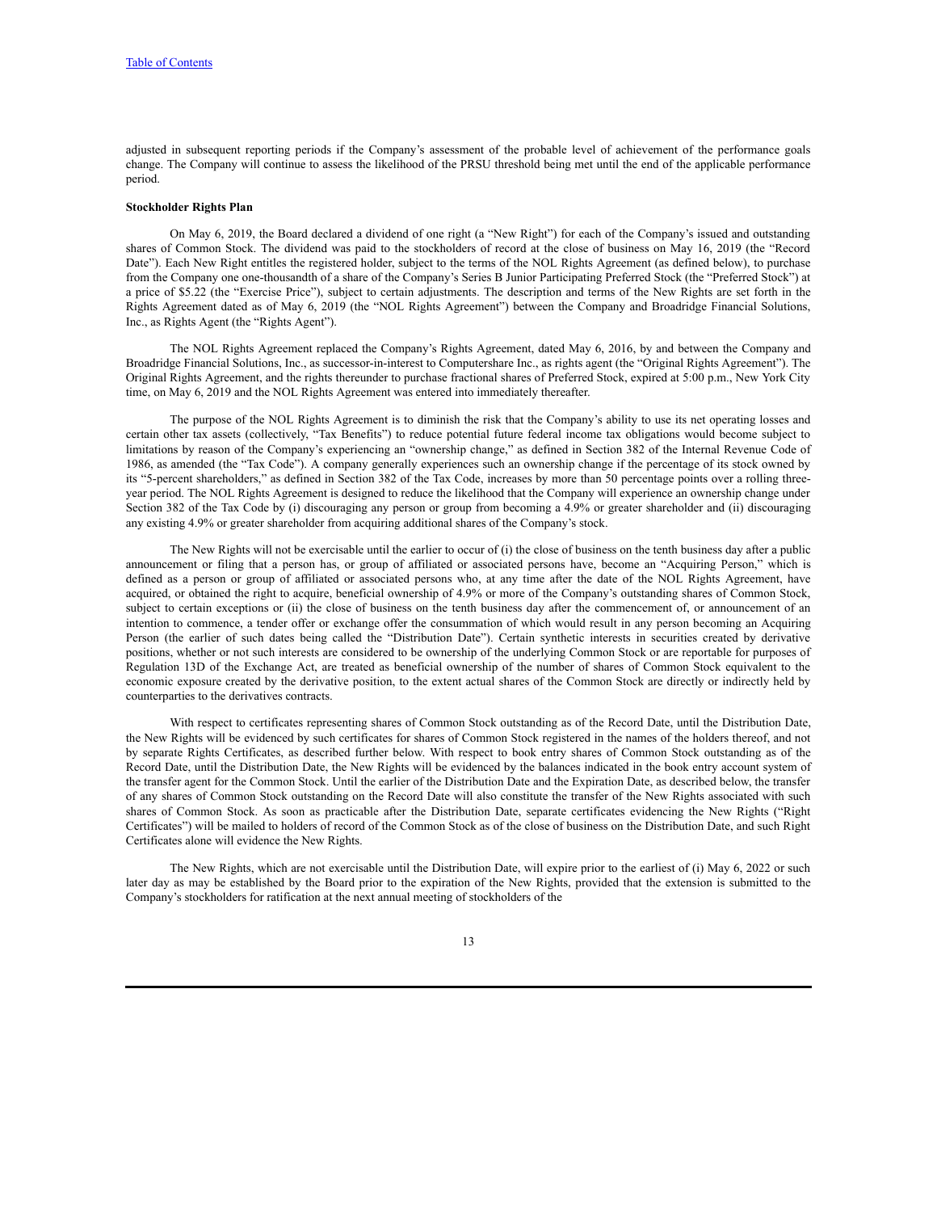adjusted in subsequent reporting periods if the Company's assessment of the probable level of achievement of the performance goals change. The Company will continue to assess the likelihood of the PRSU threshold being met until the end of the applicable performance period.

**Stockholder Rights Plan**

On May 6, 2019, the Board declared a dividend of one right (a "New Right") for each of the Company's issued and outstanding shares of Common Stock. The dividend was paid to the stockholders of record at the close of business on May 16, 2019 (the "Record Date"). Each New Right entitles the registered holder, subject to the terms of the NOL Rights Agreement (as defined below), to purchase from the Company one one-thousandth of a share of the Company's Series B Junior Participating Preferred Stock (the "Preferred Stock") at a price of $5.22 (the "Exercise Price"), subject to certain adjustments. The description and terms of the New Rights are set forth in the Rights Agreement dated as of May 6, 2019 (the "NOL Rights Agreement") between the Company and Broadridge Financial Solutions, Inc., as Rights Agent (the "Rights Agent").

The NOL Rights Agreement replaced the Company's Rights Agreement, dated May 6, 2016, by and between the Company and Broadridge Financial Solutions, Inc., as successor-in-interest to Computershare Inc., as rights agent (the "Original Rights Agreement"). The Original Rights Agreement, and the rights thereunder to purchase fractional shares of Preferred Stock, expired at 5:00 p.m., New York City time, on May 6, 2019 and the NOL Rights Agreement was entered into immediately thereafter.

The purpose of the NOL Rights Agreement is to diminish the risk that the Company's ability to use its net operating losses and certain other tax assets (collectively, "Tax Benefits") to reduce potential future federal income tax obligations would become subject to limitations by reason of the Company's experiencing an "ownership change," as defined in Section 382 of the Internal Revenue Code of 1986, as amended (the "Tax Code"). A company generally experiences such an ownership change if the percentage of its stock owned by its "5-percent shareholders," as defined in Section 382 of the Tax Code, increases by more than 50 percentage points over a rolling three-year period. The NOL Rights Agreement is designed to reduce the likelihood that the Company will experience an ownership change under Section 382 of the Tax Code by (i) discouraging any person or group from becoming a 4.9% or greater shareholder and (ii) discouraging any existing 4.9% or greater shareholder from acquiring additional shares of the Company's stock.

The New Rights will not be exercisable until the earlier to occur of (i) the close of business on the tenth business day after a public announcement or filing that a person has, or group of affiliated or associated persons have, become an "Acquiring Person," which is defined as a person or group of affiliated or associated persons who, at any time after the date of the NOL Rights Agreement, have acquired, or obtained the right to acquire, beneficial ownership of 4.9% or more of the Company's outstanding shares of Common Stock, subject to certain exceptions or (ii) the close of business on the tenth business day after the commencement of, or announcement of an intention to commence, a tender offer or exchange offer the consummation of which would result in any person becoming an Acquiring Person (the earlier of such dates being called the "Distribution Date"). Certain synthetic interests in securities created by derivative positions, whether or not such interests are considered to be ownership of the underlying Common Stock or are reportable for purposes of Regulation 13D of the Exchange Act, are treated as beneficial ownership of the number of shares of Common Stock equivalent to the economic exposure created by the derivative position, to the extent actual shares of the Common Stock are directly or indirectly held by counterparties to the derivatives contracts.

With respect to certificates representing shares of Common Stock outstanding as of the Record Date, until the Distribution Date, the New Rights will be evidenced by such certificates for shares of Common Stock registered in the names of the holders thereof, and not by separate Rights Certificates, as described further below. With respect to book entry shares of Common Stock outstanding as of the Record Date, until the Distribution Date, the New Rights will be evidenced by the balances indicated in the book entry account system of the transfer agent for the Common Stock. Until the earlier of the Distribution Date and the Expiration Date, as described below, the transfer of any shares of Common Stock outstanding on the Record Date will also constitute the transfer of the New Rights associated with such shares of Common Stock. As soon as practicable after the Distribution Date, separate certificates evidencing the New Rights ("Right Certificates") will be mailed to holders of record of the Common Stock as of the close of business on the Distribution Date, and such Right Certificates alone will evidence the New Rights.

The New Rights, which are not exercisable until the Distribution Date, will expire prior to the earliest of (i) May 6, 2022 or such later day as may be established by the Board prior to the expiration of the New Rights, provided that the extension is submitted to the Company's stockholders for ratification at the next annual meeting of stockholders of the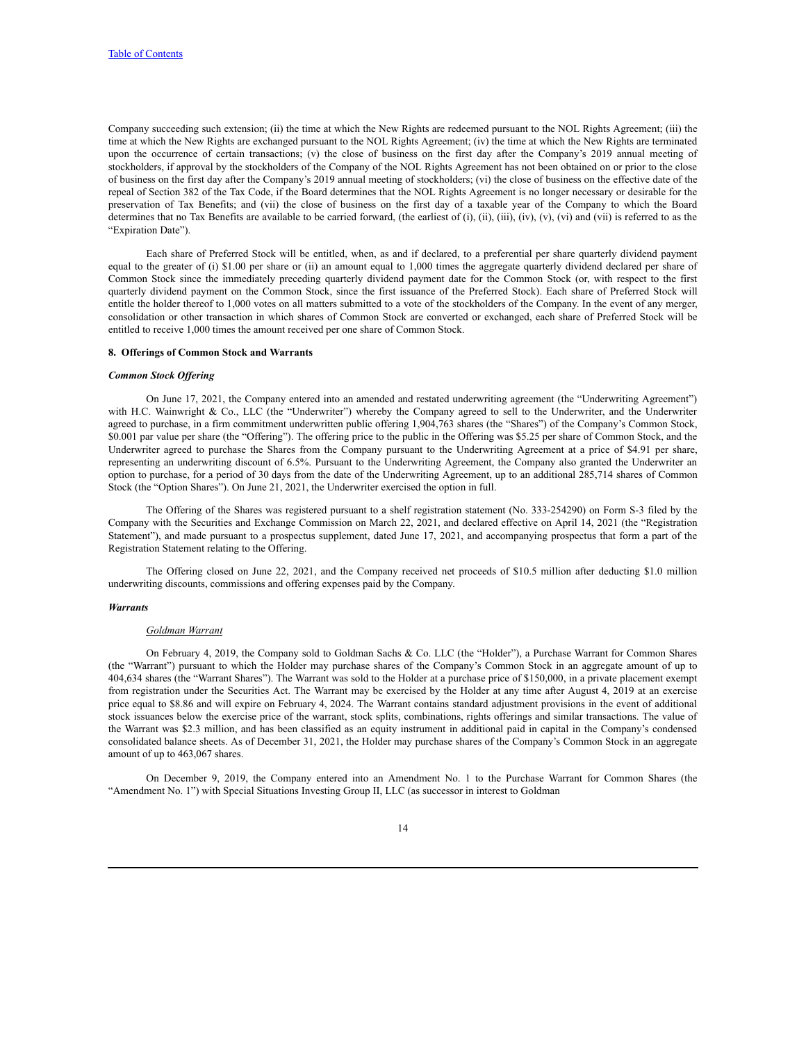Company succeeding such extension; (ii) the time at which the New Rights are redeemed pursuant to the NOL Rights Agreement; (iii) the time at which the New Rights are exchanged pursuant to the NOL Rights Agreement; (iv) the time at which the New Rights are terminated upon the occurrence of certain transactions; (v) the close of business on the first day after the Company's 2019 annual meeting of stockholders, if approval by the stockholders of the Company of the NOL Rights Agreement has not been obtained on or prior to the close of business on the first day after the Company's 2019 annual meeting of stockholders; (vi) the close of business on the effective date of the repeal of Section 382 of the Tax Code, if the Board determines that the NOL Rights Agreement is no longer necessary or desirable for the preservation of Tax Benefits; and (vii) the close of business on the first day of a taxable year of the Company to which the Board determines that no Tax Benefits are available to be carried forward, (the earliest of (i), (ii), (iii), (iv), (v), (vi) and (vii) is referred to as the "Expiration Date").

Each share of Preferred Stock will be entitled, when, as and if declared, to a preferential per share quarterly dividend payment equal to the greater of (i) $1.00 per share or (ii) an amount equal to 1,000 times the aggregate quarterly dividend declared per share of Common Stock since the immediately preceding quarterly dividend payment date for the Common Stock (or, with respect to the first quarterly dividend payment on the Common Stock, since the first issuance of the Preferred Stock). Each share of Preferred Stock will entitle the holder thereof to 1,000 votes on all matters submitted to a vote of the stockholders of the Company. In the event of any merger, consolidation or other transaction in which shares of Common Stock are converted or exchanged, each share of Preferred Stock will be entitled to receive 1,000 times the amount received per one share of Common Stock.

**8. Offerings of Common Stock and Warrants**

***Common Stock Offering***

On June 17, 2021, the Company entered into an amended and restated underwriting agreement (the "Underwriting Agreement") with H.C. Wainwright & Co., LLC (the "Underwriter") whereby the Company agreed to sell to the Underwriter, and the Underwriter agreed to purchase, in a firm commitment underwritten public offering 1,904,763 shares (the "Shares") of the Company's Common Stock, $0.001 par value per share (the "Offering"). The offering price to the public in the Offering was $5.25 per share of Common Stock, and the Underwriter agreed to purchase the Shares from the Company pursuant to the Underwriting Agreement at a price of $4.91 per share, representing an underwriting discount of 6.5%. Pursuant to the Underwriting Agreement, the Company also granted the Underwriter an option to purchase, for a period of 30 days from the date of the Underwriting Agreement, up to an additional 285,714 shares of Common Stock (the "Option Shares"). On June 21, 2021, the Underwriter exercised the option in full.

The Offering of the Shares was registered pursuant to a shelf registration statement (No. 333-254290) on Form S-3 filed by the Company with the Securities and Exchange Commission on March 22, 2021, and declared effective on April 14, 2021 (the "Registration Statement"), and made pursuant to a prospectus supplement, dated June 17, 2021, and accompanying prospectus that form a part of the Registration Statement relating to the Offering.

The Offering closed on June 22, 2021, and the Company received net proceeds of $10.5 million after deducting $1.0 million underwriting discounts, commissions and offering expenses paid by the Company.

***Warrants***

*Goldman Warrant*

On February 4, 2019, the Company sold to Goldman Sachs & Co. LLC (the "Holder"), a Purchase Warrant for Common Shares (the "Warrant") pursuant to which the Holder may purchase shares of the Company's Common Stock in an aggregate amount of up to 404,634 shares (the "Warrant Shares"). The Warrant was sold to the Holder at a purchase price of $150,000, in a private placement exempt from registration under the Securities Act. The Warrant may be exercised by the Holder at any time after August 4, 2019 at an exercise price equal to $8.86 and will expire on February 4, 2024. The Warrant contains standard adjustment provisions in the event of additional stock issuances below the exercise price of the warrant, stock splits, combinations, rights offerings and similar transactions. The value of the Warrant was $2.3 million, and has been classified as an equity instrument in additional paid in capital in the Company's condensed consolidated balance sheets. As of December 31, 2021, the Holder may purchase shares of the Company's Common Stock in an aggregate amount of up to 463,067 shares.

On December 9, 2019, the Company entered into an Amendment No. 1 to the Purchase Warrant for Common Shares (the "Amendment No. 1") with Special Situations Investing Group II, LLC (as successor in interest to Goldman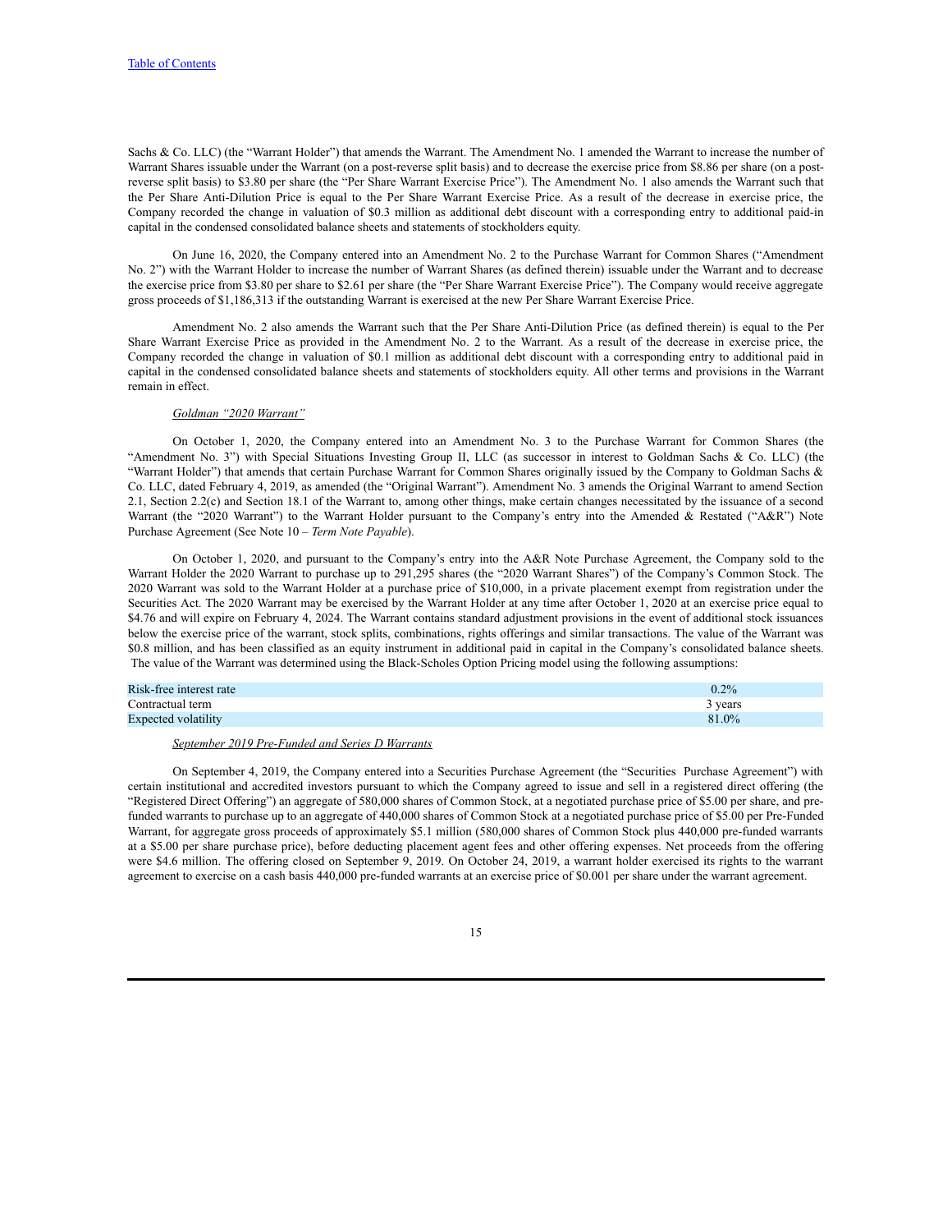Sachs & Co. LLC) (the "Warrant Holder") that amends the Warrant. The Amendment No. 1 amended the Warrant to increase the number of Warrant Shares issuable under the Warrant (on a post-reverse split basis) and to decrease the exercise price from $8.86 per share (on a post-reverse split basis) to $3.80 per share (the "Per Share Warrant Exercise Price"). The Amendment No. 1 also amends the Warrant such that the Per Share Anti-Dilution Price is equal to the Per Share Warrant Exercise Price. As a result of the decrease in exercise price, the Company recorded the change in valuation of $0.3 million as additional debt discount with a corresponding entry to additional paid-in capital in the condensed consolidated balance sheets and statements of stockholders equity.

On June 16, 2020, the Company entered into an Amendment No. 2 to the Purchase Warrant for Common Shares ("Amendment No. 2") with the Warrant Holder to increase the number of Warrant Shares (as defined therein) issuable under the Warrant and to decrease the exercise price from $3.80 per share to $2.61 per share (the "Per Share Warrant Exercise Price"). The Company would receive aggregate gross proceeds of $1,186,313 if the outstanding Warrant is exercised at the new Per Share Warrant Exercise Price.

Amendment No. 2 also amends the Warrant such that the Per Share Anti-Dilution Price (as defined therein) is equal to the Per Share Warrant Exercise Price as provided in the Amendment No. 2 to the Warrant. As a result of the decrease in exercise price, the Company recorded the change in valuation of $0.1 million as additional debt discount with a corresponding entry to additional paid in capital in the condensed consolidated balance sheets and statements of stockholders equity. All other terms and provisions in the Warrant remain in effect.

*Goldman "2020 Warrant"*

On October 1, 2020, the Company entered into an Amendment No. 3 to the Purchase Warrant for Common Shares (the "Amendment No. 3") with Special Situations Investing Group II, LLC (as successor in interest to Goldman Sachs & Co. LLC) (the "Warrant Holder") that amends that certain Purchase Warrant for Common Shares originally issued by the Company to Goldman Sachs & Co. LLC, dated February 4, 2019, as amended (the "Original Warrant"). Amendment No. 3 amends the Original Warrant to amend Section 2.1, Section 2.2(c) and Section 18.1 of the Warrant to, among other things, make certain changes necessitated by the issuance of a second Warrant (the "2020 Warrant") to the Warrant Holder pursuant to the Company's entry into the Amended & Restated ("A&R") Note Purchase Agreement (See Note 10 – *Term Note Payable*).

On October 1, 2020, and pursuant to the Company's entry into the A&R Note Purchase Agreement, the Company sold to the Warrant Holder the 2020 Warrant to purchase up to 291,295 shares (the "2020 Warrant Shares") of the Company's Common Stock. The 2020 Warrant was sold to the Warrant Holder at a purchase price of $10,000, in a private placement exempt from registration under the Securities Act. The 2020 Warrant may be exercised by the Warrant Holder at any time after October 1, 2020 at an exercise price equal to $4.76 and will expire on February 4, 2024. The Warrant contains standard adjustment provisions in the event of additional stock issuances below the exercise price of the warrant, stock splits, combinations, rights offerings and similar transactions. The value of the Warrant was $0.8 million, and has been classified as an equity instrument in additional paid in capital in the Company's consolidated balance sheets. The value of the Warrant was determined using the Black-Scholes Option Pricing model using the following assumptions:

| | |
|---|---|
| Risk-free interest rate | 0.2% |
| Contractual term | 3 years |
| Expected volatility | 81.0% |

*September 2019 Pre-Funded and Series D Warrants*

On September 4, 2019, the Company entered into a Securities Purchase Agreement (the "Securities Purchase Agreement") with certain institutional and accredited investors pursuant to which the Company agreed to issue and sell in a registered direct offering (the "Registered Direct Offering") an aggregate of 580,000 shares of Common Stock, at a negotiated purchase price of $5.00 per share, and pre-funded warrants to purchase up to an aggregate of 440,000 shares of Common Stock at a negotiated purchase price of $5.00 per Pre-Funded Warrant, for aggregate gross proceeds of approximately $5.1 million (580,000 shares of Common Stock plus 440,000 pre-funded warrants at a $5.00 per share purchase price), before deducting placement agent fees and other offering expenses. Net proceeds from the offering were $4.6 million. The offering closed on September 9, 2019. On October 24, 2019, a warrant holder exercised its rights to the warrant agreement to exercise on a cash basis 440,000 pre-funded warrants at an exercise price of $0.001 per share under the warrant agreement.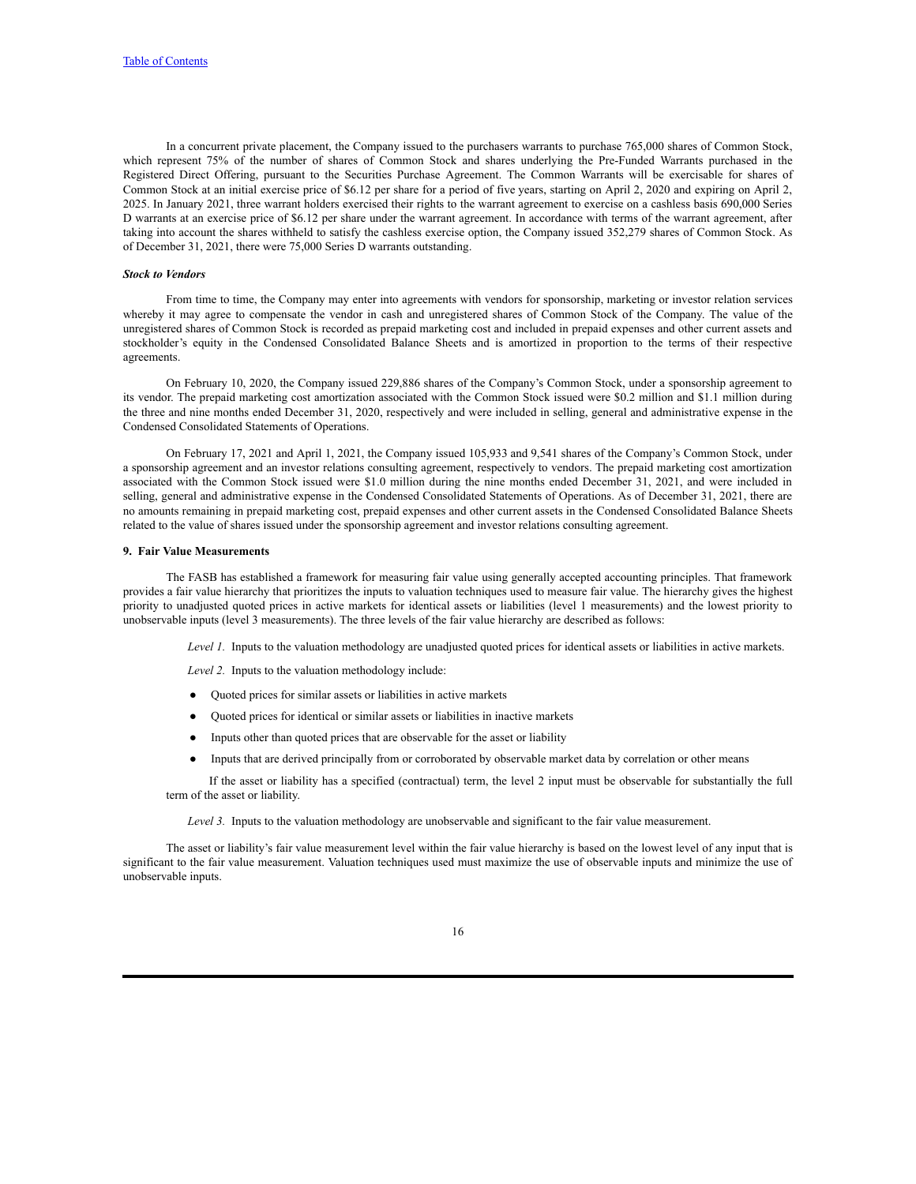In a concurrent private placement, the Company issued to the purchasers warrants to purchase 765,000 shares of Common Stock, which represent 75% of the number of shares of Common Stock and shares underlying the Pre-Funded Warrants purchased in the Registered Direct Offering, pursuant to the Securities Purchase Agreement. The Common Warrants will be exercisable for shares of Common Stock at an initial exercise price of $6.12 per share for a period of five years, starting on April 2, 2020 and expiring on April 2, 2025. In January 2021, three warrant holders exercised their rights to the warrant agreement to exercise on a cashless basis 690,000 Series D warrants at an exercise price of $6.12 per share under the warrant agreement. In accordance with terms of the warrant agreement, after taking into account the shares withheld to satisfy the cashless exercise option, the Company issued 352,279 shares of Common Stock. As of December 31, 2021, there were 75,000 Series D warrants outstanding.

***Stock to Vendors***

From time to time, the Company may enter into agreements with vendors for sponsorship, marketing or investor relation services whereby it may agree to compensate the vendor in cash and unregistered shares of Common Stock of the Company. The value of the unregistered shares of Common Stock is recorded as prepaid marketing cost and included in prepaid expenses and other current assets and stockholder's equity in the Condensed Consolidated Balance Sheets and is amortized in proportion to the terms of their respective agreements.

On February 10, 2020, the Company issued 229,886 shares of the Company's Common Stock, under a sponsorship agreement to its vendor. The prepaid marketing cost amortization associated with the Common Stock issued were $0.2 million and $1.1 million during the three and nine months ended December 31, 2020, respectively and were included in selling, general and administrative expense in the Condensed Consolidated Statements of Operations.

On February 17, 2021 and April 1, 2021, the Company issued 105,933 and 9,541 shares of the Company's Common Stock, under a sponsorship agreement and an investor relations consulting agreement, respectively to vendors. The prepaid marketing cost amortization associated with the Common Stock issued were $1.0 million during the nine months ended December 31, 2021, and were included in selling, general and administrative expense in the Condensed Consolidated Statements of Operations. As of December 31, 2021, there are no amounts remaining in prepaid marketing cost, prepaid expenses and other current assets in the Condensed Consolidated Balance Sheets related to the value of shares issued under the sponsorship agreement and investor relations consulting agreement.

**9. Fair Value Measurements**

The FASB has established a framework for measuring fair value using generally accepted accounting principles. That framework provides a fair value hierarchy that prioritizes the inputs to valuation techniques used to measure fair value. The hierarchy gives the highest priority to unadjusted quoted prices in active markets for identical assets or liabilities (level 1 measurements) and the lowest priority to unobservable inputs (level 3 measurements). The three levels of the fair value hierarchy are described as follows:

*Level 1.* Inputs to the valuation methodology are unadjusted quoted prices for identical assets or liabilities in active markets.

*Level 2.* Inputs to the valuation methodology include:

- Quoted prices for similar assets or liabilities in active markets
- Quoted prices for identical or similar assets or liabilities in inactive markets
- Inputs other than quoted prices that are observable for the asset or liability
- Inputs that are derived principally from or corroborated by observable market data by correlation or other means

If the asset or liability has a specified (contractual) term, the level 2 input must be observable for substantially the full term of the asset or liability.

*Level 3.* Inputs to the valuation methodology are unobservable and significant to the fair value measurement.

The asset or liability's fair value measurement level within the fair value hierarchy is based on the lowest level of any input that is significant to the fair value measurement. Valuation techniques used must maximize the use of observable inputs and minimize the use of unobservable inputs.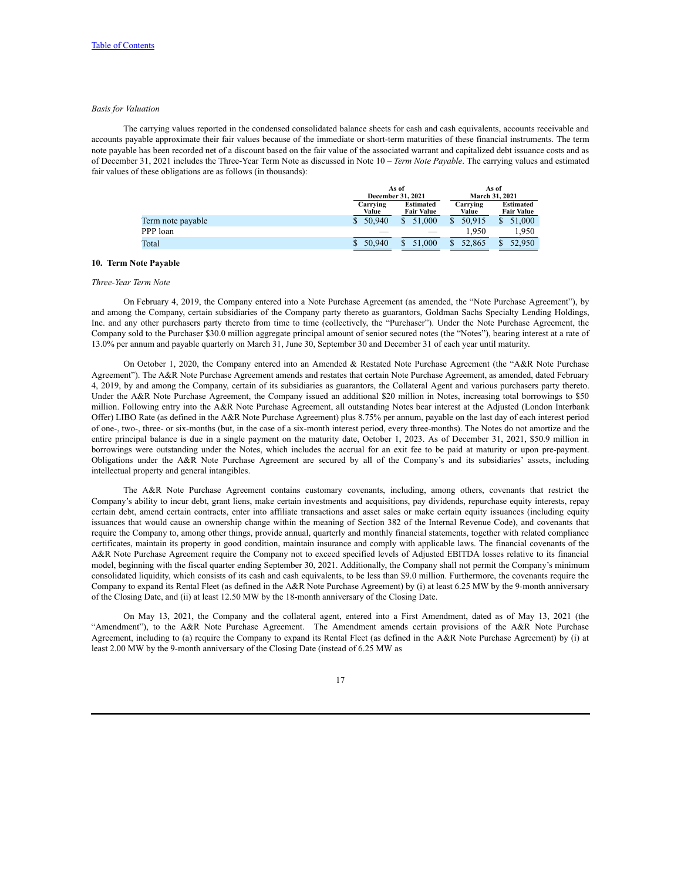*Basis for Valuation*

The carrying values reported in the condensed consolidated balance sheets for cash and cash equivalents, accounts receivable and accounts payable approximate their fair values because of the immediate or short-term maturities of these financial instruments. The term note payable has been recorded net of a discount based on the fair value of the associated warrant and capitalized debt issuance costs and as of December 31, 2021 includes the Three-Year Term Note as discussed in Note 10 – *Term Note Payable*. The carrying values and estimated fair values of these obligations are as follows (in thousands):

| | As of December 31, 2021 | | As of March 31, 2021 | |
|---|---|---|---|---|
| | Carrying Value | Estimated Fair Value | Carrying Value | Estimated Fair Value |
| Term note payable | $ 50,940 | $ 51,000 | $ 50,915 | $ 51,000 |
| PPP loan | — | — | 1,950 | 1,950 |
| Total | $ 50,940 | $ 51,000 | $ 52,865 | $ 52,950 |

## 10. Term Note Payable

*Three-Year Term Note*

On February 4, 2019, the Company entered into a Note Purchase Agreement (as amended, the "Note Purchase Agreement"), by and among the Company, certain subsidiaries of the Company party thereto as guarantors, Goldman Sachs Specialty Lending Holdings, Inc. and any other purchasers party thereto from time to time (collectively, the "Purchaser"). Under the Note Purchase Agreement, the Company sold to the Purchaser $30.0 million aggregate principal amount of senior secured notes (the "Notes"), bearing interest at a rate of 13.0% per annum and payable quarterly on March 31, June 30, September 30 and December 31 of each year until maturity.

On October 1, 2020, the Company entered into an Amended & Restated Note Purchase Agreement (the "A&R Note Purchase Agreement"). The A&R Note Purchase Agreement amends and restates that certain Note Purchase Agreement, as amended, dated February 4, 2019, by and among the Company, certain of its subsidiaries as guarantors, the Collateral Agent and various purchasers party thereto. Under the A&R Note Purchase Agreement, the Company issued an additional $20 million in Notes, increasing total borrowings to $50 million. Following entry into the A&R Note Purchase Agreement, all outstanding Notes bear interest at the Adjusted (London Interbank Offer) LIBO Rate (as defined in the A&R Note Purchase Agreement) plus 8.75% per annum, payable on the last day of each interest period of one-, two-, three- or six-months (but, in the case of a six-month interest period, every three-months). The Notes do not amortize and the entire principal balance is due in a single payment on the maturity date, October 1, 2023. As of December 31, 2021, $50.9 million in borrowings were outstanding under the Notes, which includes the accrual for an exit fee to be paid at maturity or upon pre-payment. Obligations under the A&R Note Purchase Agreement are secured by all of the Company's and its subsidiaries' assets, including intellectual property and general intangibles.

The A&R Note Purchase Agreement contains customary covenants, including, among others, covenants that restrict the Company's ability to incur debt, grant liens, make certain investments and acquisitions, pay dividends, repurchase equity interests, repay certain debt, amend certain contracts, enter into affiliate transactions and asset sales or make certain equity issuances (including equity issuances that would cause an ownership change within the meaning of Section 382 of the Internal Revenue Code), and covenants that require the Company to, among other things, provide annual, quarterly and monthly financial statements, together with related compliance certificates, maintain its property in good condition, maintain insurance and comply with applicable laws. The financial covenants of the A&R Note Purchase Agreement require the Company not to exceed specified levels of Adjusted EBITDA losses relative to its financial model, beginning with the fiscal quarter ending September 30, 2021. Additionally, the Company shall not permit the Company's minimum consolidated liquidity, which consists of its cash and cash equivalents, to be less than $9.0 million. Furthermore, the covenants require the Company to expand its Rental Fleet (as defined in the A&R Note Purchase Agreement) by (i) at least 6.25 MW by the 9-month anniversary of the Closing Date, and (ii) at least 12.50 MW by the 18-month anniversary of the Closing Date.

On May 13, 2021, the Company and the collateral agent, entered into a First Amendment, dated as of May 13, 2021 (the "Amendment"), to the A&R Note Purchase Agreement. The Amendment amends certain provisions of the A&R Note Purchase Agreement, including to (a) require the Company to expand its Rental Fleet (as defined in the A&R Note Purchase Agreement) by (i) at least 2.00 MW by the 9-month anniversary of the Closing Date (instead of 6.25 MW as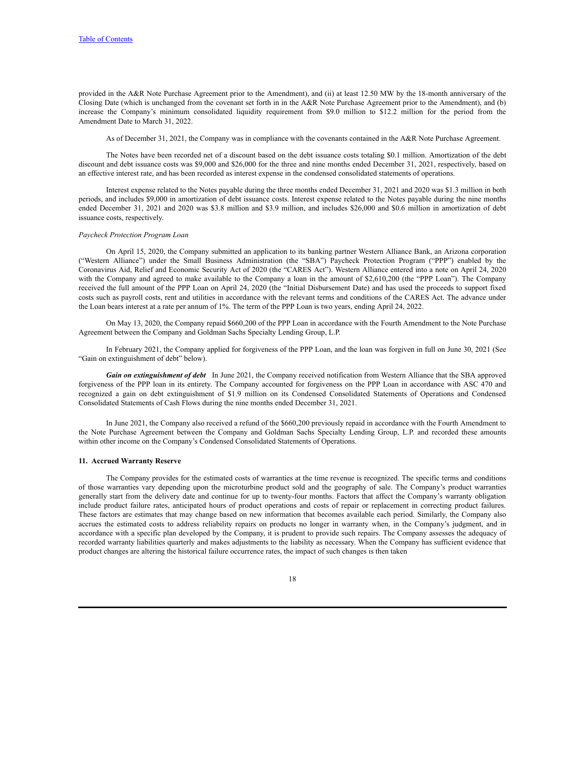provided in the A&R Note Purchase Agreement prior to the Amendment), and (ii) at least 12.50 MW by the 18-month anniversary of the Closing Date (which is unchanged from the covenant set forth in in the A&R Note Purchase Agreement prior to the Amendment), and (b) increase the Company's minimum consolidated liquidity requirement from $9.0 million to $12.2 million for the period from the Amendment Date to March 31, 2022.

As of December 31, 2021, the Company was in compliance with the covenants contained in the A&R Note Purchase Agreement.

The Notes have been recorded net of a discount based on the debt issuance costs totaling $0.1 million. Amortization of the debt discount and debt issuance costs was $9,000 and $26,000 for the three and nine months ended December 31, 2021, respectively, based on an effective interest rate, and has been recorded as interest expense in the condensed consolidated statements of operations.

Interest expense related to the Notes payable during the three months ended December 31, 2021 and 2020 was $1.3 million in both periods, and includes $9,000 in amortization of debt issuance costs. Interest expense related to the Notes payable during the nine months ended December 31, 2021 and 2020 was $3.8 million and $3.9 million, and includes $26,000 and $0.6 million in amortization of debt issuance costs, respectively.

*Paycheck Protection Program Loan*

On April 15, 2020, the Company submitted an application to its banking partner Western Alliance Bank, an Arizona corporation ("Western Alliance") under the Small Business Administration (the "SBA") Paycheck Protection Program ("PPP") enabled by the Coronavirus Aid, Relief and Economic Security Act of 2020 (the "CARES Act"). Western Alliance entered into a note on April 24, 2020 with the Company and agreed to make available to the Company a loan in the amount of $2,610,200 (the "PPP Loan"). The Company received the full amount of the PPP Loan on April 24, 2020 (the "Initial Disbursement Date) and has used the proceeds to support fixed costs such as payroll costs, rent and utilities in accordance with the relevant terms and conditions of the CARES Act. The advance under the Loan bears interest at a rate per annum of 1%. The term of the PPP Loan is two years, ending April 24, 2022.

On May 13, 2020, the Company repaid $660,200 of the PPP Loan in accordance with the Fourth Amendment to the Note Purchase Agreement between the Company and Goldman Sachs Specialty Lending Group, L.P.

In February 2021, the Company applied for forgiveness of the PPP Loan, and the loan was forgiven in full on June 30, 2021 (See "Gain on extinguishment of debt" below).

***Gain on extinguishment of debt*** In June 2021, the Company received notification from Western Alliance that the SBA approved forgiveness of the PPP loan in its entirety. The Company accounted for forgiveness on the PPP Loan in accordance with ASC 470 and recognized a gain on debt extinguishment of $1.9 million on its Condensed Consolidated Statements of Operations and Condensed Consolidated Statements of Cash Flows during the nine months ended December 31, 2021.

In June 2021, the Company also received a refund of the $660,200 previously repaid in accordance with the Fourth Amendment to the Note Purchase Agreement between the Company and Goldman Sachs Specialty Lending Group, L.P. and recorded these amounts within other income on the Company's Condensed Consolidated Statements of Operations.

**11. Accrued Warranty Reserve**

The Company provides for the estimated costs of warranties at the time revenue is recognized. The specific terms and conditions of those warranties vary depending upon the microturbine product sold and the geography of sale. The Company's product warranties generally start from the delivery date and continue for up to twenty-four months. Factors that affect the Company's warranty obligation include product failure rates, anticipated hours of product operations and costs of repair or replacement in correcting product failures. These factors are estimates that may change based on new information that becomes available each period. Similarly, the Company also accrues the estimated costs to address reliability repairs on products no longer in warranty when, in the Company's judgment, and in accordance with a specific plan developed by the Company, it is prudent to provide such repairs. The Company assesses the adequacy of recorded warranty liabilities quarterly and makes adjustments to the liability as necessary. When the Company has sufficient evidence that product changes are altering the historical failure occurrence rates, the impact of such changes is then taken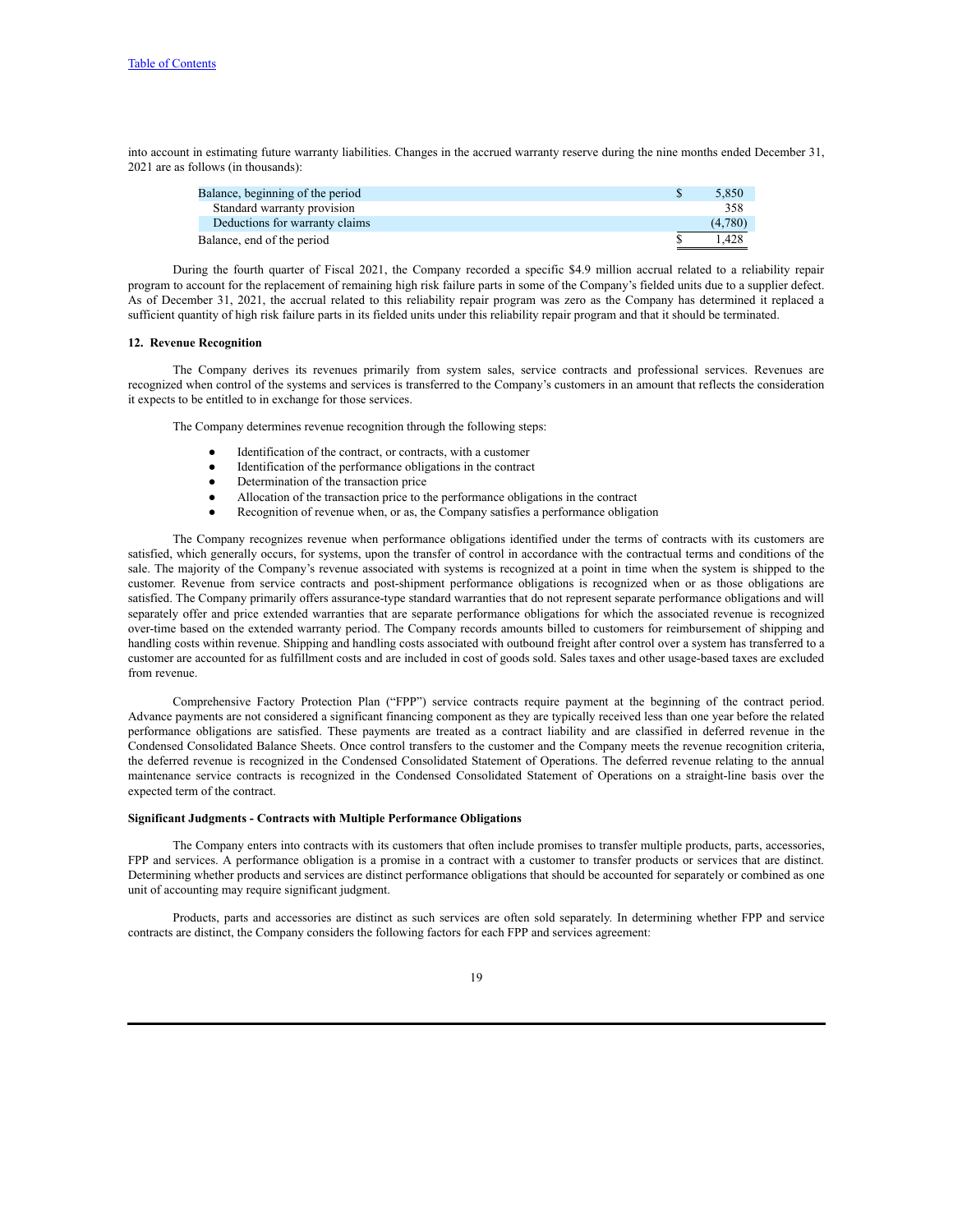into account in estimating future warranty liabilities. Changes in the accrued warranty reserve during the nine months ended December 31, 2021 are as follows (in thousands):

| | |
|---|---|
| Balance, beginning of the period | $ 5,850 |
| Standard warranty provision | 358 |
| Deductions for warranty claims | (4,780) |
| Balance, end of the period | $ 1,428 |

During the fourth quarter of Fiscal 2021, the Company recorded a specific $4.9 million accrual related to a reliability repair program to account for the replacement of remaining high risk failure parts in some of the Company's fielded units due to a supplier defect. As of December 31, 2021, the accrual related to this reliability repair program was zero as the Company has determined it replaced a sufficient quantity of high risk failure parts in its fielded units under this reliability repair program and that it should be terminated.

**12. Revenue Recognition**

The Company derives its revenues primarily from system sales, service contracts and professional services. Revenues are recognized when control of the systems and services is transferred to the Company's customers in an amount that reflects the consideration it expects to be entitled to in exchange for those services.

The Company determines revenue recognition through the following steps:

- Identification of the contract, or contracts, with a customer
- Identification of the performance obligations in the contract
- Determination of the transaction price
- Allocation of the transaction price to the performance obligations in the contract
- Recognition of revenue when, or as, the Company satisfies a performance obligation

The Company recognizes revenue when performance obligations identified under the terms of contracts with its customers are satisfied, which generally occurs, for systems, upon the transfer of control in accordance with the contractual terms and conditions of the sale. The majority of the Company's revenue associated with systems is recognized at a point in time when the system is shipped to the customer. Revenue from service contracts and post-shipment performance obligations is recognized when or as those obligations are satisfied. The Company primarily offers assurance-type standard warranties that do not represent separate performance obligations and will separately offer and price extended warranties that are separate performance obligations for which the associated revenue is recognized over-time based on the extended warranty period. The Company records amounts billed to customers for reimbursement of shipping and handling costs within revenue. Shipping and handling costs associated with outbound freight after control over a system has transferred to a customer are accounted for as fulfillment costs and are included in cost of goods sold. Sales taxes and other usage-based taxes are excluded from revenue.

Comprehensive Factory Protection Plan ("FPP") service contracts require payment at the beginning of the contract period. Advance payments are not considered a significant financing component as they are typically received less than one year before the related performance obligations are satisfied. These payments are treated as a contract liability and are classified in deferred revenue in the Condensed Consolidated Balance Sheets. Once control transfers to the customer and the Company meets the revenue recognition criteria, the deferred revenue is recognized in the Condensed Consolidated Statement of Operations. The deferred revenue relating to the annual maintenance service contracts is recognized in the Condensed Consolidated Statement of Operations on a straight-line basis over the expected term of the contract.

**Significant Judgments - Contracts with Multiple Performance Obligations**

The Company enters into contracts with its customers that often include promises to transfer multiple products, parts, accessories, FPP and services. A performance obligation is a promise in a contract with a customer to transfer products or services that are distinct. Determining whether products and services are distinct performance obligations that should be accounted for separately or combined as one unit of accounting may require significant judgment.

Products, parts and accessories are distinct as such services are often sold separately. In determining whether FPP and service contracts are distinct, the Company considers the following factors for each FPP and services agreement: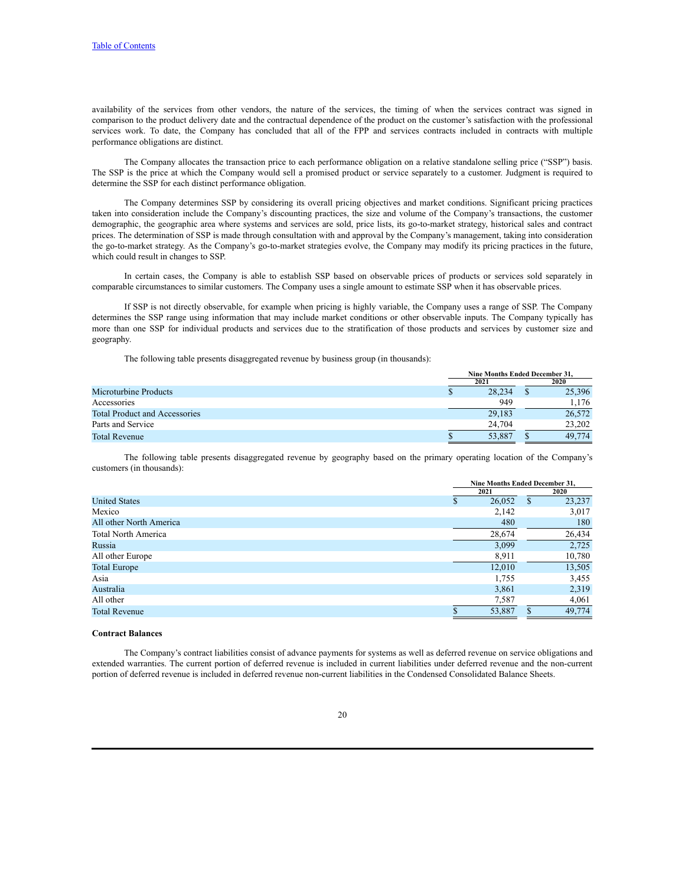availability of the services from other vendors, the nature of the services, the timing of when the services contract was signed in comparison to the product delivery date and the contractual dependence of the product on the customer's satisfaction with the professional services work. To date, the Company has concluded that all of the FPP and services contracts included in contracts with multiple performance obligations are distinct.

The Company allocates the transaction price to each performance obligation on a relative standalone selling price ("SSP") basis. The SSP is the price at which the Company would sell a promised product or service separately to a customer. Judgment is required to determine the SSP for each distinct performance obligation.

The Company determines SSP by considering its overall pricing objectives and market conditions. Significant pricing practices taken into consideration include the Company's discounting practices, the size and volume of the Company's transactions, the customer demographic, the geographic area where systems and services are sold, price lists, its go-to-market strategy, historical sales and contract prices. The determination of SSP is made through consultation with and approval by the Company's management, taking into consideration the go-to-market strategy. As the Company's go-to-market strategies evolve, the Company may modify its pricing practices in the future, which could result in changes to SSP.

In certain cases, the Company is able to establish SSP based on observable prices of products or services sold separately in comparable circumstances to similar customers. The Company uses a single amount to estimate SSP when it has observable prices.

If SSP is not directly observable, for example when pricing is highly variable, the Company uses a range of SSP. The Company determines the SSP range using information that may include market conditions or other observable inputs. The Company typically has more than one SSP for individual products and services due to the stratification of those products and services by customer size and geography.

The following table presents disaggregated revenue by business group (in thousands):

| | Nine Months Ended December 31, | |
|---|---|---|
| | 2021 | 2020 |
| Microturbine Products | $ 28,234 | $ 25,396 |
| Accessories | 949 | 1,176 |
| Total Product and Accessories | 29,183 | 26,572 |
| Parts and Service | 24,704 | 23,202 |
| Total Revenue | $ 53,887 | $ 49,774 |

The following table presents disaggregated revenue by geography based on the primary operating location of the Company's customers (in thousands):

| | Nine Months Ended December 31, | |
|---|---|---|
| | 2021 | 2020 |
| United States | $ 26,052 | $ 23,237 |
| Mexico | 2,142 | 3,017 |
| All other North America | 480 | 180 |
| Total North America | 28,674 | 26,434 |
| Russia | 3,099 | 2,725 |
| All other Europe | 8,911 | 10,780 |
| Total Europe | 12,010 | 13,505 |
| Asia | 1,755 | 3,455 |
| Australia | 3,861 | 2,319 |
| All other | 7,587 | 4,061 |
| Total Revenue | $ 53,887 | $ 49,774 |

**Contract Balances**

The Company's contract liabilities consist of advance payments for systems as well as deferred revenue on service obligations and extended warranties. The current portion of deferred revenue is included in current liabilities under deferred revenue and the non-current portion of deferred revenue is included in deferred revenue non-current liabilities in the Condensed Consolidated Balance Sheets.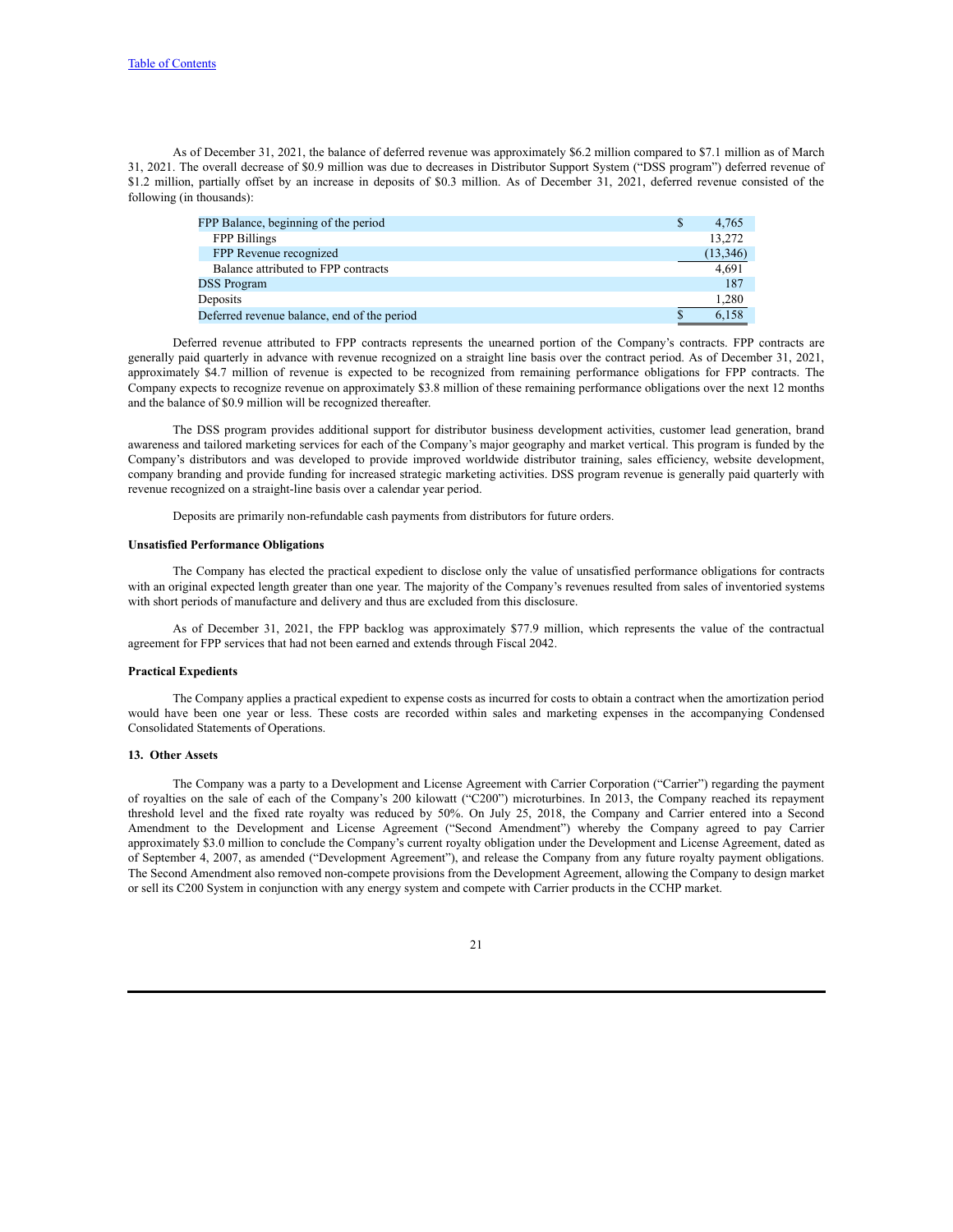As of December 31, 2021, the balance of deferred revenue was approximately $6.2 million compared to $7.1 million as of March 31, 2021. The overall decrease of $0.9 million was due to decreases in Distributor Support System ("DSS program") deferred revenue of $1.2 million, partially offset by an increase in deposits of $0.3 million. As of December 31, 2021, deferred revenue consisted of the following (in thousands):

| | |
|---|---|
| FPP Balance, beginning of the period | $ 4,765 |
| FPP Billings | 13,272 |
| FPP Revenue recognized | (13,346) |
| Balance attributed to FPP contracts | 4,691 |
| DSS Program | 187 |
| Deposits | 1,280 |
| Deferred revenue balance, end of the period | $ 6,158 |

Deferred revenue attributed to FPP contracts represents the unearned portion of the Company's contracts. FPP contracts are generally paid quarterly in advance with revenue recognized on a straight line basis over the contract period. As of December 31, 2021, approximately $4.7 million of revenue is expected to be recognized from remaining performance obligations for FPP contracts. The Company expects to recognize revenue on approximately $3.8 million of these remaining performance obligations over the next 12 months and the balance of $0.9 million will be recognized thereafter.

The DSS program provides additional support for distributor business development activities, customer lead generation, brand awareness and tailored marketing services for each of the Company's major geography and market vertical. This program is funded by the Company's distributors and was developed to provide improved worldwide distributor training, sales efficiency, website development, company branding and provide funding for increased strategic marketing activities. DSS program revenue is generally paid quarterly with revenue recognized on a straight-line basis over a calendar year period.

Deposits are primarily non-refundable cash payments from distributors for future orders.

**Unsatisfied Performance Obligations**

The Company has elected the practical expedient to disclose only the value of unsatisfied performance obligations for contracts with an original expected length greater than one year. The majority of the Company's revenues resulted from sales of inventoried systems with short periods of manufacture and delivery and thus are excluded from this disclosure.

As of December 31, 2021, the FPP backlog was approximately $77.9 million, which represents the value of the contractual agreement for FPP services that had not been earned and extends through Fiscal 2042.

**Practical Expedients**

The Company applies a practical expedient to expense costs as incurred for costs to obtain a contract when the amortization period would have been one year or less. These costs are recorded within sales and marketing expenses in the accompanying Condensed Consolidated Statements of Operations.

**13. Other Assets**

The Company was a party to a Development and License Agreement with Carrier Corporation ("Carrier") regarding the payment of royalties on the sale of each of the Company's 200 kilowatt ("C200") microturbines. In 2013, the Company reached its repayment threshold level and the fixed rate royalty was reduced by 50%. On July 25, 2018, the Company and Carrier entered into a Second Amendment to the Development and License Agreement ("Second Amendment") whereby the Company agreed to pay Carrier approximately $3.0 million to conclude the Company's current royalty obligation under the Development and License Agreement, dated as of September 4, 2007, as amended ("Development Agreement"), and release the Company from any future royalty payment obligations. The Second Amendment also removed non-compete provisions from the Development Agreement, allowing the Company to design market or sell its C200 System in conjunction with any energy system and compete with Carrier products in the CCHP market.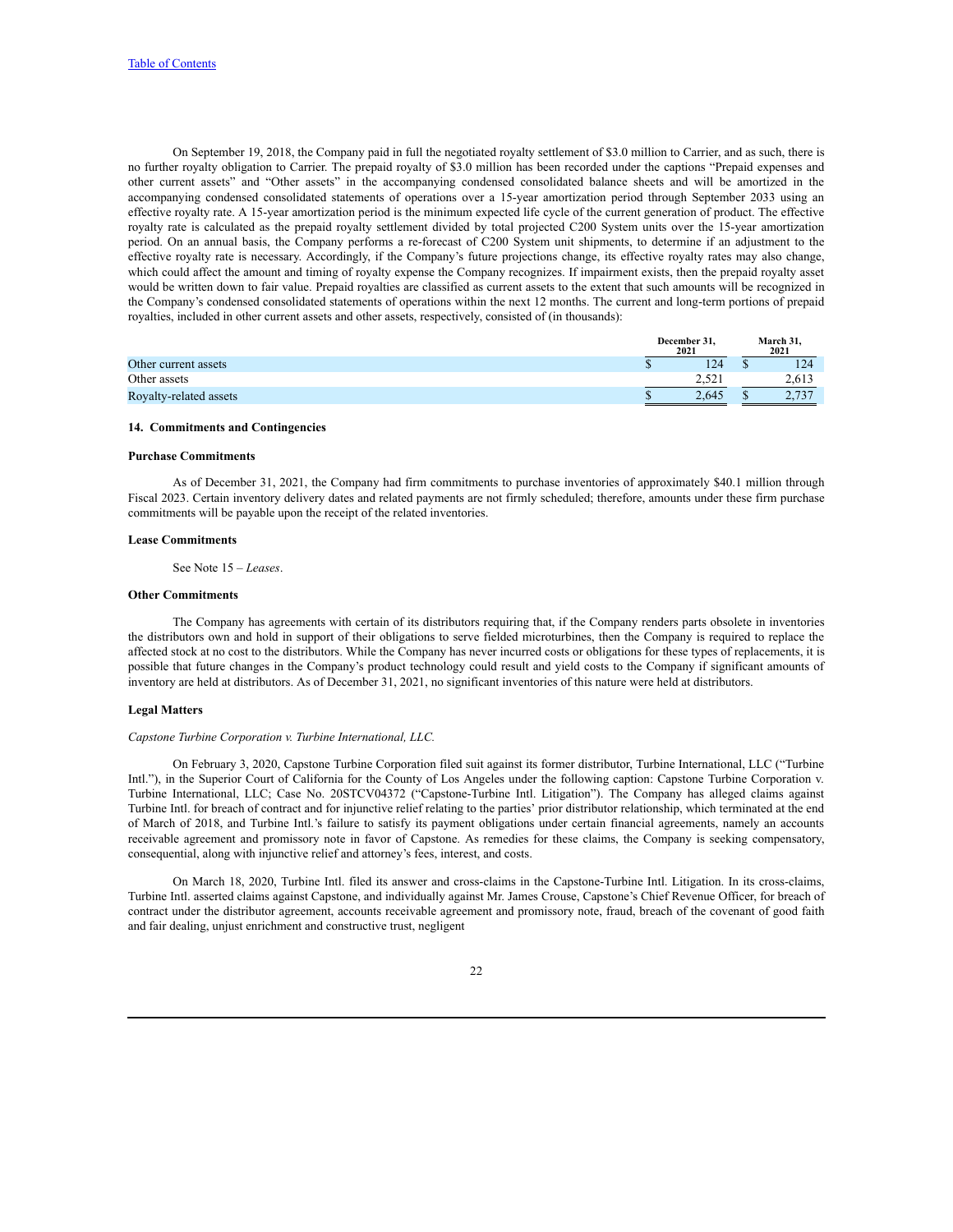On September 19, 2018, the Company paid in full the negotiated royalty settlement of $3.0 million to Carrier, and as such, there is no further royalty obligation to Carrier. The prepaid royalty of $3.0 million has been recorded under the captions "Prepaid expenses and other current assets" and "Other assets" in the accompanying condensed consolidated balance sheets and will be amortized in the accompanying condensed consolidated statements of operations over a 15-year amortization period through September 2033 using an effective royalty rate. A 15-year amortization period is the minimum expected life cycle of the current generation of product. The effective royalty rate is calculated as the prepaid royalty settlement divided by total projected C200 System units over the 15-year amortization period. On an annual basis, the Company performs a re-forecast of C200 System unit shipments, to determine if an adjustment to the effective royalty rate is necessary. Accordingly, if the Company's future projections change, its effective royalty rates may also change, which could affect the amount and timing of royalty expense the Company recognizes. If impairment exists, then the prepaid royalty asset would be written down to fair value. Prepaid royalties are classified as current assets to the extent that such amounts will be recognized in the Company's condensed consolidated statements of operations within the next 12 months. The current and long-term portions of prepaid royalties, included in other current assets and other assets, respectively, consisted of (in thousands):

| | December 31, 2021 | March 31, 2021 |
|---|---|---|
| Other current assets | $ 124 | $ 124 |
| Other assets | 2,521 | 2,613 |
| Royalty-related assets | $ 2,645 | $ 2,737 |

## 14. Commitments and Contingencies

### Purchase Commitments

As of December 31, 2021, the Company had firm commitments to purchase inventories of approximately $40.1 million through Fiscal 2023. Certain inventory delivery dates and related payments are not firmly scheduled; therefore, amounts under these firm purchase commitments will be payable upon the receipt of the related inventories.

### Lease Commitments

See Note 15 – *Leases*.

### Other Commitments

The Company has agreements with certain of its distributors requiring that, if the Company renders parts obsolete in inventories the distributors own and hold in support of their obligations to serve fielded microturbines, then the Company is required to replace the affected stock at no cost to the distributors. While the Company has never incurred costs or obligations for these types of replacements, it is possible that future changes in the Company's product technology could result and yield costs to the Company if significant amounts of inventory are held at distributors. As of December 31, 2021, no significant inventories of this nature were held at distributors.

### Legal Matters

*Capstone Turbine Corporation v. Turbine International, LLC.*

On February 3, 2020, Capstone Turbine Corporation filed suit against its former distributor, Turbine International, LLC ("Turbine Intl."), in the Superior Court of California for the County of Los Angeles under the following caption: Capstone Turbine Corporation v. Turbine International, LLC; Case No. 20STCV04372 ("Capstone-Turbine Intl. Litigation"). The Company has alleged claims against Turbine Intl. for breach of contract and for injunctive relief relating to the parties' prior distributor relationship, which terminated at the end of March of 2018, and Turbine Intl.'s failure to satisfy its payment obligations under certain financial agreements, namely an accounts receivable agreement and promissory note in favor of Capstone. As remedies for these claims, the Company is seeking compensatory, consequential, along with injunctive relief and attorney's fees, interest, and costs.

On March 18, 2020, Turbine Intl. filed its answer and cross-claims in the Capstone-Turbine Intl. Litigation. In its cross-claims, Turbine Intl. asserted claims against Capstone, and individually against Mr. James Crouse, Capstone's Chief Revenue Officer, for breach of contract under the distributor agreement, accounts receivable agreement and promissory note, fraud, breach of the covenant of good faith and fair dealing, unjust enrichment and constructive trust, negligent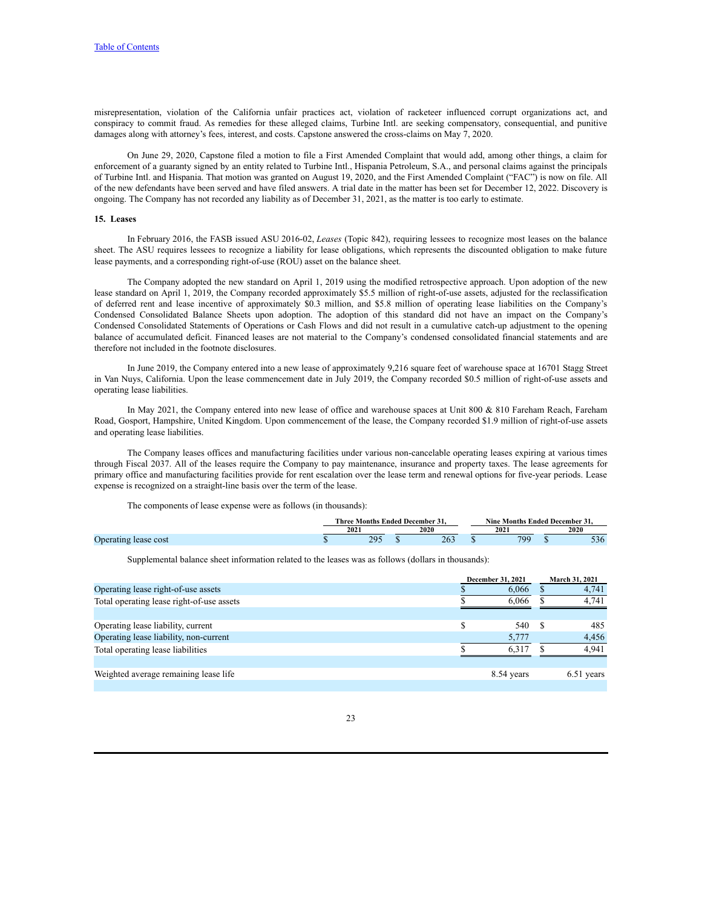misrepresentation, violation of the California unfair practices act, violation of racketeer influenced corrupt organizations act, and conspiracy to commit fraud. As remedies for these alleged claims, Turbine Intl. are seeking compensatory, consequential, and punitive damages along with attorney's fees, interest, and costs. Capstone answered the cross-claims on May 7, 2020.

On June 29, 2020, Capstone filed a motion to file a First Amended Complaint that would add, among other things, a claim for enforcement of a guaranty signed by an entity related to Turbine Intl., Hispania Petroleum, S.A., and personal claims against the principals of Turbine Intl. and Hispania. That motion was granted on August 19, 2020, and the First Amended Complaint ("FAC") is now on file. All of the new defendants have been served and have filed answers. A trial date in the matter has been set for December 12, 2022. Discovery is ongoing. The Company has not recorded any liability as of December 31, 2021, as the matter is too early to estimate.

**15. Leases**

In February 2016, the FASB issued ASU 2016-02, *Leases* (Topic 842), requiring lessees to recognize most leases on the balance sheet. The ASU requires lessees to recognize a liability for lease obligations, which represents the discounted obligation to make future lease payments, and a corresponding right-of-use (ROU) asset on the balance sheet.

The Company adopted the new standard on April 1, 2019 using the modified retrospective approach. Upon adoption of the new lease standard on April 1, 2019, the Company recorded approximately $5.5 million of right-of-use assets, adjusted for the reclassification of deferred rent and lease incentive of approximately $0.3 million, and $5.8 million of operating lease liabilities on the Company's Condensed Consolidated Balance Sheets upon adoption. The adoption of this standard did not have an impact on the Company's Condensed Consolidated Statements of Operations or Cash Flows and did not result in a cumulative catch-up adjustment to the opening balance of accumulated deficit. Financed leases are not material to the Company's condensed consolidated financial statements and are therefore not included in the footnote disclosures.

In June 2019, the Company entered into a new lease of approximately 9,216 square feet of warehouse space at 16701 Stagg Street in Van Nuys, California. Upon the lease commencement date in July 2019, the Company recorded $0.5 million of right-of-use assets and operating lease liabilities.

In May 2021, the Company entered into new lease of office and warehouse spaces at Unit 800 & 810 Fareham Reach, Fareham Road, Gosport, Hampshire, United Kingdom. Upon commencement of the lease, the Company recorded $1.9 million of right-of-use assets and operating lease liabilities.

The Company leases offices and manufacturing facilities under various non-cancelable operating leases expiring at various times through Fiscal 2037. All of the leases require the Company to pay maintenance, insurance and property taxes. The lease agreements for primary office and manufacturing facilities provide for rent escalation over the lease term and renewal options for five-year periods. Lease expense is recognized on a straight-line basis over the term of the lease.

The components of lease expense were as follows (in thousands):

| | Three Months Ended December 31, | | Nine Months Ended December 31, | |
|---|---|---|---|---|
| | 2021 | 2020 | 2021 | 2020 |
| Operating lease cost | $ 295 | $ 263 | $ 799 | $ 536 |

Supplemental balance sheet information related to the leases was as follows (dollars in thousands):

| | December 31, 2021 | March 31, 2021 |
|---|---|---|
| Operating lease right-of-use assets | $ 6,066 | $ 4,741 |
| Total operating lease right-of-use assets | $ 6,066 | $ 4,741 |
| | | |
| Operating lease liability, current | $ 540 | $ 485 |
| Operating lease liability, non-current | 5,777 | 4,456 |
| Total operating lease liabilities | $ 6,317 | $ 4,941 |
| | | |
| Weighted average remaining lease life | 8.54 years | 6.51 years |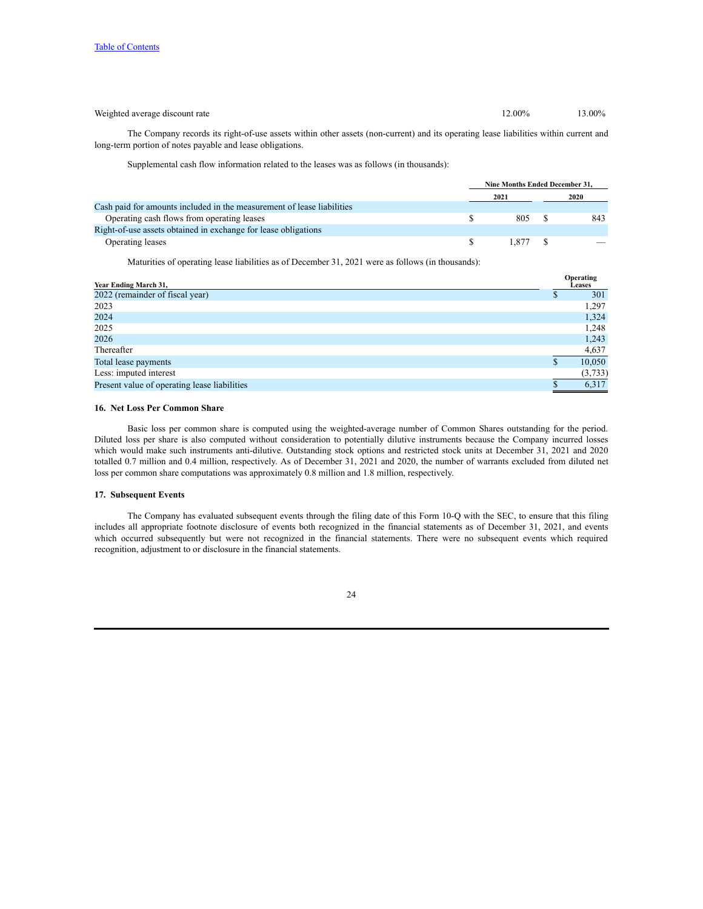| | | |
|---|---|---|
| Weighted average discount rate | 12.00% | 13.00% |

The Company records its right-of-use assets within other assets (non-current) and its operating lease liabilities within current and long-term portion of notes payable and lease obligations.

Supplemental cash flow information related to the leases was as follows (in thousands):

| | Nine Months Ended December 31, | |
|---|---|---|
| | 2021 | 2020 |
| Cash paid for amounts included in the measurement of lease liabilities | | |
| Operating cash flows from operating leases | $ 805 | $ 843 |
| Right-of-use assets obtained in exchange for lease obligations | | |
| Operating leases | $ 1,877 | $ — |

Maturities of operating lease liabilities as of December 31, 2021 were as follows (in thousands):

| Year Ending March 31, | Operating Leases |
|---|---|
| 2022 (remainder of fiscal year) | $ 301 |
| 2023 | 1,297 |
| 2024 | 1,324 |
| 2025 | 1,248 |
| 2026 | 1,243 |
| Thereafter | 4,637 |
| Total lease payments | $ 10,050 |
| Less: imputed interest | (3,733) |
| Present value of operating lease liabilities | $ 6,317 |

### 16. Net Loss Per Common Share

Basic loss per common share is computed using the weighted-average number of Common Shares outstanding for the period. Diluted loss per share is also computed without consideration to potentially dilutive instruments because the Company incurred losses which would make such instruments anti-dilutive. Outstanding stock options and restricted stock units at December 31, 2021 and 2020 totalled 0.7 million and 0.4 million, respectively. As of December 31, 2021 and 2020, the number of warrants excluded from diluted net loss per common share computations was approximately 0.8 million and 1.8 million, respectively.

### 17. Subsequent Events

The Company has evaluated subsequent events through the filing date of this Form 10-Q with the SEC, to ensure that this filing includes all appropriate footnote disclosure of events both recognized in the financial statements as of December 31, 2021, and events which occurred subsequently but were not recognized in the financial statements. There were no subsequent events which required recognition, adjustment to or disclosure in the financial statements.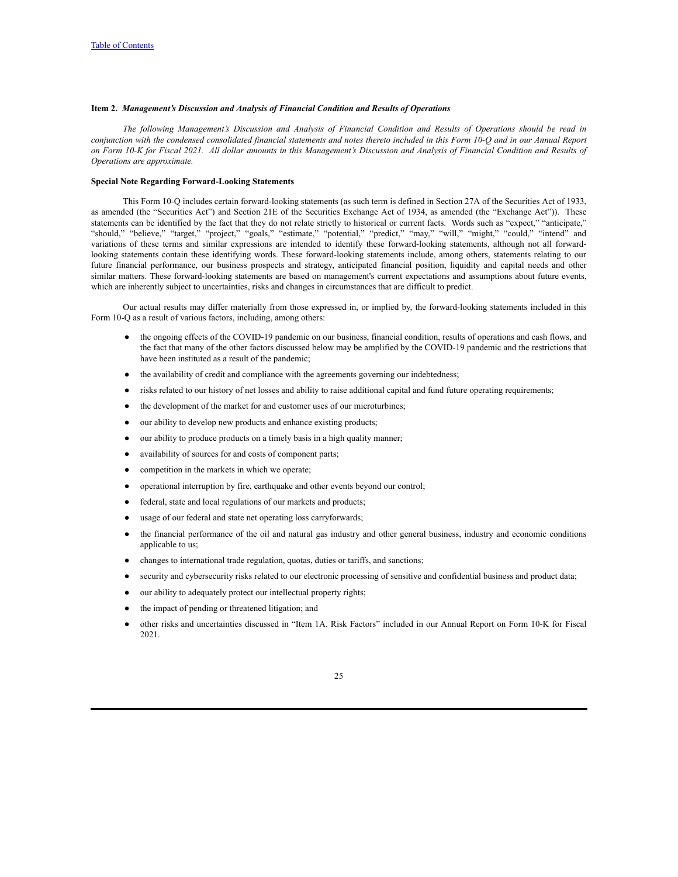**Item 2.** ***Management's Discussion and Analysis of Financial Condition and Results of Operations***

*The following Management's Discussion and Analysis of Financial Condition and Results of Operations should be read in conjunction with the condensed consolidated financial statements and notes thereto included in this Form 10-Q and in our Annual Report on Form 10-K for Fiscal 2021. All dollar amounts in this Management's Discussion and Analysis of Financial Condition and Results of Operations are approximate.*

**Special Note Regarding Forward-Looking Statements**

This Form 10-Q includes certain forward-looking statements (as such term is defined in Section 27A of the Securities Act of 1933, as amended (the "Securities Act") and Section 21E of the Securities Exchange Act of 1934, as amended (the "Exchange Act")). These statements can be identified by the fact that they do not relate strictly to historical or current facts. Words such as "expect," "anticipate," "should," "believe," "target," "project," "goals," "estimate," "potential," "predict," "may," "will," "might," "could," "intend" and variations of these terms and similar expressions are intended to identify these forward-looking statements, although not all forward-looking statements contain these identifying words. These forward-looking statements include, among others, statements relating to our future financial performance, our business prospects and strategy, anticipated financial position, liquidity and capital needs and other similar matters. These forward-looking statements are based on management's current expectations and assumptions about future events, which are inherently subject to uncertainties, risks and changes in circumstances that are difficult to predict.

Our actual results may differ materially from those expressed in, or implied by, the forward-looking statements included in this Form 10-Q as a result of various factors, including, among others:

- the ongoing effects of the COVID-19 pandemic on our business, financial condition, results of operations and cash flows, and the fact that many of the other factors discussed below may be amplified by the COVID-19 pandemic and the restrictions that have been instituted as a result of the pandemic;
- the availability of credit and compliance with the agreements governing our indebtedness;
- risks related to our history of net losses and ability to raise additional capital and fund future operating requirements;
- the development of the market for and customer uses of our microturbines;
- our ability to develop new products and enhance existing products;
- our ability to produce products on a timely basis in a high quality manner;
- availability of sources for and costs of component parts;
- competition in the markets in which we operate;
- operational interruption by fire, earthquake and other events beyond our control;
- federal, state and local regulations of our markets and products;
- usage of our federal and state net operating loss carryforwards;
- the financial performance of the oil and natural gas industry and other general business, industry and economic conditions applicable to us;
- changes to international trade regulation, quotas, duties or tariffs, and sanctions;
- security and cybersecurity risks related to our electronic processing of sensitive and confidential business and product data;
- our ability to adequately protect our intellectual property rights;
- the impact of pending or threatened litigation; and
- other risks and uncertainties discussed in "Item 1A. Risk Factors" included in our Annual Report on Form 10-K for Fiscal 2021.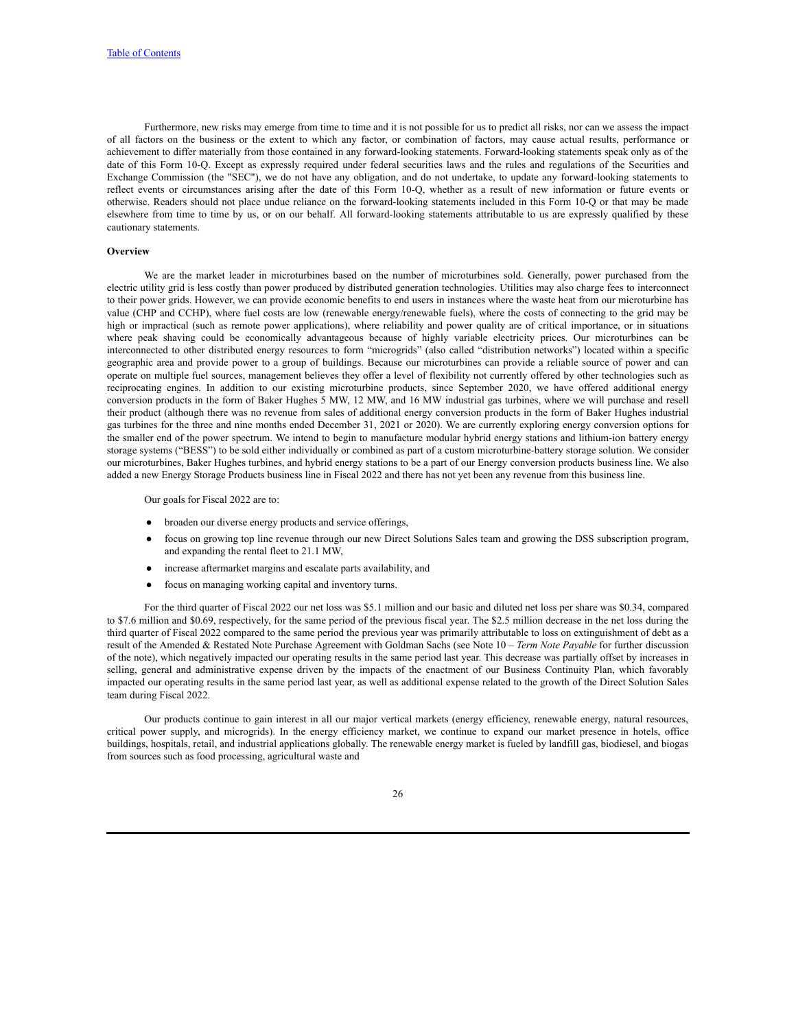Furthermore, new risks may emerge from time to time and it is not possible for us to predict all risks, nor can we assess the impact of all factors on the business or the extent to which any factor, or combination of factors, may cause actual results, performance or achievement to differ materially from those contained in any forward-looking statements. Forward-looking statements speak only as of the date of this Form 10-Q. Except as expressly required under federal securities laws and the rules and regulations of the Securities and Exchange Commission (the "SEC"), we do not have any obligation, and do not undertake, to update any forward-looking statements to reflect events or circumstances arising after the date of this Form 10-Q, whether as a result of new information or future events or otherwise. Readers should not place undue reliance on the forward-looking statements included in this Form 10-Q or that may be made elsewhere from time to time by us, or on our behalf. All forward-looking statements attributable to us are expressly qualified by these cautionary statements.

**Overview**

We are the market leader in microturbines based on the number of microturbines sold. Generally, power purchased from the electric utility grid is less costly than power produced by distributed generation technologies. Utilities may also charge fees to interconnect to their power grids. However, we can provide economic benefits to end users in instances where the waste heat from our microturbine has value (CHP and CCHP), where fuel costs are low (renewable energy/renewable fuels), where the costs of connecting to the grid may be high or impractical (such as remote power applications), where reliability and power quality are of critical importance, or in situations where peak shaving could be economically advantageous because of highly variable electricity prices. Our microturbines can be interconnected to other distributed energy resources to form "microgrids" (also called "distribution networks") located within a specific geographic area and provide power to a group of buildings. Because our microturbines can provide a reliable source of power and can operate on multiple fuel sources, management believes they offer a level of flexibility not currently offered by other technologies such as reciprocating engines. In addition to our existing microturbine products, since September 2020, we have offered additional energy conversion products in the form of Baker Hughes 5 MW, 12 MW, and 16 MW industrial gas turbines, where we will purchase and resell their product (although there was no revenue from sales of additional energy conversion products in the form of Baker Hughes industrial gas turbines for the three and nine months ended December 31, 2021 or 2020). We are currently exploring energy conversion options for the smaller end of the power spectrum. We intend to begin to manufacture modular hybrid energy stations and lithium-ion battery energy storage systems ("BESS") to be sold either individually or combined as part of a custom microturbine-battery storage solution. We consider our microturbines, Baker Hughes turbines, and hybrid energy stations to be a part of our Energy conversion products business line. We also added a new Energy Storage Products business line in Fiscal 2022 and there has not yet been any revenue from this business line.

Our goals for Fiscal 2022 are to:

- broaden our diverse energy products and service offerings,
- focus on growing top line revenue through our new Direct Solutions Sales team and growing the DSS subscription program, and expanding the rental fleet to 21.1 MW,
- increase aftermarket margins and escalate parts availability, and
- focus on managing working capital and inventory turns.

For the third quarter of Fiscal 2022 our net loss was $5.1 million and our basic and diluted net loss per share was $0.34, compared to $7.6 million and $0.69, respectively, for the same period of the previous fiscal year. The $2.5 million decrease in the net loss during the third quarter of Fiscal 2022 compared to the same period the previous year was primarily attributable to loss on extinguishment of debt as a result of the Amended & Restated Note Purchase Agreement with Goldman Sachs (see Note 10 – *Term Note Payable* for further discussion of the note), which negatively impacted our operating results in the same period last year. This decrease was partially offset by increases in selling, general and administrative expense driven by the impacts of the enactment of our Business Continuity Plan, which favorably impacted our operating results in the same period last year, as well as additional expense related to the growth of the Direct Solution Sales team during Fiscal 2022.

Our products continue to gain interest in all our major vertical markets (energy efficiency, renewable energy, natural resources, critical power supply, and microgrids). In the energy efficiency market, we continue to expand our market presence in hotels, office buildings, hospitals, retail, and industrial applications globally. The renewable energy market is fueled by landfill gas, biodiesel, and biogas from sources such as food processing, agricultural waste and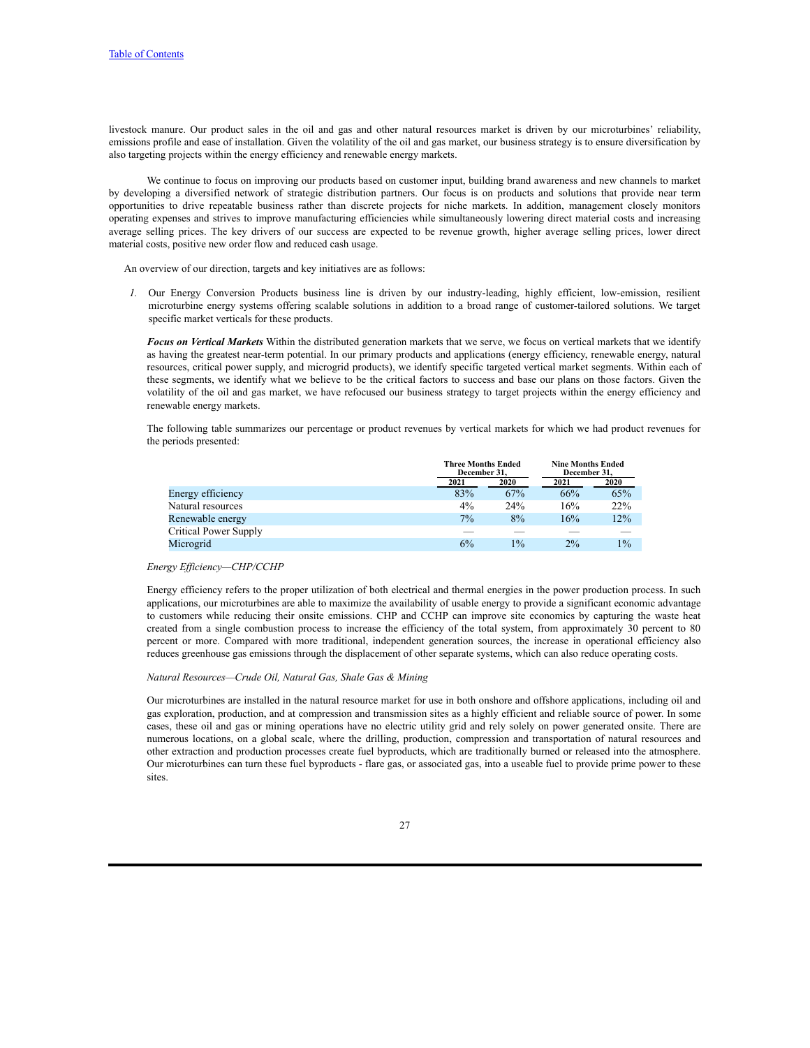livestock manure. Our product sales in the oil and gas and other natural resources market is driven by our microturbines' reliability, emissions profile and ease of installation. Given the volatility of the oil and gas market, our business strategy is to ensure diversification by also targeting projects within the energy efficiency and renewable energy markets.

We continue to focus on improving our products based on customer input, building brand awareness and new channels to market by developing a diversified network of strategic distribution partners. Our focus is on products and solutions that provide near term opportunities to drive repeatable business rather than discrete projects for niche markets. In addition, management closely monitors operating expenses and strives to improve manufacturing efficiencies while simultaneously lowering direct material costs and increasing average selling prices. The key drivers of our success are expected to be revenue growth, higher average selling prices, lower direct material costs, positive new order flow and reduced cash usage.

An overview of our direction, targets and key initiatives are as follows:

*1.* Our Energy Conversion Products business line is driven by our industry-leading, highly efficient, low-emission, resilient microturbine energy systems offering scalable solutions in addition to a broad range of customer-tailored solutions. We target specific market verticals for these products.

***Focus on Vertical Markets*** Within the distributed generation markets that we serve, we focus on vertical markets that we identify as having the greatest near-term potential. In our primary products and applications (energy efficiency, renewable energy, natural resources, critical power supply, and microgrid products), we identify specific targeted vertical market segments. Within each of these segments, we identify what we believe to be the critical factors to success and base our plans on those factors. Given the volatility of the oil and gas market, we have refocused our business strategy to target projects within the energy efficiency and renewable energy markets.

The following table summarizes our percentage or product revenues by vertical markets for which we had product revenues for the periods presented:

| | Three Months Ended December 31, | | Nine Months Ended December 31, | |
|---|---|---|---|---|
| | 2021 | 2020 | 2021 | 2020 |
| Energy efficiency | 83% | 67% | 66% | 65% |
| Natural resources | 4% | 24% | 16% | 22% |
| Renewable energy | 7% | 8% | 16% | 12% |
| Critical Power Supply | — | — | — | — |
| Microgrid | 6% | 1% | 2% | 1% |

*Energy Efficiency—CHP/CCHP*

Energy efficiency refers to the proper utilization of both electrical and thermal energies in the power production process. In such applications, our microturbines are able to maximize the availability of usable energy to provide a significant economic advantage to customers while reducing their onsite emissions. CHP and CCHP can improve site economics by capturing the waste heat created from a single combustion process to increase the efficiency of the total system, from approximately 30 percent to 80 percent or more. Compared with more traditional, independent generation sources, the increase in operational efficiency also reduces greenhouse gas emissions through the displacement of other separate systems, which can also reduce operating costs.

*Natural Resources—Crude Oil, Natural Gas, Shale Gas & Mining*

Our microturbines are installed in the natural resource market for use in both onshore and offshore applications, including oil and gas exploration, production, and at compression and transmission sites as a highly efficient and reliable source of power. In some cases, these oil and gas or mining operations have no electric utility grid and rely solely on power generated onsite. There are numerous locations, on a global scale, where the drilling, production, compression and transportation of natural resources and other extraction and production processes create fuel byproducts, which are traditionally burned or released into the atmosphere. Our microturbines can turn these fuel byproducts - flare gas, or associated gas, into a useable fuel to provide prime power to these sites.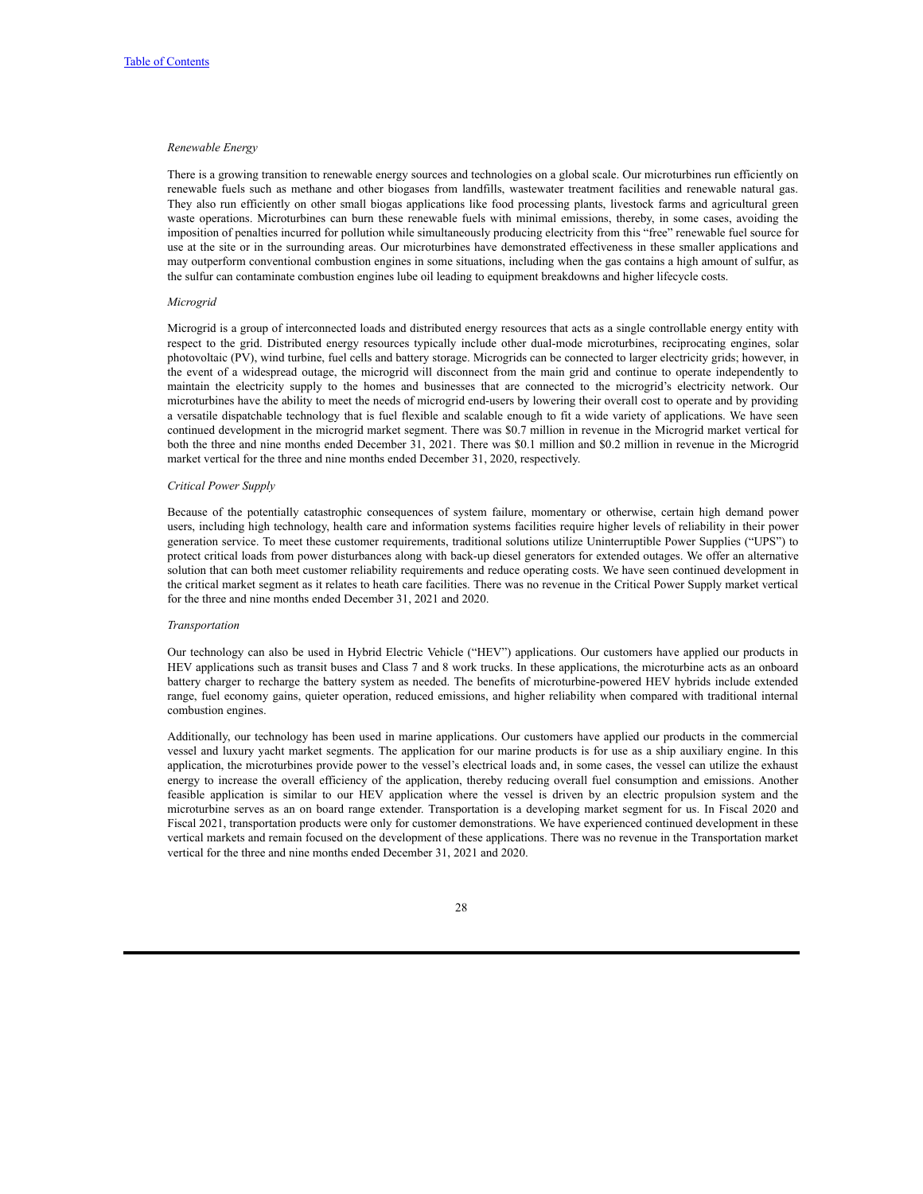*Renewable Energy*

There is a growing transition to renewable energy sources and technologies on a global scale. Our microturbines run efficiently on renewable fuels such as methane and other biogases from landfills, wastewater treatment facilities and renewable natural gas. They also run efficiently on other small biogas applications like food processing plants, livestock farms and agricultural green waste operations. Microturbines can burn these renewable fuels with minimal emissions, thereby, in some cases, avoiding the imposition of penalties incurred for pollution while simultaneously producing electricity from this "free" renewable fuel source for use at the site or in the surrounding areas. Our microturbines have demonstrated effectiveness in these smaller applications and may outperform conventional combustion engines in some situations, including when the gas contains a high amount of sulfur, as the sulfur can contaminate combustion engines lube oil leading to equipment breakdowns and higher lifecycle costs.

*Microgrid*

Microgrid is a group of interconnected loads and distributed energy resources that acts as a single controllable energy entity with respect to the grid. Distributed energy resources typically include other dual-mode microturbines, reciprocating engines, solar photovoltaic (PV), wind turbine, fuel cells and battery storage. Microgrids can be connected to larger electricity grids; however, in the event of a widespread outage, the microgrid will disconnect from the main grid and continue to operate independently to maintain the electricity supply to the homes and businesses that are connected to the microgrid's electricity network. Our microturbines have the ability to meet the needs of microgrid end-users by lowering their overall cost to operate and by providing a versatile dispatchable technology that is fuel flexible and scalable enough to fit a wide variety of applications. We have seen continued development in the microgrid market segment. There was $0.7 million in revenue in the Microgrid market vertical for both the three and nine months ended December 31, 2021. There was $0.1 million and $0.2 million in revenue in the Microgrid market vertical for the three and nine months ended December 31, 2020, respectively.

*Critical Power Supply*

Because of the potentially catastrophic consequences of system failure, momentary or otherwise, certain high demand power users, including high technology, health care and information systems facilities require higher levels of reliability in their power generation service. To meet these customer requirements, traditional solutions utilize Uninterruptible Power Supplies ("UPS") to protect critical loads from power disturbances along with back-up diesel generators for extended outages. We offer an alternative solution that can both meet customer reliability requirements and reduce operating costs. We have seen continued development in the critical market segment as it relates to heath care facilities. There was no revenue in the Critical Power Supply market vertical for the three and nine months ended December 31, 2021 and 2020.

*Transportation*

Our technology can also be used in Hybrid Electric Vehicle ("HEV") applications. Our customers have applied our products in HEV applications such as transit buses and Class 7 and 8 work trucks. In these applications, the microturbine acts as an onboard battery charger to recharge the battery system as needed. The benefits of microturbine-powered HEV hybrids include extended range, fuel economy gains, quieter operation, reduced emissions, and higher reliability when compared with traditional internal combustion engines.

Additionally, our technology has been used in marine applications. Our customers have applied our products in the commercial vessel and luxury yacht market segments. The application for our marine products is for use as a ship auxiliary engine. In this application, the microturbines provide power to the vessel's electrical loads and, in some cases, the vessel can utilize the exhaust energy to increase the overall efficiency of the application, thereby reducing overall fuel consumption and emissions. Another feasible application is similar to our HEV application where the vessel is driven by an electric propulsion system and the microturbine serves as an on board range extender. Transportation is a developing market segment for us. In Fiscal 2020 and Fiscal 2021, transportation products were only for customer demonstrations. We have experienced continued development in these vertical markets and remain focused on the development of these applications. There was no revenue in the Transportation market vertical for the three and nine months ended December 31, 2021 and 2020.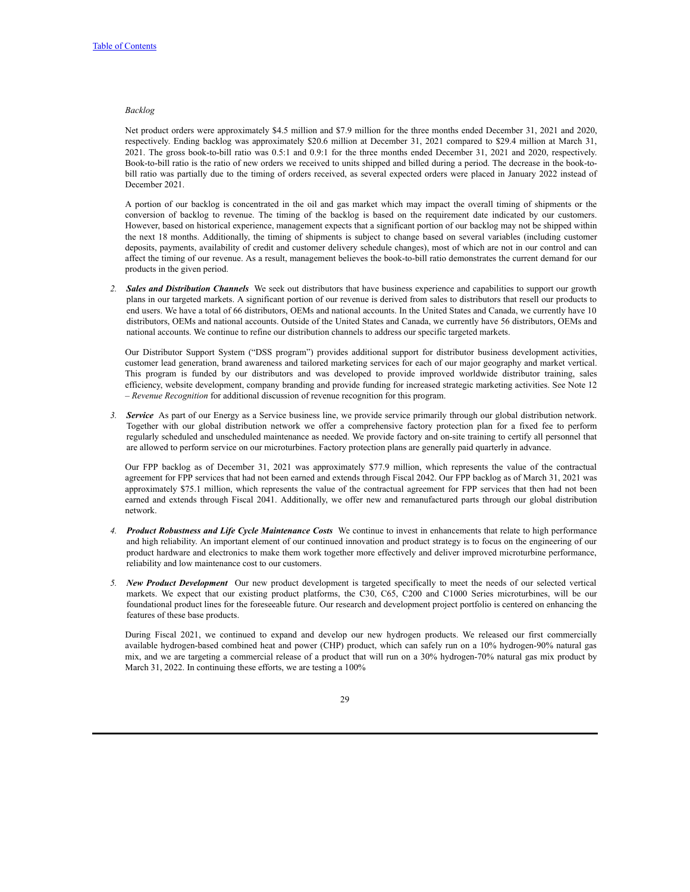*Backlog*

Net product orders were approximately $4.5 million and $7.9 million for the three months ended December 31, 2021 and 2020, respectively. Ending backlog was approximately $20.6 million at December 31, 2021 compared to $29.4 million at March 31, 2021. The gross book-to-bill ratio was 0.5:1 and 0.9:1 for the three months ended December 31, 2021 and 2020, respectively. Book-to-bill ratio is the ratio of new orders we received to units shipped and billed during a period. The decrease in the book-to-bill ratio was partially due to the timing of orders received, as several expected orders were placed in January 2022 instead of December 2021.

A portion of our backlog is concentrated in the oil and gas market which may impact the overall timing of shipments or the conversion of backlog to revenue. The timing of the backlog is based on the requirement date indicated by our customers. However, based on historical experience, management expects that a significant portion of our backlog may not be shipped within the next 18 months. Additionally, the timing of shipments is subject to change based on several variables (including customer deposits, payments, availability of credit and customer delivery schedule changes), most of which are not in our control and can affect the timing of our revenue. As a result, management believes the book-to-bill ratio demonstrates the current demand for our products in the given period.

2. ***Sales and Distribution Channels*** We seek out distributors that have business experience and capabilities to support our growth plans in our targeted markets. A significant portion of our revenue is derived from sales to distributors that resell our products to end users. We have a total of 66 distributors, OEMs and national accounts. In the United States and Canada, we currently have 10 distributors, OEMs and national accounts. Outside of the United States and Canada, we currently have 56 distributors, OEMs and national accounts. We continue to refine our distribution channels to address our specific targeted markets.

   Our Distributor Support System ("DSS program") provides additional support for distributor business development activities, customer lead generation, brand awareness and tailored marketing services for each of our major geography and market vertical. This program is funded by our distributors and was developed to provide improved worldwide distributor training, sales efficiency, website development, company branding and provide funding for increased strategic marketing activities. See Note 12 – *Revenue Recognition* for additional discussion of revenue recognition for this program.

3. ***Service*** As part of our Energy as a Service business line, we provide service primarily through our global distribution network. Together with our global distribution network we offer a comprehensive factory protection plan for a fixed fee to perform regularly scheduled and unscheduled maintenance as needed. We provide factory and on-site training to certify all personnel that are allowed to perform service on our microturbines. Factory protection plans are generally paid quarterly in advance.

   Our FPP backlog as of December 31, 2021 was approximately $77.9 million, which represents the value of the contractual agreement for FPP services that had not been earned and extends through Fiscal 2042. Our FPP backlog as of March 31, 2021 was approximately $75.1 million, which represents the value of the contractual agreement for FPP services that then had not been earned and extends through Fiscal 2041. Additionally, we offer new and remanufactured parts through our global distribution network.

4. ***Product Robustness and Life Cycle Maintenance Costs*** We continue to invest in enhancements that relate to high performance and high reliability. An important element of our continued innovation and product strategy is to focus on the engineering of our product hardware and electronics to make them work together more effectively and deliver improved microturbine performance, reliability and low maintenance cost to our customers.

5. ***New Product Development*** Our new product development is targeted specifically to meet the needs of our selected vertical markets. We expect that our existing product platforms, the C30, C65, C200 and C1000 Series microturbines, will be our foundational product lines for the foreseeable future. Our research and development project portfolio is centered on enhancing the features of these base products.

   During Fiscal 2021, we continued to expand and develop our new hydrogen products. We released our first commercially available hydrogen-based combined heat and power (CHP) product, which can safely run on a 10% hydrogen-90% natural gas mix, and we are targeting a commercial release of a product that will run on a 30% hydrogen-70% natural gas mix product by March 31, 2022. In continuing these efforts, we are testing a 100%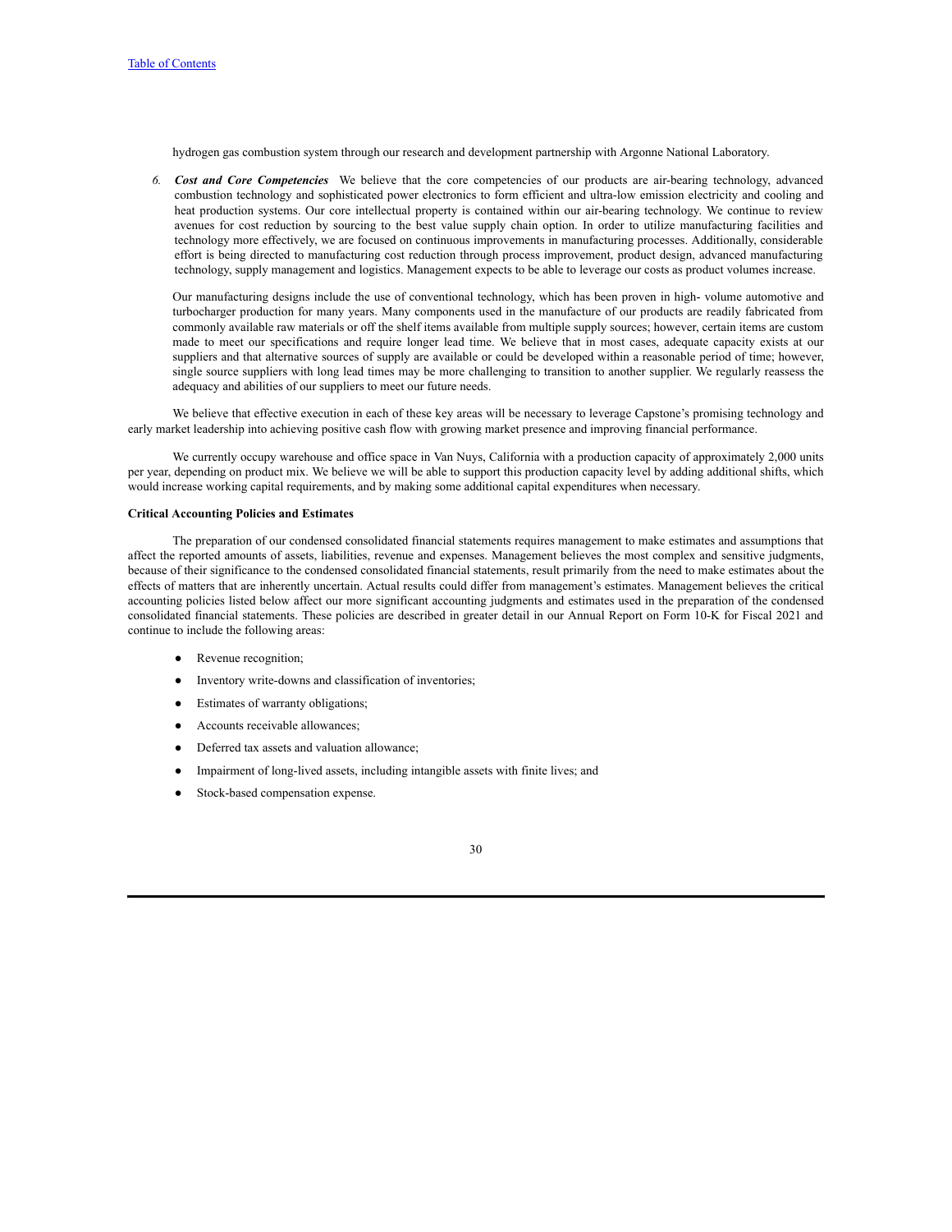hydrogen gas combustion system through our research and development partnership with Argonne National Laboratory.

6. ***Cost and Core Competencies*** We believe that the core competencies of our products are air-bearing technology, advanced combustion technology and sophisticated power electronics to form efficient and ultra-low emission electricity and cooling and heat production systems. Our core intellectual property is contained within our air-bearing technology. We continue to review avenues for cost reduction by sourcing to the best value supply chain option. In order to utilize manufacturing facilities and technology more effectively, we are focused on continuous improvements in manufacturing processes. Additionally, considerable effort is being directed to manufacturing cost reduction through process improvement, product design, advanced manufacturing technology, supply management and logistics. Management expects to be able to leverage our costs as product volumes increase.

   Our manufacturing designs include the use of conventional technology, which has been proven in high- volume automotive and turbocharger production for many years. Many components used in the manufacture of our products are readily fabricated from commonly available raw materials or off the shelf items available from multiple supply sources; however, certain items are custom made to meet our specifications and require longer lead time. We believe that in most cases, adequate capacity exists at our suppliers and that alternative sources of supply are available or could be developed within a reasonable period of time; however, single source suppliers with long lead times may be more challenging to transition to another supplier. We regularly reassess the adequacy and abilities of our suppliers to meet our future needs.

We believe that effective execution in each of these key areas will be necessary to leverage Capstone's promising technology and early market leadership into achieving positive cash flow with growing market presence and improving financial performance.

We currently occupy warehouse and office space in Van Nuys, California with a production capacity of approximately 2,000 units per year, depending on product mix. We believe we will be able to support this production capacity level by adding additional shifts, which would increase working capital requirements, and by making some additional capital expenditures when necessary.

**Critical Accounting Policies and Estimates**

The preparation of our condensed consolidated financial statements requires management to make estimates and assumptions that affect the reported amounts of assets, liabilities, revenue and expenses. Management believes the most complex and sensitive judgments, because of their significance to the condensed consolidated financial statements, result primarily from the need to make estimates about the effects of matters that are inherently uncertain. Actual results could differ from management's estimates. Management believes the critical accounting policies listed below affect our more significant accounting judgments and estimates used in the preparation of the condensed consolidated financial statements. These policies are described in greater detail in our Annual Report on Form 10-K for Fiscal 2021 and continue to include the following areas:

- Revenue recognition;
- Inventory write-downs and classification of inventories;
- Estimates of warranty obligations;
- Accounts receivable allowances;
- Deferred tax assets and valuation allowance;
- Impairment of long-lived assets, including intangible assets with finite lives; and
- Stock-based compensation expense.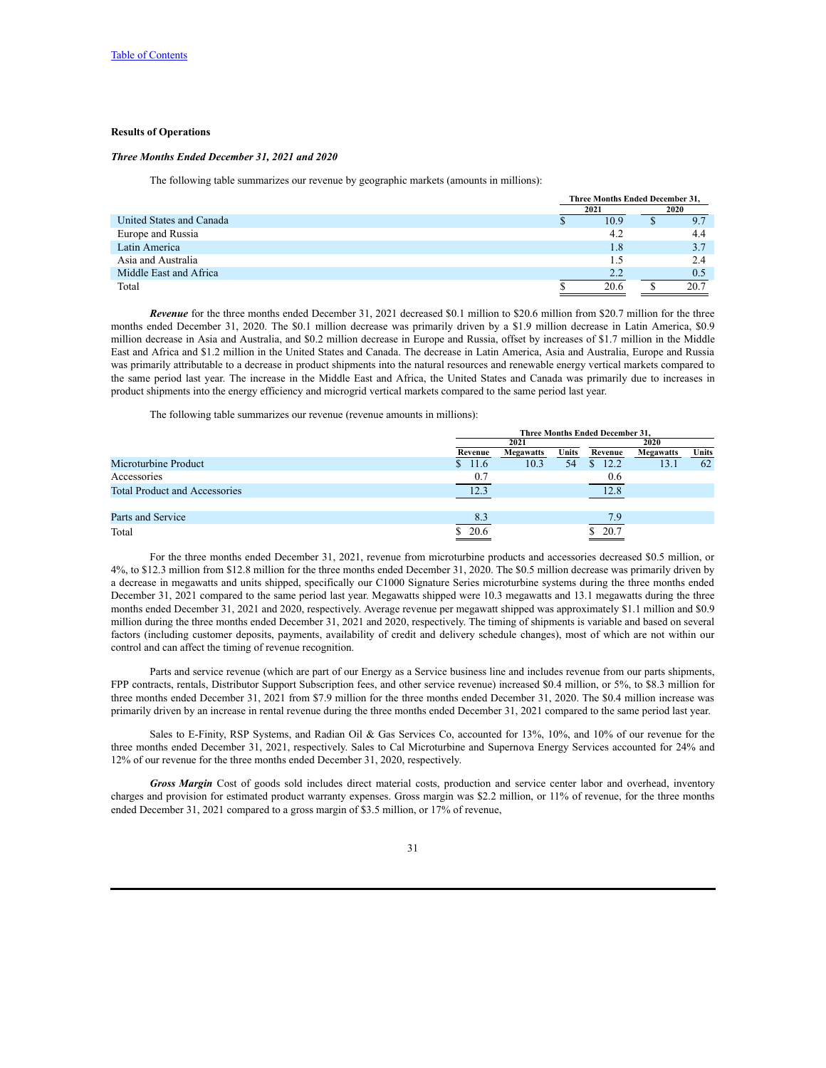[Table of Contents](#)

### Results of Operations

#### *Three Months Ended December 31, 2021 and 2020*

The following table summarizes our revenue by geographic markets (amounts in millions):

| | Three Months Ended December 31, | |
|---|---|---|
| | 2021 | 2020 |
| United States and Canada | $ 10.9 | $ 9.7 |
| Europe and Russia | 4.2 | 4.4 |
| Latin America | 1.8 | 3.7 |
| Asia and Australia | 1.5 | 2.4 |
| Middle East and Africa | 2.2 | 0.5 |
| Total | $ 20.6 | $ 20.7 |

***Revenue*** for the three months ended December 31, 2021 decreased $0.1 million to $20.6 million from $20.7 million for the three months ended December 31, 2020. The $0.1 million decrease was primarily driven by a $1.9 million decrease in Latin America, $0.9 million decrease in Asia and Australia, and $0.2 million decrease in Europe and Russia, offset by increases of $1.7 million in the Middle East and Africa and $1.2 million in the United States and Canada. The decrease in Latin America, Asia and Australia, Europe and Russia was primarily attributable to a decrease in product shipments into the natural resources and renewable energy vertical markets compared to the same period last year. The increase in the Middle East and Africa, the United States and Canada was primarily due to increases in product shipments into the energy efficiency and microgrid vertical markets compared to the same period last year.

The following table summarizes our revenue (revenue amounts in millions):

| | Three Months Ended December 31, | | | | | |
|---|---|---|---|---|---|---|
| | 2021 | | | 2020 | | |
| | Revenue | Megawatts | Units | Revenue | Megawatts | Units |
| Microturbine Product | $ 11.6 | 10.3 | 54 | $ 12.2 | 13.1 | 62 |
| Accessories | 0.7 | | | 0.6 | | |
| Total Product and Accessories | 12.3 | | | 12.8 | | |
| | | | | | | |
| Parts and Service | 8.3 | | | 7.9 | | |
| Total | $ 20.6 | | | $ 20.7 | | |

For the three months ended December 31, 2021, revenue from microturbine products and accessories decreased $0.5 million, or 4%, to $12.3 million from $12.8 million for the three months ended December 31, 2020. The $0.5 million decrease was primarily driven by a decrease in megawatts and units shipped, specifically our C1000 Signature Series microturbine systems during the three months ended December 31, 2021 compared to the same period last year. Megawatts shipped were 10.3 megawatts and 13.1 megawatts during the three months ended December 31, 2021 and 2020, respectively. Average revenue per megawatt shipped was approximately $1.1 million and $0.9 million during the three months ended December 31, 2021 and 2020, respectively. The timing of shipments is variable and based on several factors (including customer deposits, payments, availability of credit and delivery schedule changes), most of which are not within our control and can affect the timing of revenue recognition.

Parts and service revenue (which are part of our Energy as a Service business line and includes revenue from our parts shipments, FPP contracts, rentals, Distributor Support Subscription fees, and other service revenue) increased $0.4 million, or 5%, to $8.3 million for three months ended December 31, 2021 from $7.9 million for the three months ended December 31, 2020. The $0.4 million increase was primarily driven by an increase in rental revenue during the three months ended December 31, 2021 compared to the same period last year.

Sales to E-Finity, RSP Systems, and Radian Oil & Gas Services Co, accounted for 13%, 10%, and 10% of our revenue for the three months ended December 31, 2021, respectively. Sales to Cal Microturbine and Supernova Energy Services accounted for 24% and 12% of our revenue for the three months ended December 31, 2020, respectively.

***Gross Margin*** Cost of goods sold includes direct material costs, production and service center labor and overhead, inventory charges and provision for estimated product warranty expenses. Gross margin was $2.2 million, or 11% of revenue, for the three months ended December 31, 2021 compared to a gross margin of $3.5 million, or 17% of revenue,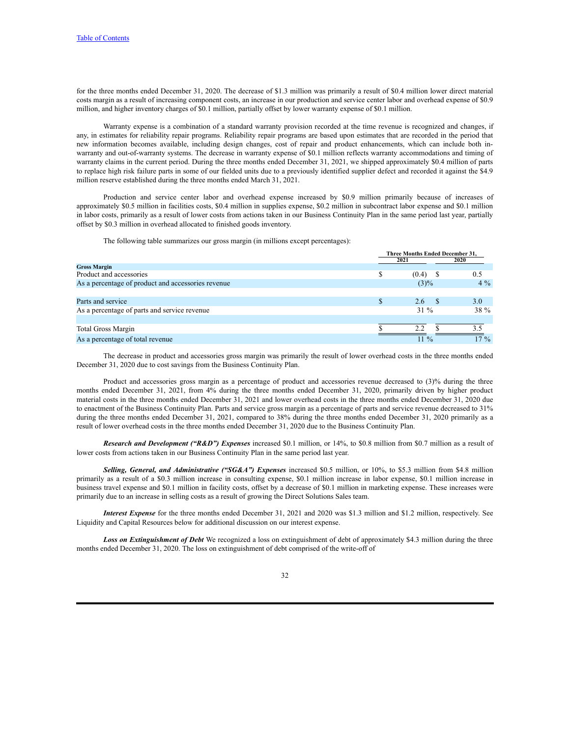for the three months ended December 31, 2020. The decrease of $1.3 million was primarily a result of $0.4 million lower direct material costs margin as a result of increasing component costs, an increase in our production and service center labor and overhead expense of $0.9 million, and higher inventory charges of $0.1 million, partially offset by lower warranty expense of $0.1 million.

Warranty expense is a combination of a standard warranty provision recorded at the time revenue is recognized and changes, if any, in estimates for reliability repair programs. Reliability repair programs are based upon estimates that are recorded in the period that new information becomes available, including design changes, cost of repair and product enhancements, which can include both in-warranty and out-of-warranty systems. The decrease in warranty expense of $0.1 million reflects warranty accommodations and timing of warranty claims in the current period. During the three months ended December 31, 2021, we shipped approximately $0.4 million of parts to replace high risk failure parts in some of our fielded units due to a previously identified supplier defect and recorded it against the $4.9 million reserve established during the three months ended March 31, 2021.

Production and service center labor and overhead expense increased by $0.9 million primarily because of increases of approximately $0.5 million in facilities costs, $0.4 million in supplies expense, $0.2 million in subcontract labor expense and $0.1 million in labor costs, primarily as a result of lower costs from actions taken in our Business Continuity Plan in the same period last year, partially offset by $0.3 million in overhead allocated to finished goods inventory.

The following table summarizes our gross margin (in millions except percentages):

| | Three Months Ended December 31, | |
|---|---|---|
| | 2021 | 2020 |
| **Gross Margin** | | |
| Product and accessories | $ (0.4) | $ 0.5 |
| As a percentage of product and accessories revenue | (3)% | 4 % |
| | | |
| Parts and service | $ 2.6 | $ 3.0 |
| As a percentage of parts and service revenue | 31 % | 38 % |
| | | |
| Total Gross Margin | $ 2.2 | $ 3.5 |
| As a percentage of total revenue | 11 % | 17 % |

The decrease in product and accessories gross margin was primarily the result of lower overhead costs in the three months ended December 31, 2020 due to cost savings from the Business Continuity Plan.

Product and accessories gross margin as a percentage of product and accessories revenue decreased to (3)% during the three months ended December 31, 2021, from 4% during the three months ended December 31, 2020, primarily driven by higher product material costs in the three months ended December 31, 2021 and lower overhead costs in the three months ended December 31, 2020 due to enactment of the Business Continuity Plan. Parts and service gross margin as a percentage of parts and service revenue decreased to 31% during the three months ended December 31, 2021, compared to 38% during the three months ended December 31, 2020 primarily as a result of lower overhead costs in the three months ended December 31, 2020 due to the Business Continuity Plan.

***Research and Development ("R&D") Expenses*** increased $0.1 million, or 14%, to $0.8 million from $0.7 million as a result of lower costs from actions taken in our Business Continuity Plan in the same period last year.

***Selling, General, and Administrative ("SG&A") Expenses*** increased $0.5 million, or 10%, to $5.3 million from $4.8 million primarily as a result of a $0.3 million increase in consulting expense, $0.1 million increase in labor expense, $0.1 million increase in business travel expense and $0.1 million in facility costs, offset by a decrease of $0.1 million in marketing expense. These increases were primarily due to an increase in selling costs as a result of growing the Direct Solutions Sales team.

***Interest Expense*** for the three months ended December 31, 2021 and 2020 was $1.3 million and $1.2 million, respectively. See Liquidity and Capital Resources below for additional discussion on our interest expense.

***Loss on Extinguishment of Debt*** We recognized a loss on extinguishment of debt of approximately $4.3 million during the three months ended December 31, 2020. The loss on extinguishment of debt comprised of the write-off of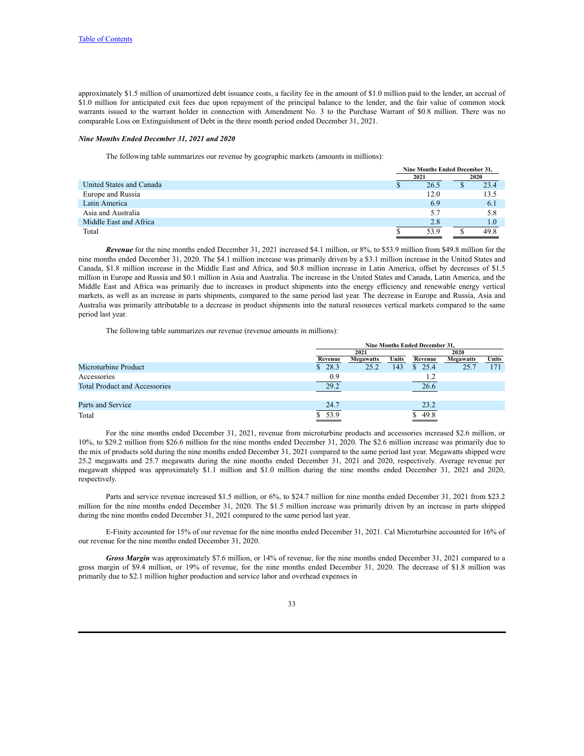approximately $1.5 million of unamortized debt issuance costs, a facility fee in the amount of $1.0 million paid to the lender, an accrual of $1.0 million for anticipated exit fees due upon repayment of the principal balance to the lender, and the fair value of common stock warrants issued to the warrant holder in connection with Amendment No. 3 to the Purchase Warrant of $0.8 million. There was no comparable Loss on Extinguishment of Debt in the three month period ended December 31, 2021.

***Nine Months Ended December 31, 2021 and 2020***

The following table summarizes our revenue by geographic markets (amounts in millions):

| | Nine Months Ended December 31, | |
|---|---|---|
| | 2021 | 2020 |
| United States and Canada | $ 26.5 | $ 23.4 |
| Europe and Russia | 12.0 | 13.5 |
| Latin America | 6.9 | 6.1 |
| Asia and Australia | 5.7 | 5.8 |
| Middle East and Africa | 2.8 | 1.0 |
| Total | $ 53.9 | $ 49.8 |

***Revenue*** for the nine months ended December 31, 2021 increased $4.1 million, or 8%, to $53.9 million from $49.8 million for the nine months ended December 31, 2020. The $4.1 million increase was primarily driven by a $3.1 million increase in the United States and Canada, $1.8 million increase in the Middle East and Africa, and $0.8 million increase in Latin America, offset by decreases of $1.5 million in Europe and Russia and $0.1 million in Asia and Australia. The increase in the United States and Canada, Latin America, and the Middle East and Africa was primarily due to increases in product shipments into the energy efficiency and renewable energy vertical markets, as well as an increase in parts shipments, compared to the same period last year. The decrease in Europe and Russia, Asia and Australia was primarily attributable to a decrease in product shipments into the natural resources vertical markets compared to the same period last year.

The following table summarizes our revenue (revenue amounts in millions):

| | Nine Months Ended December 31, | | | | | |
|---|---|---|---|---|---|---|
| | 2021 | | | 2020 | | |
| | Revenue | Megawatts | Units | Revenue | Megawatts | Units |
| Microturbine Product | $ 28.3 | 25.2 | 143 | $ 25.4 | 25.7 | 171 |
| Accessories | 0.9 | | | 1.2 | | |
| Total Product and Accessories | 29.2 | | | 26.6 | | |
| | | | | | | |
| Parts and Service | 24.7 | | | 23.2 | | |
| Total | $ 53.9 | | | $ 49.8 | | |

For the nine months ended December 31, 2021, revenue from microturbine products and accessories increased $2.6 million, or 10%, to $29.2 million from $26.6 million for the nine months ended December 31, 2020. The $2.6 million increase was primarily due to the mix of products sold during the nine months ended December 31, 2021 compared to the same period last year. Megawatts shipped were 25.2 megawatts and 25.7 megawatts during the nine months ended December 31, 2021 and 2020, respectively. Average revenue per megawatt shipped was approximately $1.1 million and $1.0 million during the nine months ended December 31, 2021 and 2020, respectively.

Parts and service revenue increased $1.5 million, or 6%, to $24.7 million for nine months ended December 31, 2021 from $23.2 million for the nine months ended December 31, 2020. The $1.5 million increase was primarily driven by an increase in parts shipped during the nine months ended December 31, 2021 compared to the same period last year.

E-Finity accounted for 15% of our revenue for the nine months ended December 31, 2021. Cal Microturbine accounted for 16% of our revenue for the nine months ended December 31, 2020.

***Gross Margin*** was approximately $7.6 million, or 14% of revenue, for the nine months ended December 31, 2021 compared to a gross margin of $9.4 million, or 19% of revenue, for the nine months ended December 31, 2020. The decrease of $1.8 million was primarily due to $2.1 million higher production and service labor and overhead expenses in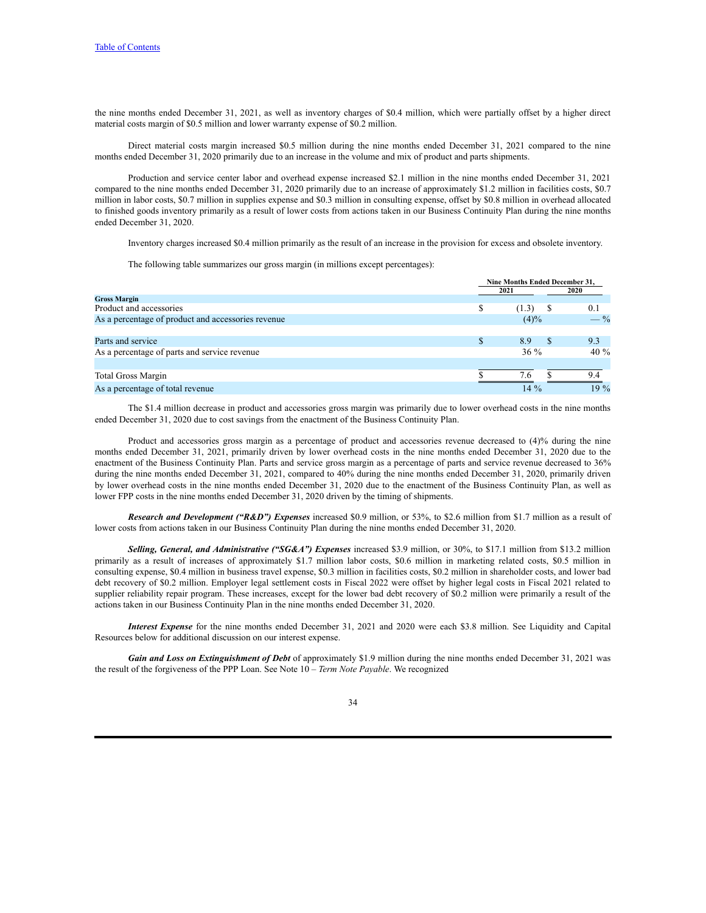the nine months ended December 31, 2021, as well as inventory charges of $0.4 million, which were partially offset by a higher direct material costs margin of $0.5 million and lower warranty expense of $0.2 million.

Direct material costs margin increased $0.5 million during the nine months ended December 31, 2021 compared to the nine months ended December 31, 2020 primarily due to an increase in the volume and mix of product and parts shipments.

Production and service center labor and overhead expense increased $2.1 million in the nine months ended December 31, 2021 compared to the nine months ended December 31, 2020 primarily due to an increase of approximately $1.2 million in facilities costs, $0.7 million in labor costs, $0.7 million in supplies expense and $0.3 million in consulting expense, offset by $0.8 million in overhead allocated to finished goods inventory primarily as a result of lower costs from actions taken in our Business Continuity Plan during the nine months ended December 31, 2020.

Inventory charges increased $0.4 million primarily as the result of an increase in the provision for excess and obsolete inventory.

The following table summarizes our gross margin (in millions except percentages):

| | Nine Months Ended December 31, | |
|---|---|---|
| | 2021 | 2020 |
| **Gross Margin** | | |
| Product and accessories | $ (1.3) | $ 0.1 |
| As a percentage of product and accessories revenue | (4)% | — % |
| | | |
| Parts and service | $ 8.9 | $ 9.3 |
| As a percentage of parts and service revenue | 36 % | 40 % |
| | | |
| Total Gross Margin | $ 7.6 | $ 9.4 |
| As a percentage of total revenue | 14 % | 19 % |

The $1.4 million decrease in product and accessories gross margin was primarily due to lower overhead costs in the nine months ended December 31, 2020 due to cost savings from the enactment of the Business Continuity Plan.

Product and accessories gross margin as a percentage of product and accessories revenue decreased to (4)% during the nine months ended December 31, 2021, primarily driven by lower overhead costs in the nine months ended December 31, 2020 due to the enactment of the Business Continuity Plan. Parts and service gross margin as a percentage of parts and service revenue decreased to 36% during the nine months ended December 31, 2021, compared to 40% during the nine months ended December 31, 2020, primarily driven by lower overhead costs in the nine months ended December 31, 2020 due to the enactment of the Business Continuity Plan, as well as lower FPP costs in the nine months ended December 31, 2020 driven by the timing of shipments.

***Research and Development ("R&D") Expenses*** increased $0.9 million, or 53%, to $2.6 million from $1.7 million as a result of lower costs from actions taken in our Business Continuity Plan during the nine months ended December 31, 2020.

***Selling, General, and Administrative ("SG&A") Expenses*** increased $3.9 million, or 30%, to $17.1 million from $13.2 million primarily as a result of increases of approximately $1.7 million labor costs, $0.6 million in marketing related costs, $0.5 million in consulting expense, $0.4 million in business travel expense, $0.3 million in facilities costs, $0.2 million in shareholder costs, and lower bad debt recovery of $0.2 million. Employer legal settlement costs in Fiscal 2022 were offset by higher legal costs in Fiscal 2021 related to supplier reliability repair program. These increases, except for the lower bad debt recovery of $0.2 million were primarily a result of the actions taken in our Business Continuity Plan in the nine months ended December 31, 2020.

***Interest Expense*** for the nine months ended December 31, 2021 and 2020 were each $3.8 million. See Liquidity and Capital Resources below for additional discussion on our interest expense.

***Gain and Loss on Extinguishment of Debt*** of approximately $1.9 million during the nine months ended December 31, 2021 was the result of the forgiveness of the PPP Loan. See Note 10 – *Term Note Payable*. We recognized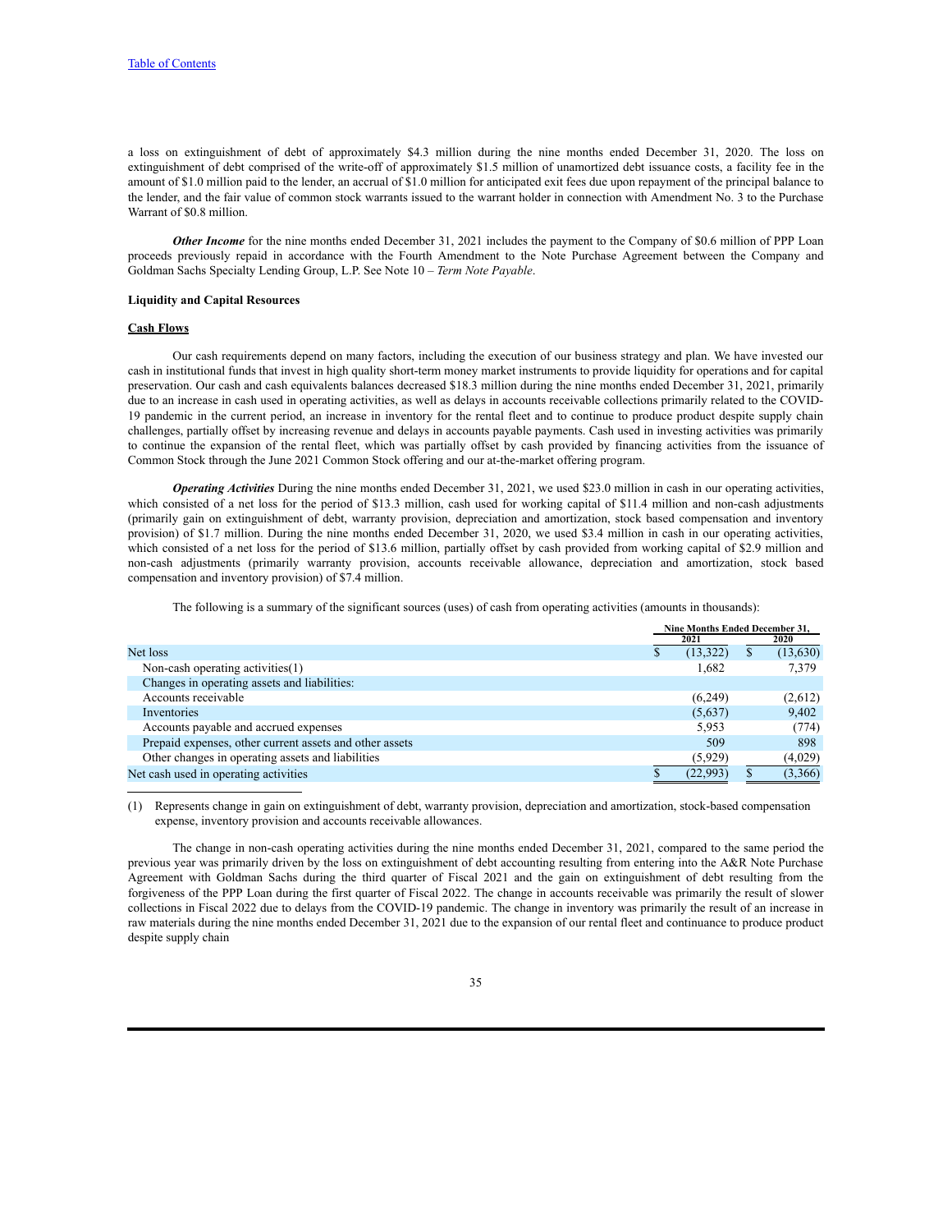a loss on extinguishment of debt of approximately $4.3 million during the nine months ended December 31, 2020. The loss on extinguishment of debt comprised of the write-off of approximately $1.5 million of unamortized debt issuance costs, a facility fee in the amount of $1.0 million paid to the lender, an accrual of $1.0 million for anticipated exit fees due upon repayment of the principal balance to the lender, and the fair value of common stock warrants issued to the warrant holder in connection with Amendment No. 3 to the Purchase Warrant of $0.8 million.

***Other Income*** for the nine months ended December 31, 2021 includes the payment to the Company of $0.6 million of PPP Loan proceeds previously repaid in accordance with the Fourth Amendment to the Note Purchase Agreement between the Company and Goldman Sachs Specialty Lending Group, L.P. See Note 10 – *Term Note Payable*.

**Liquidity and Capital Resources**

**Cash Flows**

Our cash requirements depend on many factors, including the execution of our business strategy and plan. We have invested our cash in institutional funds that invest in high quality short-term money market instruments to provide liquidity for operations and for capital preservation. Our cash and cash equivalents balances decreased $18.3 million during the nine months ended December 31, 2021, primarily due to an increase in cash used in operating activities, as well as delays in accounts receivable collections primarily related to the COVID-19 pandemic in the current period, an increase in inventory for the rental fleet and to continue to produce product despite supply chain challenges, partially offset by increasing revenue and delays in accounts payable payments. Cash used in investing activities was primarily to continue the expansion of the rental fleet, which was partially offset by cash provided by financing activities from the issuance of Common Stock through the June 2021 Common Stock offering and our at-the-market offering program.

***Operating Activities*** During the nine months ended December 31, 2021, we used $23.0 million in cash in our operating activities, which consisted of a net loss for the period of $13.3 million, cash used for working capital of $11.4 million and non-cash adjustments (primarily gain on extinguishment of debt, warranty provision, depreciation and amortization, stock based compensation and inventory provision) of $1.7 million. During the nine months ended December 31, 2020, we used $3.4 million in cash in our operating activities, which consisted of a net loss for the period of $13.6 million, partially offset by cash provided from working capital of $2.9 million and non-cash adjustments (primarily warranty provision, accounts receivable allowance, depreciation and amortization, stock based compensation and inventory provision) of $7.4 million.

The following is a summary of the significant sources (uses) of cash from operating activities (amounts in thousands):

| | Nine Months Ended December 31, | |
|---|---|---|
| | 2021 | 2020 |
| Net loss | $ (13,322) | $ (13,630) |
| Non-cash operating activities(1) | 1,682 | 7,379 |
| Changes in operating assets and liabilities: | | |
| Accounts receivable | (6,249) | (2,612) |
| Inventories | (5,637) | 9,402 |
| Accounts payable and accrued expenses | 5,953 | (774) |
| Prepaid expenses, other current assets and other assets | 509 | 898 |
| Other changes in operating assets and liabilities | (5,929) | (4,029) |
| Net cash used in operating activities | $ (22,993) | $ (3,366) |

(1) Represents change in gain on extinguishment of debt, warranty provision, depreciation and amortization, stock-based compensation expense, inventory provision and accounts receivable allowances.

The change in non-cash operating activities during the nine months ended December 31, 2021, compared to the same period the previous year was primarily driven by the loss on extinguishment of debt accounting resulting from entering into the A&R Note Purchase Agreement with Goldman Sachs during the third quarter of Fiscal 2021 and the gain on extinguishment of debt resulting from the forgiveness of the PPP Loan during the first quarter of Fiscal 2022. The change in accounts receivable was primarily the result of slower collections in Fiscal 2022 due to delays from the COVID-19 pandemic. The change in inventory was primarily the result of an increase in raw materials during the nine months ended December 31, 2021 due to the expansion of our rental fleet and continuance to produce product despite supply chain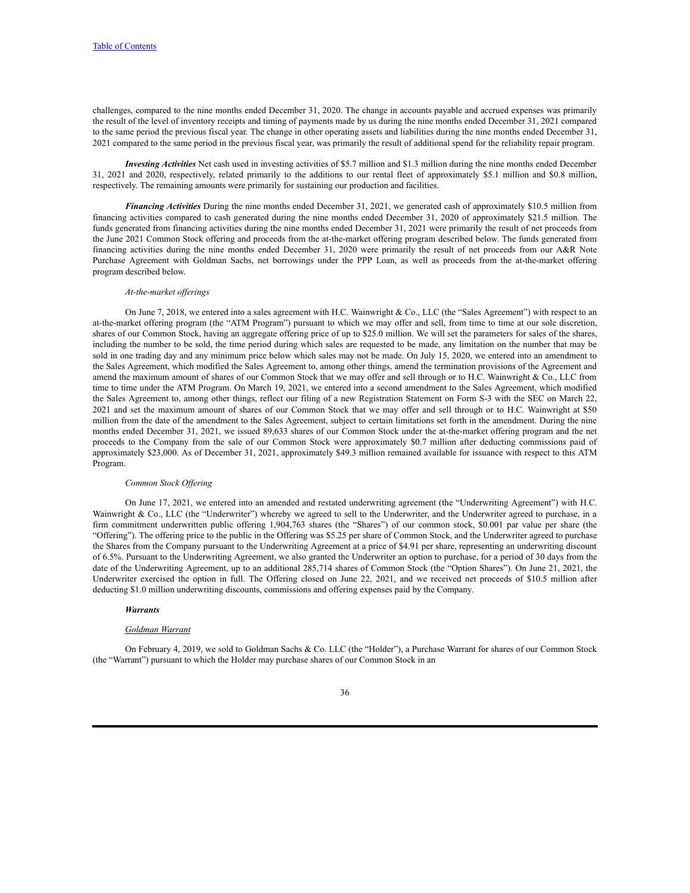challenges, compared to the nine months ended December 31, 2020. The change in accounts payable and accrued expenses was primarily the result of the level of inventory receipts and timing of payments made by us during the nine months ended December 31, 2021 compared to the same period the previous fiscal year. The change in other operating assets and liabilities during the nine months ended December 31, 2021 compared to the same period in the previous fiscal year, was primarily the result of additional spend for the reliability repair program.

***Investing Activities*** Net cash used in investing activities of $5.7 million and $1.3 million during the nine months ended December 31, 2021 and 2020, respectively, related primarily to the additions to our rental fleet of approximately $5.1 million and $0.8 million, respectively. The remaining amounts were primarily for sustaining our production and facilities.

***Financing Activities*** During the nine months ended December 31, 2021, we generated cash of approximately $10.5 million from financing activities compared to cash generated during the nine months ended December 31, 2020 of approximately $21.5 million. The funds generated from financing activities during the nine months ended December 31, 2021 were primarily the result of net proceeds from the June 2021 Common Stock offering and proceeds from the at-the-market offering program described below. The funds generated from financing activities during the nine months ended December 31, 2020 were primarily the result of net proceeds from our A&R Note Purchase Agreement with Goldman Sachs, net borrowings under the PPP Loan, as well as proceeds from the at-the-market offering program described below.

*At-the-market offerings*

On June 7, 2018, we entered into a sales agreement with H.C. Wainwright & Co., LLC (the "Sales Agreement") with respect to an at-the-market offering program (the "ATM Program") pursuant to which we may offer and sell, from time to time at our sole discretion, shares of our Common Stock, having an aggregate offering price of up to $25.0 million. We will set the parameters for sales of the shares, including the number to be sold, the time period during which sales are requested to be made, any limitation on the number that may be sold in one trading day and any minimum price below which sales may not be made. On July 15, 2020, we entered into an amendment to the Sales Agreement, which modified the Sales Agreement to, among other things, amend the termination provisions of the Agreement and amend the maximum amount of shares of our Common Stock that we may offer and sell through or to H.C. Wainwright & Co., LLC from time to time under the ATM Program. On March 19, 2021, we entered into a second amendment to the Sales Agreement, which modified the Sales Agreement to, among other things, reflect our filing of a new Registration Statement on Form S-3 with the SEC on March 22, 2021 and set the maximum amount of shares of our Common Stock that we may offer and sell through or to H.C. Wainwright at $50 million from the date of the amendment to the Sales Agreement, subject to certain limitations set forth in the amendment. During the nine months ended December 31, 2021, we issued 89,633 shares of our Common Stock under the at-the-market offering program and the net proceeds to the Company from the sale of our Common Stock were approximately $0.7 million after deducting commissions paid of approximately $23,000. As of December 31, 2021, approximately $49.3 million remained available for issuance with respect to this ATM Program.

*Common Stock Offering*

On June 17, 2021, we entered into an amended and restated underwriting agreement (the "Underwriting Agreement") with H.C. Wainwright & Co., LLC (the "Underwriter") whereby we agreed to sell to the Underwriter, and the Underwriter agreed to purchase, in a firm commitment underwritten public offering 1,904,763 shares (the "Shares") of our common stock, $0.001 par value per share (the "Offering"). The offering price to the public in the Offering was $5.25 per share of Common Stock, and the Underwriter agreed to purchase the Shares from the Company pursuant to the Underwriting Agreement at a price of $4.91 per share, representing an underwriting discount of 6.5%. Pursuant to the Underwriting Agreement, we also granted the Underwriter an option to purchase, for a period of 30 days from the date of the Underwriting Agreement, up to an additional 285,714 shares of Common Stock (the "Option Shares"). On June 21, 2021, the Underwriter exercised the option in full. The Offering closed on June 22, 2021, and we received net proceeds of $10.5 million after deducting $1.0 million underwriting discounts, commissions and offering expenses paid by the Company.

***Warrants***

<u>Goldman Warrant</u>

On February 4, 2019, we sold to Goldman Sachs & Co. LLC (the "Holder"), a Purchase Warrant for shares of our Common Stock (the "Warrant") pursuant to which the Holder may purchase shares of our Common Stock in an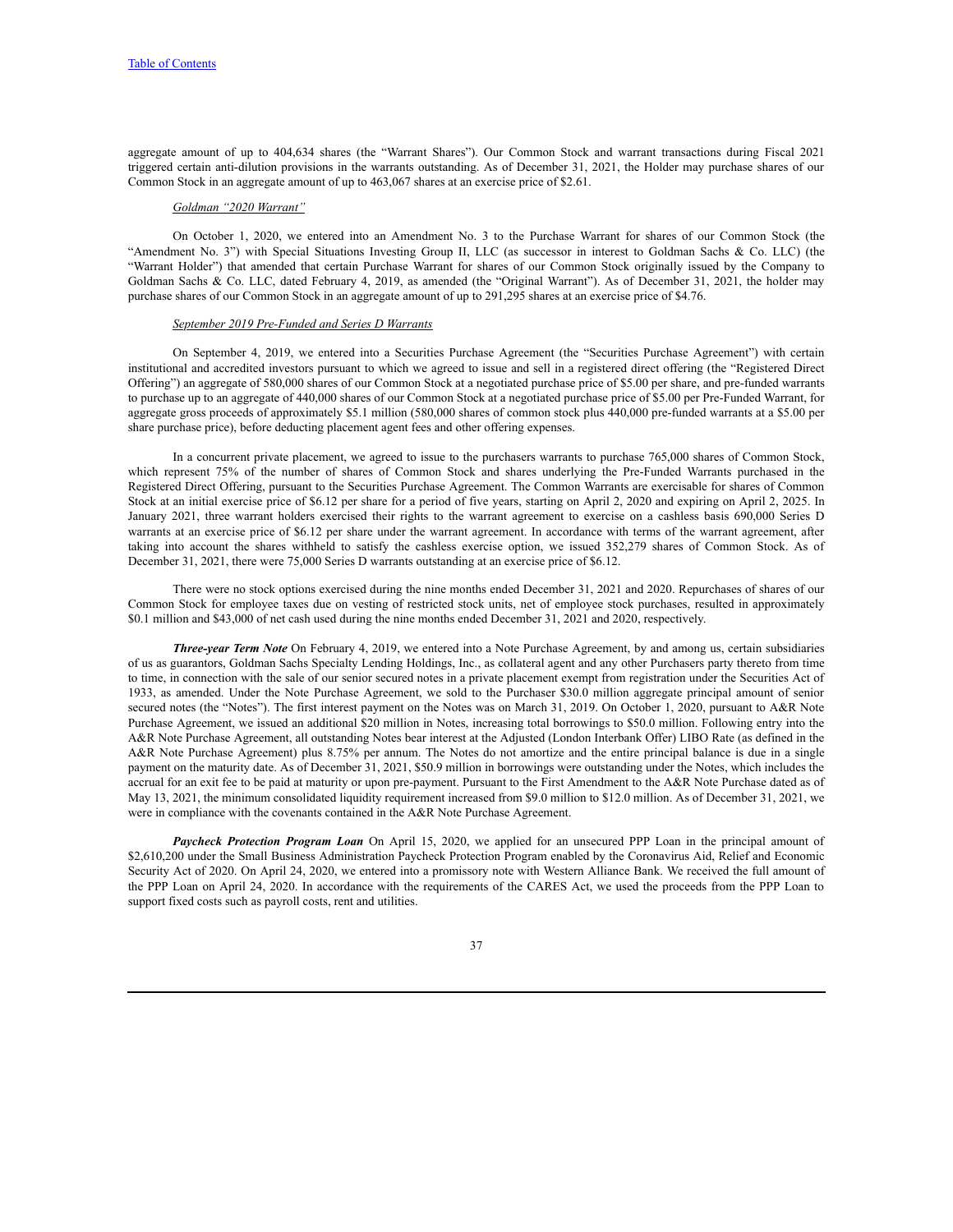aggregate amount of up to 404,634 shares (the "Warrant Shares"). Our Common Stock and warrant transactions during Fiscal 2021 triggered certain anti-dilution provisions in the warrants outstanding. As of December 31, 2021, the Holder may purchase shares of our Common Stock in an aggregate amount of up to 463,067 shares at an exercise price of $2.61.

*Goldman "2020 Warrant"*

On October 1, 2020, we entered into an Amendment No. 3 to the Purchase Warrant for shares of our Common Stock (the "Amendment No. 3") with Special Situations Investing Group II, LLC (as successor in interest to Goldman Sachs & Co. LLC) (the "Warrant Holder") that amended that certain Purchase Warrant for shares of our Common Stock originally issued by the Company to Goldman Sachs & Co. LLC, dated February 4, 2019, as amended (the "Original Warrant"). As of December 31, 2021, the holder may purchase shares of our Common Stock in an aggregate amount of up to 291,295 shares at an exercise price of $4.76.

*September 2019 Pre-Funded and Series D Warrants*

On September 4, 2019, we entered into a Securities Purchase Agreement (the "Securities Purchase Agreement") with certain institutional and accredited investors pursuant to which we agreed to issue and sell in a registered direct offering (the "Registered Direct Offering") an aggregate of 580,000 shares of our Common Stock at a negotiated purchase price of $5.00 per share, and pre-funded warrants to purchase up to an aggregate of 440,000 shares of our Common Stock at a negotiated purchase price of $5.00 per Pre-Funded Warrant, for aggregate gross proceeds of approximately $5.1 million (580,000 shares of common stock plus 440,000 pre-funded warrants at a $5.00 per share purchase price), before deducting placement agent fees and other offering expenses.

In a concurrent private placement, we agreed to issue to the purchasers warrants to purchase 765,000 shares of Common Stock, which represent 75% of the number of shares of Common Stock and shares underlying the Pre-Funded Warrants purchased in the Registered Direct Offering, pursuant to the Securities Purchase Agreement. The Common Warrants are exercisable for shares of Common Stock at an initial exercise price of $6.12 per share for a period of five years, starting on April 2, 2020 and expiring on April 2, 2025. In January 2021, three warrant holders exercised their rights to the warrant agreement to exercise on a cashless basis 690,000 Series D warrants at an exercise price of $6.12 per share under the warrant agreement. In accordance with terms of the warrant agreement, after taking into account the shares withheld to satisfy the cashless exercise option, we issued 352,279 shares of Common Stock. As of December 31, 2021, there were 75,000 Series D warrants outstanding at an exercise price of $6.12.

There were no stock options exercised during the nine months ended December 31, 2021 and 2020. Repurchases of shares of our Common Stock for employee taxes due on vesting of restricted stock units, net of employee stock purchases, resulted in approximately $0.1 million and $43,000 of net cash used during the nine months ended December 31, 2021 and 2020, respectively.

***Three-year Term Note*** On February 4, 2019, we entered into a Note Purchase Agreement, by and among us, certain subsidiaries of us as guarantors, Goldman Sachs Specialty Lending Holdings, Inc., as collateral agent and any other Purchasers party thereto from time to time, in connection with the sale of our senior secured notes in a private placement exempt from registration under the Securities Act of 1933, as amended. Under the Note Purchase Agreement, we sold to the Purchaser $30.0 million aggregate principal amount of senior secured notes (the "Notes"). The first interest payment on the Notes was on March 31, 2019. On October 1, 2020, pursuant to A&R Note Purchase Agreement, we issued an additional $20 million in Notes, increasing total borrowings to $50.0 million. Following entry into the A&R Note Purchase Agreement, all outstanding Notes bear interest at the Adjusted (London Interbank Offer) LIBO Rate (as defined in the A&R Note Purchase Agreement) plus 8.75% per annum. The Notes do not amortize and the entire principal balance is due in a single payment on the maturity date. As of December 31, 2021, $50.9 million in borrowings were outstanding under the Notes, which includes the accrual for an exit fee to be paid at maturity or upon pre-payment. Pursuant to the First Amendment to the A&R Note Purchase dated as of May 13, 2021, the minimum consolidated liquidity requirement increased from $9.0 million to $12.0 million. As of December 31, 2021, we were in compliance with the covenants contained in the A&R Note Purchase Agreement.

***Paycheck Protection Program Loan*** On April 15, 2020, we applied for an unsecured PPP Loan in the principal amount of $2,610,200 under the Small Business Administration Paycheck Protection Program enabled by the Coronavirus Aid, Relief and Economic Security Act of 2020. On April 24, 2020, we entered into a promissory note with Western Alliance Bank. We received the full amount of the PPP Loan on April 24, 2020. In accordance with the requirements of the CARES Act, we used the proceeds from the PPP Loan to support fixed costs such as payroll costs, rent and utilities.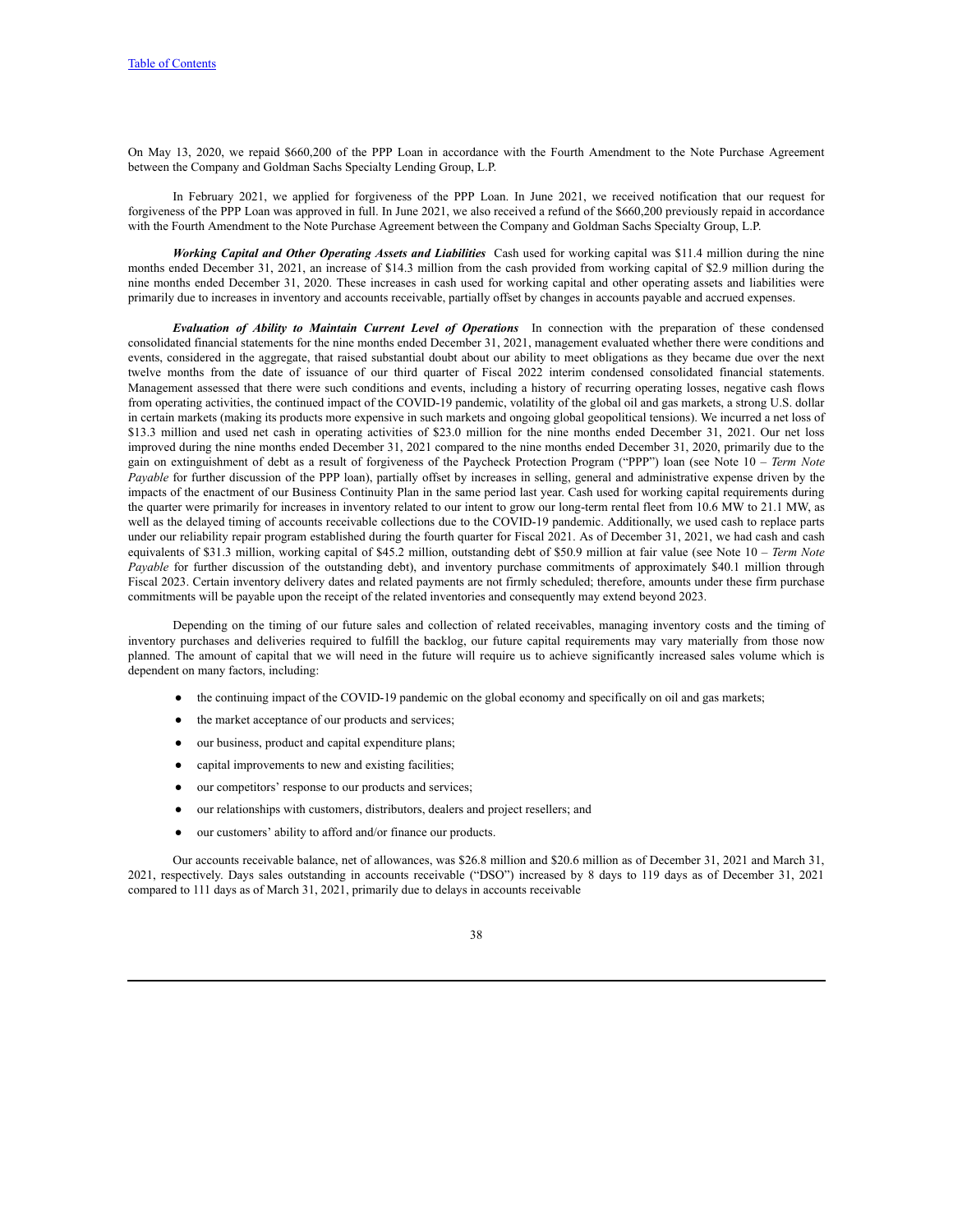On May 13, 2020, we repaid $660,200 of the PPP Loan in accordance with the Fourth Amendment to the Note Purchase Agreement between the Company and Goldman Sachs Specialty Lending Group, L.P.

In February 2021, we applied for forgiveness of the PPP Loan. In June 2021, we received notification that our request for forgiveness of the PPP Loan was approved in full. In June 2021, we also received a refund of the $660,200 previously repaid in accordance with the Fourth Amendment to the Note Purchase Agreement between the Company and Goldman Sachs Specialty Group, L.P.

***Working Capital and Other Operating Assets and Liabilities*** Cash used for working capital was $11.4 million during the nine months ended December 31, 2021, an increase of $14.3 million from the cash provided from working capital of $2.9 million during the nine months ended December 31, 2020. These increases in cash used for working capital and other operating assets and liabilities were primarily due to increases in inventory and accounts receivable, partially offset by changes in accounts payable and accrued expenses.

***Evaluation of Ability to Maintain Current Level of Operations*** In connection with the preparation of these condensed consolidated financial statements for the nine months ended December 31, 2021, management evaluated whether there were conditions and events, considered in the aggregate, that raised substantial doubt about our ability to meet obligations as they became due over the next twelve months from the date of issuance of our third quarter of Fiscal 2022 interim condensed consolidated financial statements. Management assessed that there were such conditions and events, including a history of recurring operating losses, negative cash flows from operating activities, the continued impact of the COVID-19 pandemic, volatility of the global oil and gas markets, a strong U.S. dollar in certain markets (making its products more expensive in such markets and ongoing global geopolitical tensions). We incurred a net loss of $13.3 million and used net cash in operating activities of $23.0 million for the nine months ended December 31, 2021. Our net loss improved during the nine months ended December 31, 2021 compared to the nine months ended December 31, 2020, primarily due to the gain on extinguishment of debt as a result of forgiveness of the Paycheck Protection Program ("PPP") loan (see Note 10 – *Term Note Payable* for further discussion of the PPP loan), partially offset by increases in selling, general and administrative expense driven by the impacts of the enactment of our Business Continuity Plan in the same period last year. Cash used for working capital requirements during the quarter were primarily for increases in inventory related to our intent to grow our long-term rental fleet from 10.6 MW to 21.1 MW, as well as the delayed timing of accounts receivable collections due to the COVID-19 pandemic. Additionally, we used cash to replace parts under our reliability repair program established during the fourth quarter for Fiscal 2021. As of December 31, 2021, we had cash and cash equivalents of $31.3 million, working capital of $45.2 million, outstanding debt of $50.9 million at fair value (see Note 10 – *Term Note Payable* for further discussion of the outstanding debt), and inventory purchase commitments of approximately $40.1 million through Fiscal 2023. Certain inventory delivery dates and related payments are not firmly scheduled; therefore, amounts under these firm purchase commitments will be payable upon the receipt of the related inventories and consequently may extend beyond 2023.

Depending on the timing of our future sales and collection of related receivables, managing inventory costs and the timing of inventory purchases and deliveries required to fulfill the backlog, our future capital requirements may vary materially from those now planned. The amount of capital that we will need in the future will require us to achieve significantly increased sales volume which is dependent on many factors, including:

- the continuing impact of the COVID-19 pandemic on the global economy and specifically on oil and gas markets;
- the market acceptance of our products and services;
- our business, product and capital expenditure plans;
- capital improvements to new and existing facilities;
- our competitors' response to our products and services;
- our relationships with customers, distributors, dealers and project resellers; and
- our customers' ability to afford and/or finance our products.

Our accounts receivable balance, net of allowances, was $26.8 million and $20.6 million as of December 31, 2021 and March 31, 2021, respectively. Days sales outstanding in accounts receivable ("DSO") increased by 8 days to 119 days as of December 31, 2021 compared to 111 days as of March 31, 2021, primarily due to delays in accounts receivable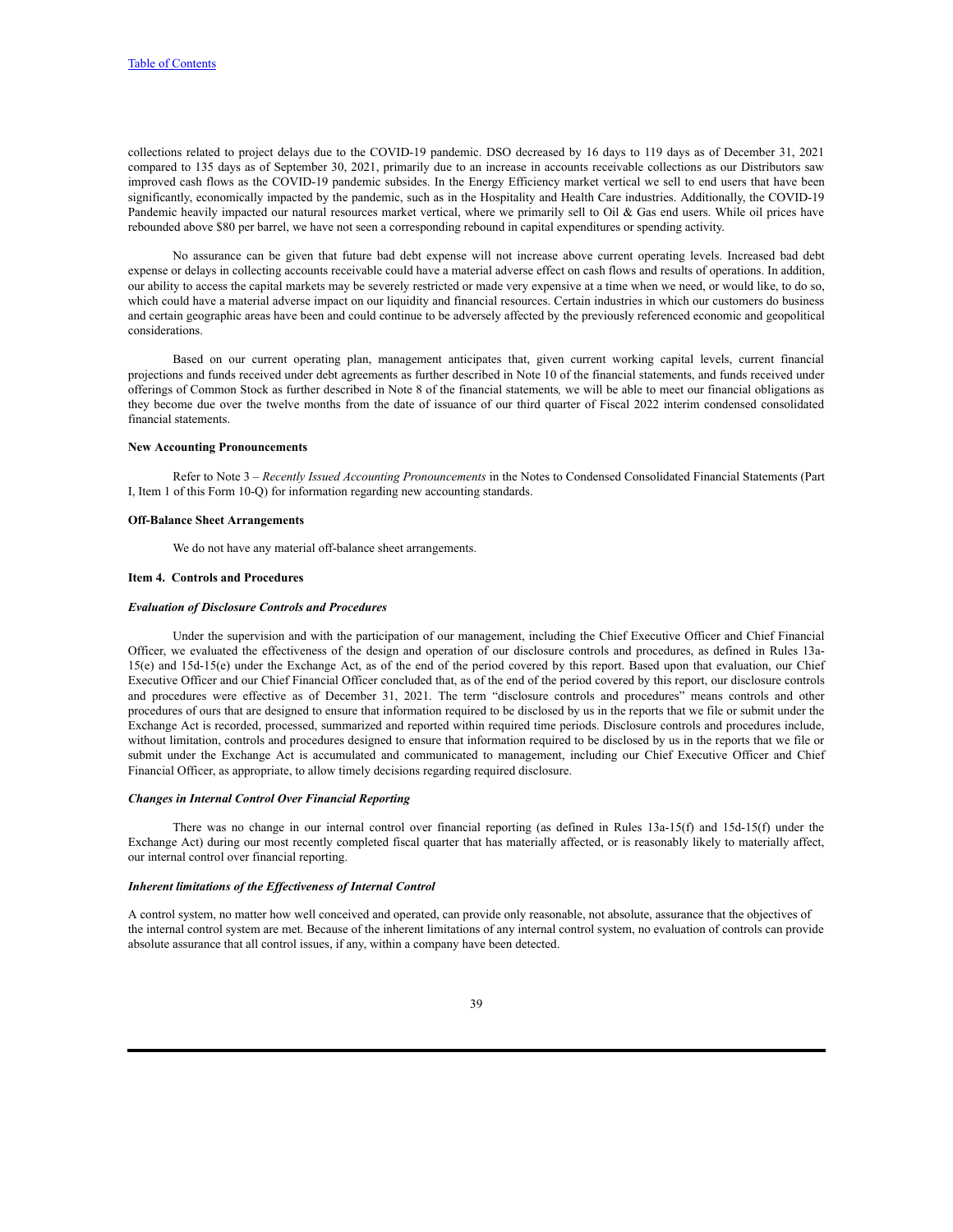collections related to project delays due to the COVID-19 pandemic. DSO decreased by 16 days to 119 days as of December 31, 2021 compared to 135 days as of September 30, 2021, primarily due to an increase in accounts receivable collections as our Distributors saw improved cash flows as the COVID-19 pandemic subsides. In the Energy Efficiency market vertical we sell to end users that have been significantly, economically impacted by the pandemic, such as in the Hospitality and Health Care industries. Additionally, the COVID-19 Pandemic heavily impacted our natural resources market vertical, where we primarily sell to Oil & Gas end users. While oil prices have rebounded above $80 per barrel, we have not seen a corresponding rebound in capital expenditures or spending activity.

No assurance can be given that future bad debt expense will not increase above current operating levels. Increased bad debt expense or delays in collecting accounts receivable could have a material adverse effect on cash flows and results of operations. In addition, our ability to access the capital markets may be severely restricted or made very expensive at a time when we need, or would like, to do so, which could have a material adverse impact on our liquidity and financial resources. Certain industries in which our customers do business and certain geographic areas have been and could continue to be adversely affected by the previously referenced economic and geopolitical considerations.

Based on our current operating plan, management anticipates that, given current working capital levels, current financial projections and funds received under debt agreements as further described in Note 10 of the financial statements, and funds received under offerings of Common Stock as further described in Note 8 of the financial statements*,* we will be able to meet our financial obligations as they become due over the twelve months from the date of issuance of our third quarter of Fiscal 2022 interim condensed consolidated financial statements.

**New Accounting Pronouncements**

Refer to Note 3 – *Recently Issued Accounting Pronouncements* in the Notes to Condensed Consolidated Financial Statements (Part I, Item 1 of this Form 10-Q) for information regarding new accounting standards.

**Off-Balance Sheet Arrangements**

We do not have any material off-balance sheet arrangements.

**Item 4. Controls and Procedures**

***Evaluation of Disclosure Controls and Procedures***

Under the supervision and with the participation of our management, including the Chief Executive Officer and Chief Financial Officer, we evaluated the effectiveness of the design and operation of our disclosure controls and procedures, as defined in Rules 13a-15(e) and 15d-15(e) under the Exchange Act, as of the end of the period covered by this report. Based upon that evaluation, our Chief Executive Officer and our Chief Financial Officer concluded that, as of the end of the period covered by this report, our disclosure controls and procedures were effective as of December 31, 2021. The term "disclosure controls and procedures" means controls and other procedures of ours that are designed to ensure that information required to be disclosed by us in the reports that we file or submit under the Exchange Act is recorded, processed, summarized and reported within required time periods. Disclosure controls and procedures include, without limitation, controls and procedures designed to ensure that information required to be disclosed by us in the reports that we file or submit under the Exchange Act is accumulated and communicated to management, including our Chief Executive Officer and Chief Financial Officer, as appropriate, to allow timely decisions regarding required disclosure.

***Changes in Internal Control Over Financial Reporting***

There was no change in our internal control over financial reporting (as defined in Rules 13a-15(f) and 15d-15(f) under the Exchange Act) during our most recently completed fiscal quarter that has materially affected, or is reasonably likely to materially affect, our internal control over financial reporting.

***Inherent limitations of the Effectiveness of Internal Control***

A control system, no matter how well conceived and operated, can provide only reasonable, not absolute, assurance that the objectives of the internal control system are met. Because of the inherent limitations of any internal control system, no evaluation of controls can provide absolute assurance that all control issues, if any, within a company have been detected.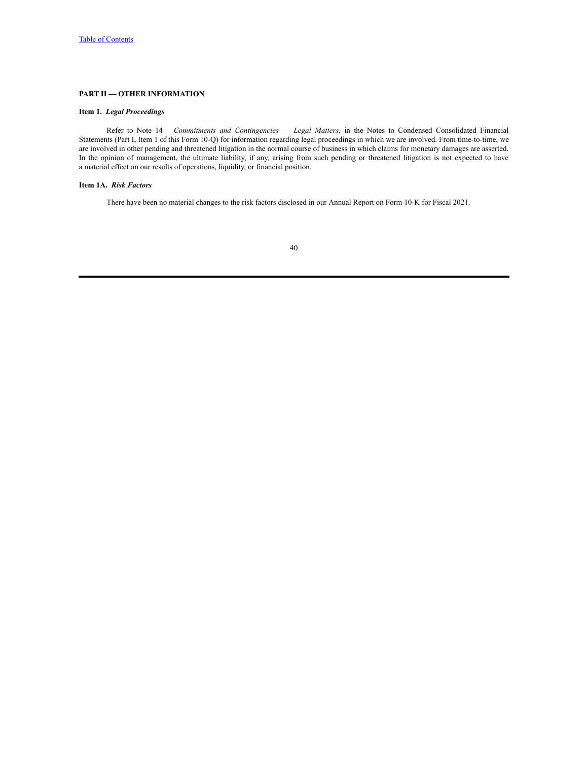## PART II — OTHER INFORMATION

### Item 1. *Legal Proceedings*

Refer to Note 14 – *Commitments and Contingencies — Legal Matters*, in the Notes to Condensed Consolidated Financial Statements (Part I, Item 1 of this Form 10-Q) for information regarding legal proceedings in which we are involved. From time-to-time, we are involved in other pending and threatened litigation in the normal course of business in which claims for monetary damages are asserted. In the opinion of management, the ultimate liability, if any, arising from such pending or threatened litigation is not expected to have a material effect on our results of operations, liquidity, or financial position.

### Item 1A. *Risk Factors*

There have been no material changes to the risk factors disclosed in our Annual Report on Form 10-K for Fiscal 2021.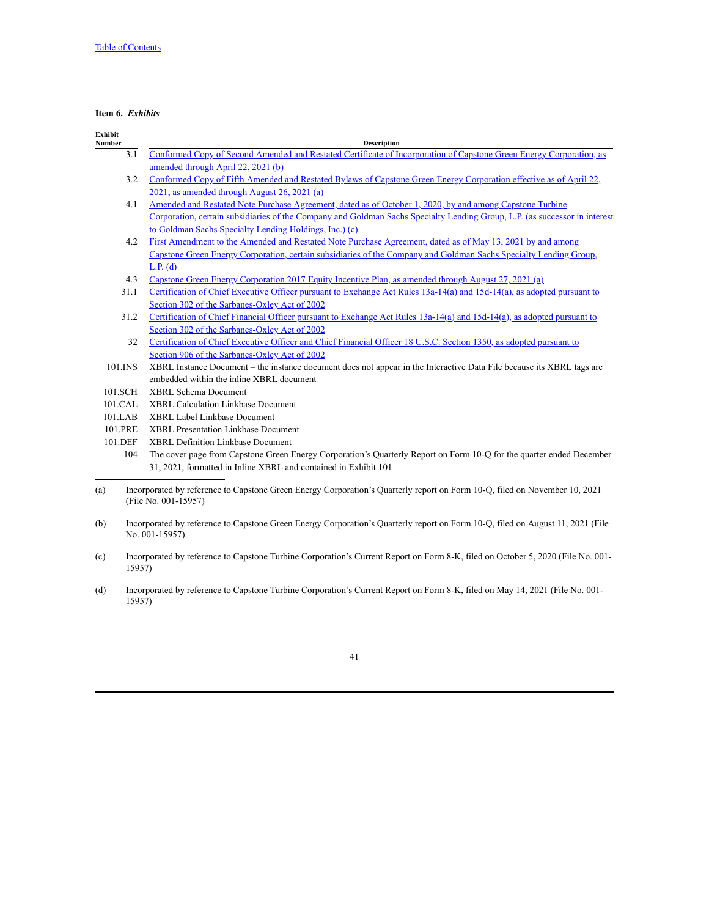[Table of Contents](#)

**Item 6.** ***Exhibits***

| Exhibit Number | Description |
|---|---|
| 3.1 | Conformed Copy of Second Amended and Restated Certificate of Incorporation of Capstone Green Energy Corporation, as amended through April 22, 2021 (b) |
| 3.2 | Conformed Copy of Fifth Amended and Restated Bylaws of Capstone Green Energy Corporation effective as of April 22, 2021, as amended through August 26, 2021 (a) |
| 4.1 | Amended and Restated Note Purchase Agreement, dated as of October 1, 2020, by and among Capstone Turbine Corporation, certain subsidiaries of the Company and Goldman Sachs Specialty Lending Group, L.P. (as successor in interest to Goldman Sachs Specialty Lending Holdings, Inc.) (c) |
| 4.2 | First Amendment to the Amended and Restated Note Purchase Agreement, dated as of May 13, 2021 by and among Capstone Green Energy Corporation, certain subsidiaries of the Company and Goldman Sachs Specialty Lending Group, L.P. (d) |
| 4.3 | Capstone Green Energy Corporation 2017 Equity Incentive Plan, as amended through August 27, 2021 (a) |
| 31.1 | Certification of Chief Executive Officer pursuant to Exchange Act Rules 13a-14(a) and 15d-14(a), as adopted pursuant to Section 302 of the Sarbanes-Oxley Act of 2002 |
| 31.2 | Certification of Chief Financial Officer pursuant to Exchange Act Rules 13a-14(a) and 15d-14(a), as adopted pursuant to Section 302 of the Sarbanes-Oxley Act of 2002 |
| 32 | Certification of Chief Executive Officer and Chief Financial Officer 18 U.S.C. Section 1350, as adopted pursuant to Section 906 of the Sarbanes-Oxley Act of 2002 |
| 101.INS | XBRL Instance Document – the instance document does not appear in the Interactive Data File because its XBRL tags are embedded within the inline XBRL document |
| 101.SCH | XBRL Schema Document |
| 101.CAL | XBRL Calculation Linkbase Document |
| 101.LAB | XBRL Label Linkbase Document |
| 101.PRE | XBRL Presentation Linkbase Document |
| 101.DEF | XBRL Definition Linkbase Document |
| 104 | The cover page from Capstone Green Energy Corporation's Quarterly Report on Form 10-Q for the quarter ended December 31, 2021, formatted in Inline XBRL and contained in Exhibit 101 |

(a) Incorporated by reference to Capstone Green Energy Corporation's Quarterly report on Form 10-Q, filed on November 10, 2021 (File No. 001-15957)

(b) Incorporated by reference to Capstone Green Energy Corporation's Quarterly report on Form 10-Q, filed on August 11, 2021 (File No. 001-15957)

(c) Incorporated by reference to Capstone Turbine Corporation's Current Report on Form 8-K, filed on October 5, 2020 (File No. 001-15957)

(d) Incorporated by reference to Capstone Turbine Corporation's Current Report on Form 8-K, filed on May 14, 2021 (File No. 001-15957)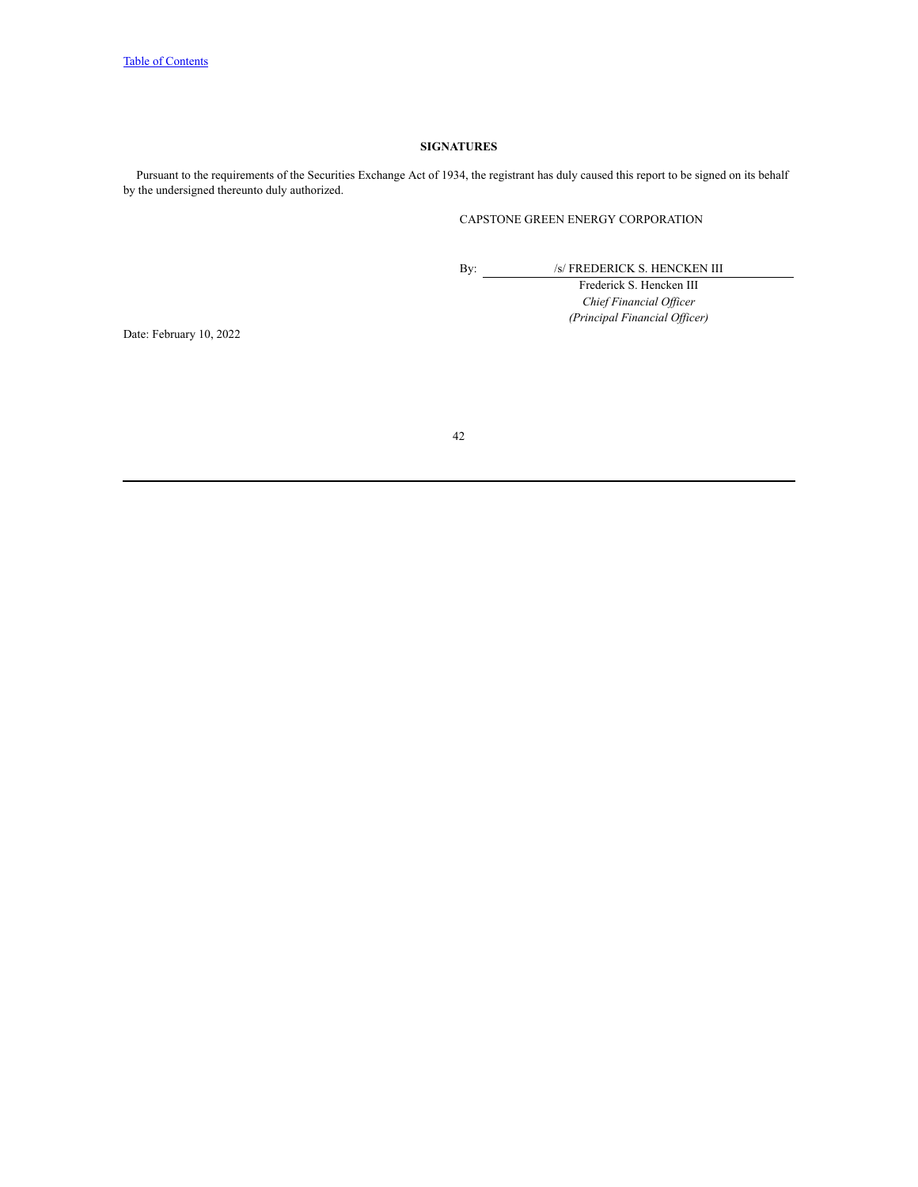## SIGNATURES

Pursuant to the requirements of the Securities Exchange Act of 1934, the registrant has duly caused this report to be signed on its behalf by the undersigned thereunto duly authorized.

CAPSTONE GREEN ENERGY CORPORATION

By: /s/ FREDERICK S. HENCKEN III

Frederick S. Hencken III

*Chief Financial Officer*

*(Principal Financial Officer)*

Date: February 10, 2022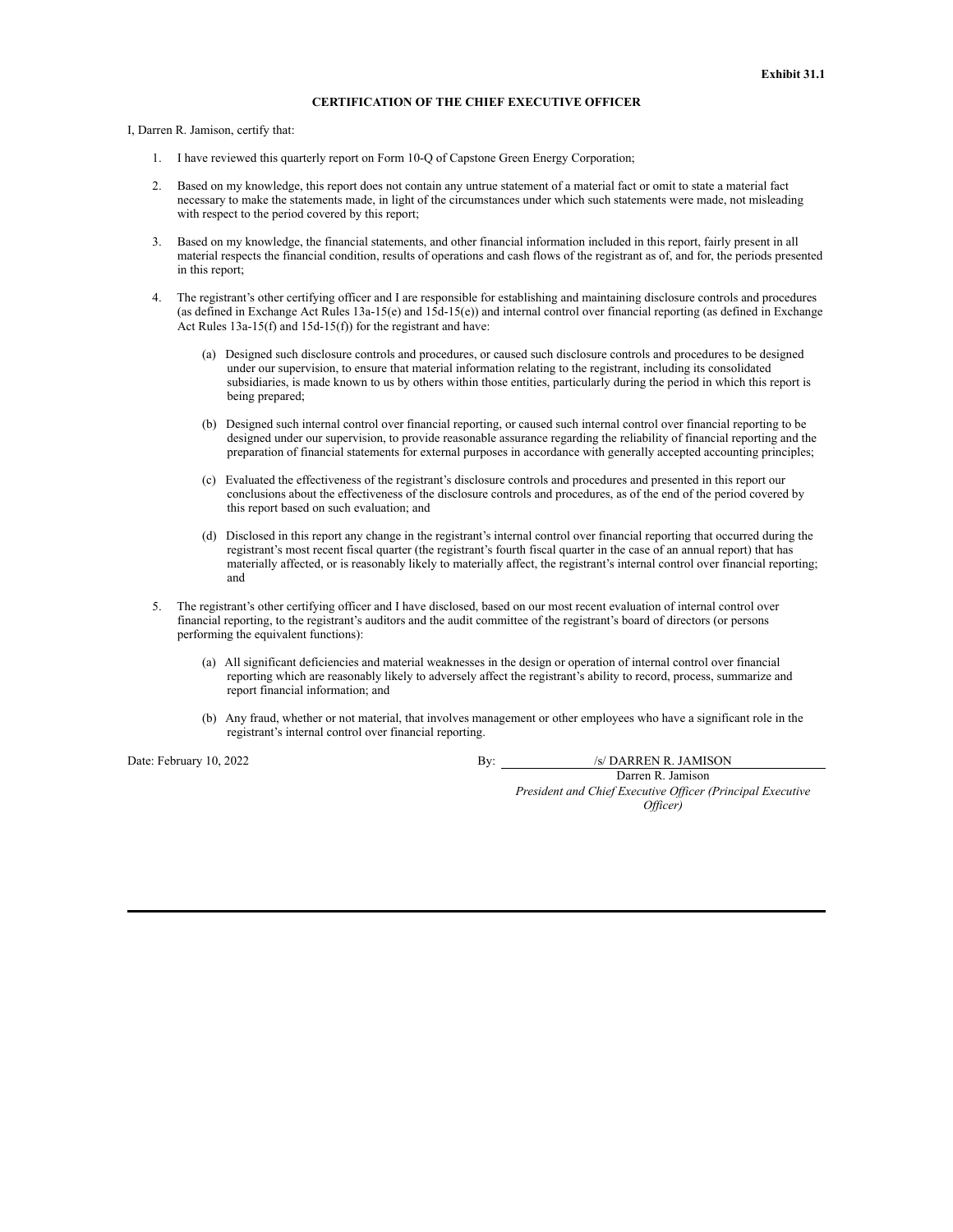**Exhibit 31.1**

**CERTIFICATION OF THE CHIEF EXECUTIVE OFFICER**

I, Darren R. Jamison, certify that:

1. I have reviewed this quarterly report on Form 10-Q of Capstone Green Energy Corporation;

2. Based on my knowledge, this report does not contain any untrue statement of a material fact or omit to state a material fact necessary to make the statements made, in light of the circumstances under which such statements were made, not misleading with respect to the period covered by this report;

3. Based on my knowledge, the financial statements, and other financial information included in this report, fairly present in all material respects the financial condition, results of operations and cash flows of the registrant as of, and for, the periods presented in this report;

4. The registrant's other certifying officer and I are responsible for establishing and maintaining disclosure controls and procedures (as defined in Exchange Act Rules 13a-15(e) and 15d-15(e)) and internal control over financial reporting (as defined in Exchange Act Rules 13a-15(f) and 15d-15(f)) for the registrant and have:

   (a) Designed such disclosure controls and procedures, or caused such disclosure controls and procedures to be designed under our supervision, to ensure that material information relating to the registrant, including its consolidated subsidiaries, is made known to us by others within those entities, particularly during the period in which this report is being prepared;

   (b) Designed such internal control over financial reporting, or caused such internal control over financial reporting to be designed under our supervision, to provide reasonable assurance regarding the reliability of financial reporting and the preparation of financial statements for external purposes in accordance with generally accepted accounting principles;

   (c) Evaluated the effectiveness of the registrant's disclosure controls and procedures and presented in this report our conclusions about the effectiveness of the disclosure controls and procedures, as of the end of the period covered by this report based on such evaluation; and

   (d) Disclosed in this report any change in the registrant's internal control over financial reporting that occurred during the registrant's most recent fiscal quarter (the registrant's fourth fiscal quarter in the case of an annual report) that has materially affected, or is reasonably likely to materially affect, the registrant's internal control over financial reporting; and

5. The registrant's other certifying officer and I have disclosed, based on our most recent evaluation of internal control over financial reporting, to the registrant's auditors and the audit committee of the registrant's board of directors (or persons performing the equivalent functions):

   (a) All significant deficiencies and material weaknesses in the design or operation of internal control over financial reporting which are reasonably likely to adversely affect the registrant's ability to record, process, summarize and report financial information; and

   (b) Any fraud, whether or not material, that involves management or other employees who have a significant role in the registrant's internal control over financial reporting.

Date: February 10, 2022

By: /s/ DARREN R. JAMISON
Darren R. Jamison
*President and Chief Executive Officer (Principal Executive Officer)*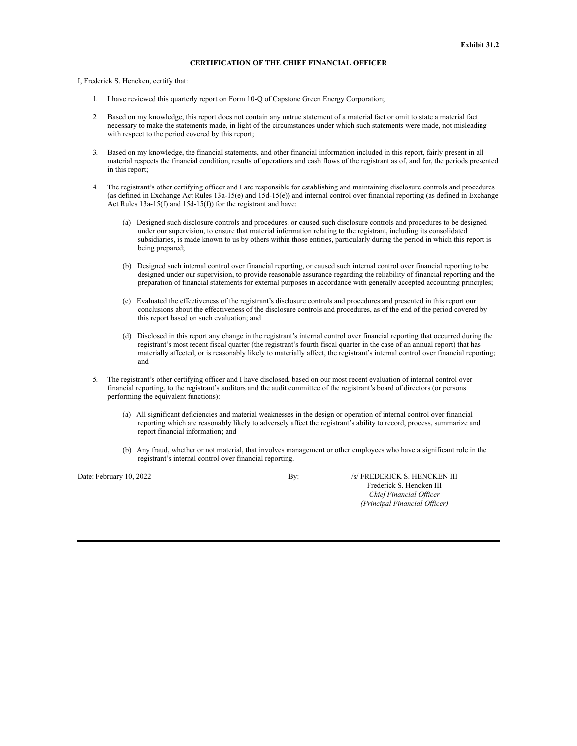**Exhibit 31.2**

**CERTIFICATION OF THE CHIEF FINANCIAL OFFICER**

I, Frederick S. Hencken, certify that:

1. I have reviewed this quarterly report on Form 10-Q of Capstone Green Energy Corporation;

2. Based on my knowledge, this report does not contain any untrue statement of a material fact or omit to state a material fact necessary to make the statements made, in light of the circumstances under which such statements were made, not misleading with respect to the period covered by this report;

3. Based on my knowledge, the financial statements, and other financial information included in this report, fairly present in all material respects the financial condition, results of operations and cash flows of the registrant as of, and for, the periods presented in this report;

4. The registrant's other certifying officer and I are responsible for establishing and maintaining disclosure controls and procedures (as defined in Exchange Act Rules 13a-15(e) and 15d-15(e)) and internal control over financial reporting (as defined in Exchange Act Rules 13a-15(f) and 15d-15(f)) for the registrant and have:

   (a) Designed such disclosure controls and procedures, or caused such disclosure controls and procedures to be designed under our supervision, to ensure that material information relating to the registrant, including its consolidated subsidiaries, is made known to us by others within those entities, particularly during the period in which this report is being prepared;

   (b) Designed such internal control over financial reporting, or caused such internal control over financial reporting to be designed under our supervision, to provide reasonable assurance regarding the reliability of financial reporting and the preparation of financial statements for external purposes in accordance with generally accepted accounting principles;

   (c) Evaluated the effectiveness of the registrant's disclosure controls and procedures and presented in this report our conclusions about the effectiveness of the disclosure controls and procedures, as of the end of the period covered by this report based on such evaluation; and

   (d) Disclosed in this report any change in the registrant's internal control over financial reporting that occurred during the registrant's most recent fiscal quarter (the registrant's fourth fiscal quarter in the case of an annual report) that has materially affected, or is reasonably likely to materially affect, the registrant's internal control over financial reporting; and

5. The registrant's other certifying officer and I have disclosed, based on our most recent evaluation of internal control over financial reporting, to the registrant's auditors and the audit committee of the registrant's board of directors (or persons performing the equivalent functions):

   (a) All significant deficiencies and material weaknesses in the design or operation of internal control over financial reporting which are reasonably likely to adversely affect the registrant's ability to record, process, summarize and report financial information; and

   (b) Any fraud, whether or not material, that involves management or other employees who have a significant role in the registrant's internal control over financial reporting.

Date: February 10, 2022

By: /s/ FREDERICK S. HENCKEN III
Frederick S. Hencken III
*Chief Financial Officer*
*(Principal Financial Officer)*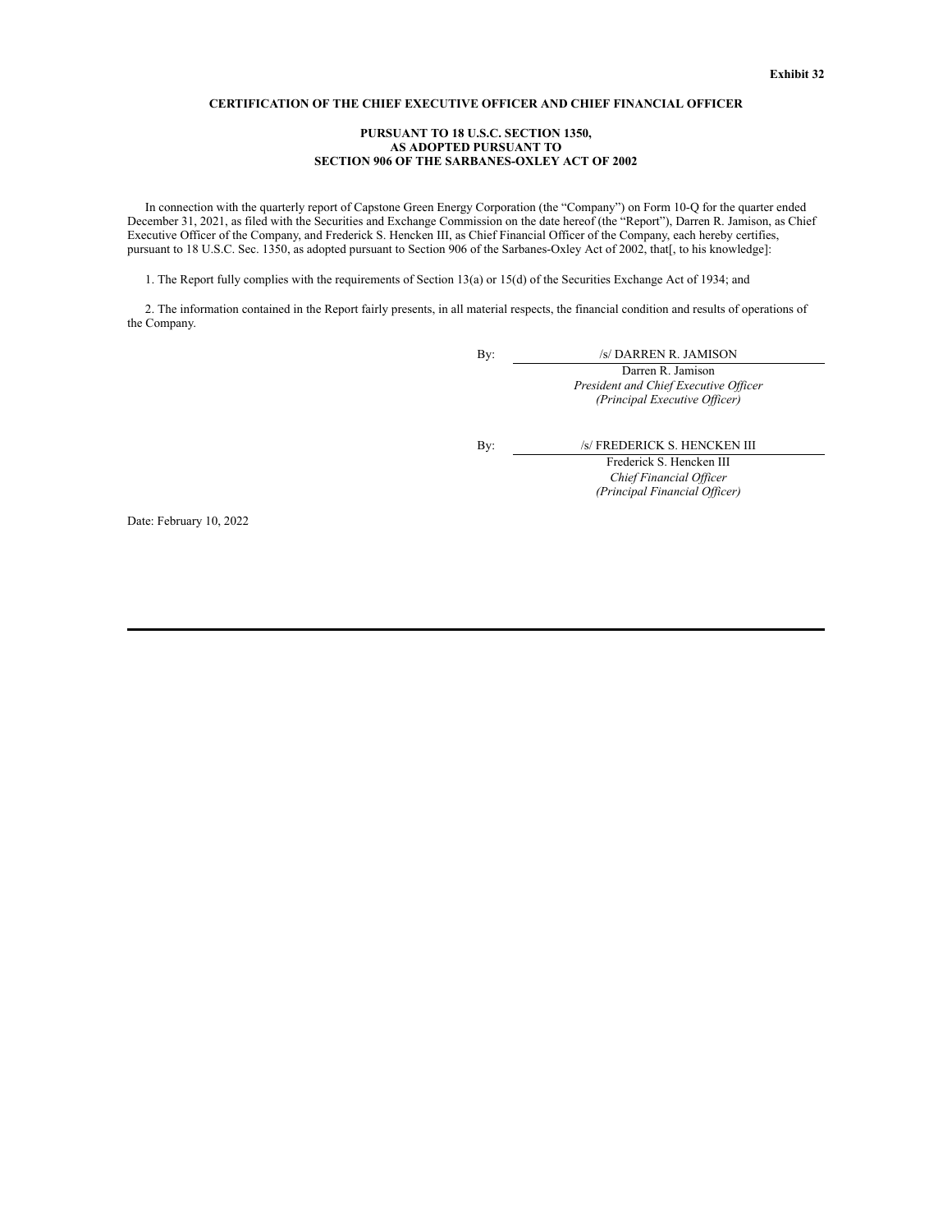**Exhibit 32**

**CERTIFICATION OF THE CHIEF EXECUTIVE OFFICER AND CHIEF FINANCIAL OFFICER**

**PURSUANT TO 18 U.S.C. SECTION 1350,
AS ADOPTED PURSUANT TO
SECTION 906 OF THE SARBANES-OXLEY ACT OF 2002**

In connection with the quarterly report of Capstone Green Energy Corporation (the "Company") on Form 10-Q for the quarter ended December 31, 2021, as filed with the Securities and Exchange Commission on the date hereof (the "Report"), Darren R. Jamison, as Chief Executive Officer of the Company, and Frederick S. Hencken III, as Chief Financial Officer of the Company, each hereby certifies, pursuant to 18 U.S.C. Sec. 1350, as adopted pursuant to Section 906 of the Sarbanes-Oxley Act of 2002, that[, to his knowledge]:

1. The Report fully complies with the requirements of Section 13(a) or 15(d) of the Securities Exchange Act of 1934; and

2. The information contained in the Report fairly presents, in all material respects, the financial condition and results of operations of the Company.

By: /s/ DARREN R. JAMISON
Darren R. Jamison
*President and Chief Executive Officer*
*(Principal Executive Officer)*

By: /s/ FREDERICK S. HENCKEN III
Frederick S. Hencken III
*Chief Financial Officer*
*(Principal Financial Officer)*

Date: February 10, 2022